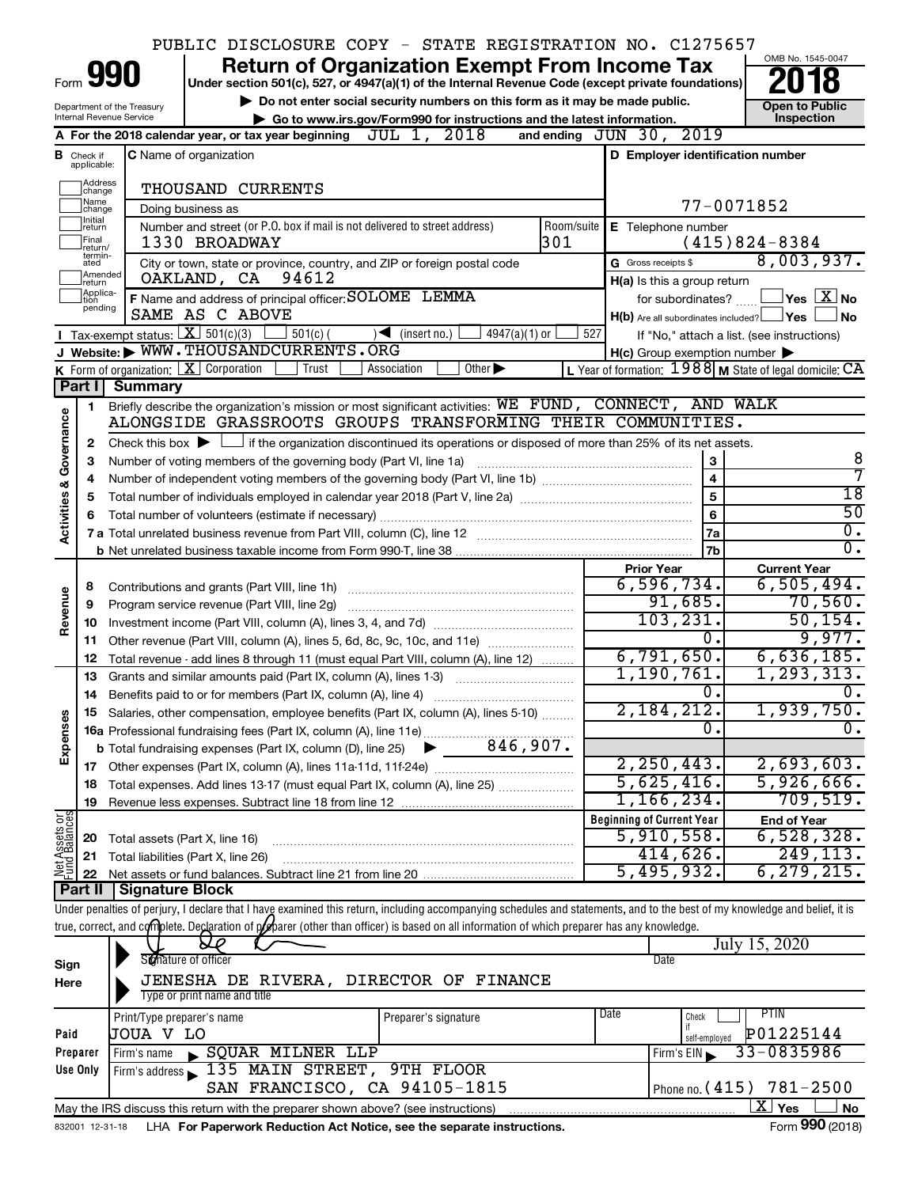PUBLIC DISCLOSURE COPY - STATE REGISTRATION NO. C1275657

# Form 990 — Return of Organization Exempt From Income Tax (2018)

Under section 501(c), 527, or 4947(a)(1) of the Internal Revenue Code (except private foundations)

▶ Do not enter social security numbers on this form as it may be made public.

▶ Go to www.irs.gov/Form990 for instructions and the latest information.

Department of the Treasury
Internal Revenue Service

OMB No. 1545-0047 | Open to Public Inspection

**A** For the 2018 calendar year, or tax year beginning JUL 1, 2018 and ending JUN 30, 2019

**B** Check if applicable: Address change, Name change, Initial return, Final return/terminated, Amended return, Application pending

**C** Name of organization: THOUSAND CURRENTS

Doing business as

Number and street (or P.O. box if mail is not delivered to street address): 1330 BROADWAY | Room/suite: 301

City or town, state or province, country, and ZIP or foreign postal code: OAKLAND, CA 94612

**D** Employer identification number: 77-0071852

**E** Telephone number: (415)824-8384

**G** Gross receipts $ 8,003,937.

**F** Name and address of principal officer: SOLOME LEMMA, SAME AS C ABOVE

**H(a)** Is this a group return for subordinates? ☐ Yes ☒ No

**H(b)** Are all subordinates included? ☐ Yes ☐ No — If "No," attach a list. (see instructions)

**I** Tax-exempt status: ☒ 501(c)(3) ☐ 501(c) ( ) ◀ (insert no.) ☐ 4947(a)(1) or ☐ 527

**J** Website: ▶ WWW.THOUSANDCURRENTS.ORG

**H(c)** Group exemption number ▶

**K** Form of organization: ☒ Corporation ☐ Trust ☐ Association ☐ Other ▶

**L** Year of formation: 1988 **M** State of legal domicile: CA

## Part I Summary

### Activities & Governance

1. Briefly describe the organization's mission or most significant activities: WE FUND, CONNECT, AND WALK ALONGSIDE GRASSROOTS GROUPS TRANSFORMING THEIR COMMUNITIES.
2. Check this box ▶ ☐ if the organization discontinued its operations or disposed of more than 25% of its net assets.

| | | | |
|---|---|---|---|
| 3 | Number of voting members of the governing body (Part VI, line 1a) | 3 | 8 |
| 4 | Number of independent voting members of the governing body (Part VI, line 1b) | 4 | 7 |
| 5 | Total number of individuals employed in calendar year 2018 (Part V, line 2a) | 5 | 18 |
| 6 | Total number of volunteers (estimate if necessary) | 6 | 50 |
| 7a | Total unrelated business revenue from Part VIII, column (C), line 12 | 7a | 0. |
| b | Net unrelated business taxable income from Form 990-T, line 38 | 7b | 0. |

| | | Prior Year | Current Year |
|---|---|---|---|
| **Revenue** | | | |
| 8 | Contributions and grants (Part VIII, line 1h) | 6,596,734. | 6,505,494. |
| 9 | Program service revenue (Part VIII, line 2g) | 91,685. | 70,560. |
| 10 | Investment income (Part VIII, column (A), lines 3, 4, and 7d) | 103,231. | 50,154. |
| 11 | Other revenue (Part VIII, column (A), lines 5, 6d, 8c, 9c, 10c, and 11e) | 0. | 9,977. |
| 12 | Total revenue - add lines 8 through 11 (must equal Part VIII, column (A), line 12) | 6,791,650. | 6,636,185. |
| **Expenses** | | | |
| 13 | Grants and similar amounts paid (Part IX, column (A), lines 1-3) | 1,190,761. | 1,293,313. |
| 14 | Benefits paid to or for members (Part IX, column (A), line 4) | 0. | 0. |
| 15 | Salaries, other compensation, employee benefits (Part IX, column (A), lines 5-10) | 2,184,212. | 1,939,750. |
| 16a | Professional fundraising fees (Part IX, column (A), line 11e) | 0. | 0. |
| b | Total fundraising expenses (Part IX, column (D), line 25) ▶ 846,907. | | |
| 17 | Other expenses (Part IX, column (A), lines 11a-11d, 11f-24e) | 2,250,443. | 2,693,603. |
| 18 | Total expenses. Add lines 13-17 (must equal Part IX, column (A), line 25) | 5,625,416. | 5,926,666. |
| 19 | Revenue less expenses. Subtract line 18 from line 12 | 1,166,234. | 709,519. |

| **Net Assets or Fund Balances** | | Beginning of Current Year | End of Year |
|---|---|---|---|
| 20 | Total assets (Part X, line 16) | 5,910,558. | 6,528,328. |
| 21 | Total liabilities (Part X, line 26) | 414,626. | 249,113. |
| 22 | Net assets or fund balances. Subtract line 21 from line 20 | 5,495,932. | 6,279,215. |

## Part II Signature Block

Under penalties of perjury, I declare that I have examined this return, including accompanying schedules and statements, and to the best of my knowledge and belief, it is true, correct, and complete. Declaration of preparer (other than officer) is based on all information of which preparer has any knowledge.

**Sign Here**

Signature of officer — Date: July 15, 2020

JENESHA DE RIVERA, DIRECTOR OF FINANCE
Type or print name and title

**Paid Preparer Use Only**

| Print/Type preparer's name | Preparer's signature | Date | Check ☐ if self-employed | PTIN |
|---|---|---|---|---|
| JOUA V LO | | | | P01225144 |

Firm's name ▶ SQUAR MILNER LLP — Firm's EIN ▶ 33-0835986

Firm's address ▶ 135 MAIN STREET, 9TH FLOOR, SAN FRANCISCO, CA 94105-1815 — Phone no. (415) 781-2500

May the IRS discuss this return with the preparer shown above? (see instructions) ☒ Yes ☐ No

832001 12-31-18 LHA For Paperwork Reduction Act Notice, see the separate instructions. Form 990 (2018)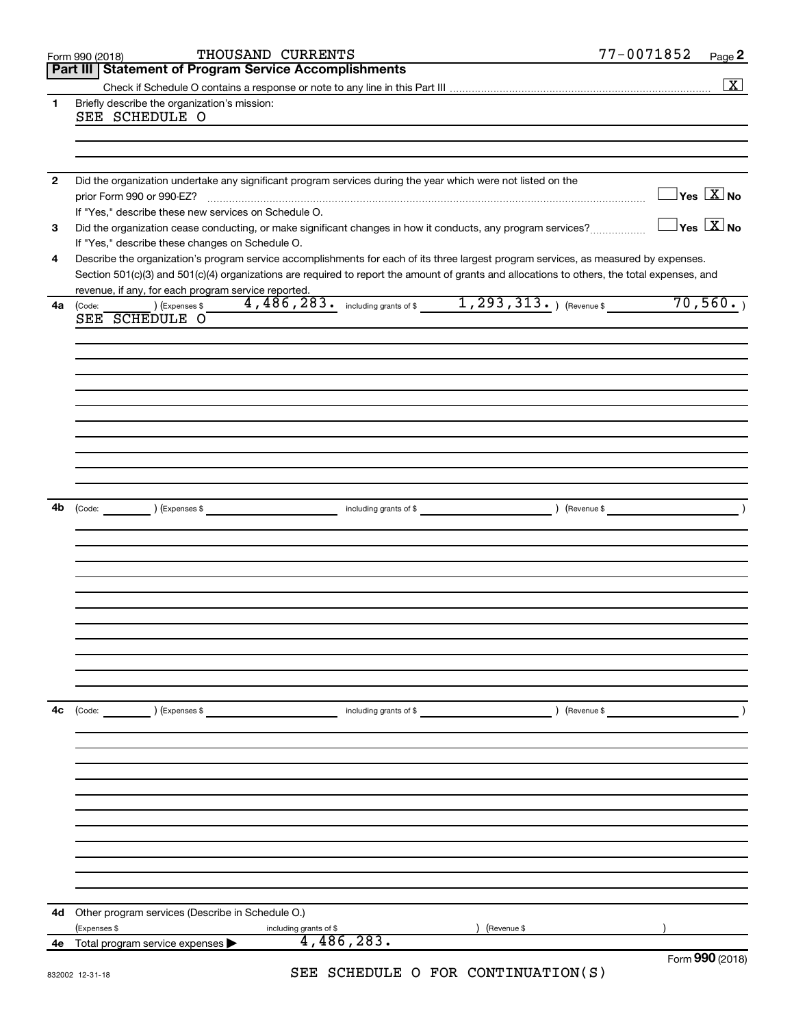Form 990 (2018) THOUSAND CURRENTS 77-0071852

## Part III Statement of Program Service Accomplishments

Check if Schedule O contains a response or note to any line in this Part III ..... [X]

**1** Briefly describe the organization's mission:

SEE SCHEDULE O

**2** Did the organization undertake any significant program services during the year which were not listed on the prior Form 990 or 990-EZ? ..... [ ] Yes [X] No

If "Yes," describe these new services on Schedule O.

**3** Did the organization cease conducting, or make significant changes in how it conducts, any program services? ..... [ ] Yes [X] No

If "Yes," describe these changes on Schedule O.

**4** Describe the organization's program service accomplishments for each of its three largest program services, as measured by expenses. Section 501(c)(3) and 501(c)(4) organizations are required to report the amount of grants and allocations to others, the total expenses, and revenue, if any, for each program service reported.

**4a** (Code: ) (Expenses $ 4,486,283. including grants of $ 1,293,313. ) (Revenue $ 70,560. )

SEE SCHEDULE O

**4b** (Code: ) (Expenses $ including grants of $ ) (Revenue $ )

**4c** (Code: ) (Expenses $ including grants of $ ) (Revenue $ )

**4d** Other program services (Describe in Schedule O.)

(Expenses $ including grants of $ ) (Revenue $ )

**4e** Total program service expenses ▶ 4,486,283.

Form **990** (2018)

SEE SCHEDULE O FOR CONTINUATION(S)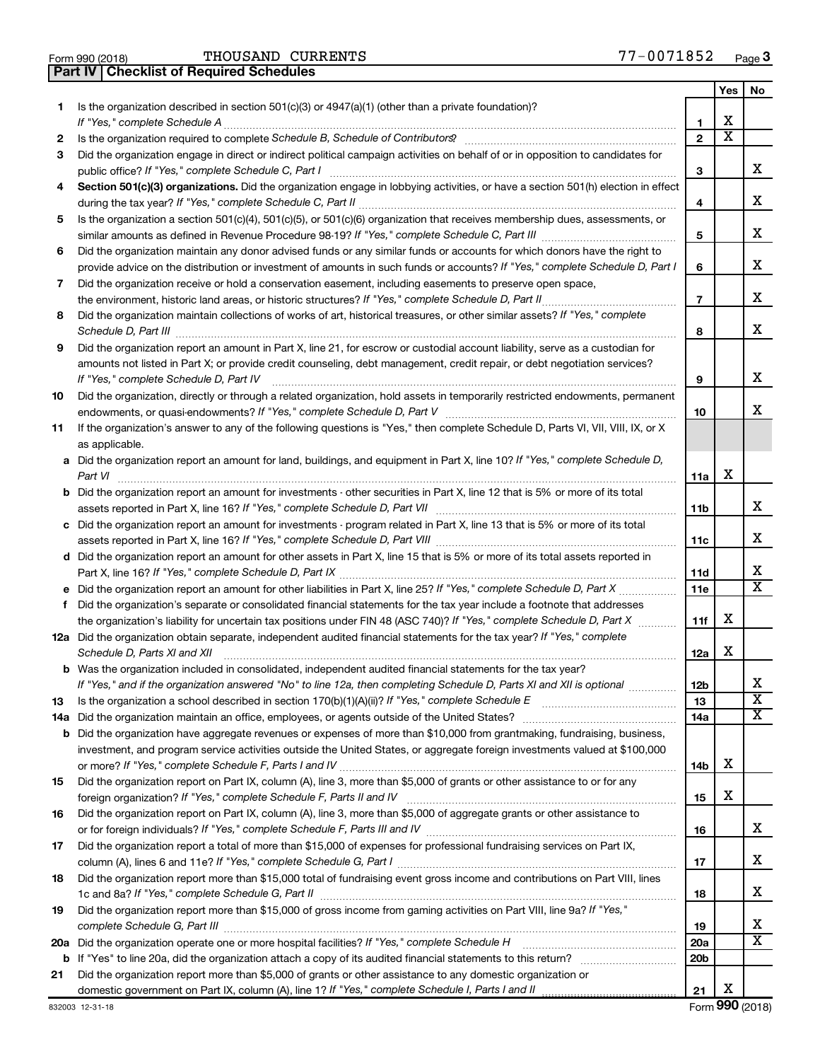Form 990 (2018) THOUSAND CURRENTS 77-0071852

## Part IV | Checklist of Required Schedules

| | | | Yes | No |
|---|---|---|---|---|
| 1 | Is the organization described in section 501(c)(3) or 4947(a)(1) (other than a private foundation)? *If "Yes," complete Schedule A* | 1 | X | |
| 2 | Is the organization required to complete *Schedule B, Schedule of Contributors*? | 2 | X | |
| 3 | Did the organization engage in direct or indirect political campaign activities on behalf of or in opposition to candidates for public office? *If "Yes," complete Schedule C, Part I* | 3 | | X |
| 4 | **Section 501(c)(3) organizations.** Did the organization engage in lobbying activities, or have a section 501(h) election in effect during the tax year? *If "Yes," complete Schedule C, Part II* | 4 | | X |
| 5 | Is the organization a section 501(c)(4), 501(c)(5), or 501(c)(6) organization that receives membership dues, assessments, or similar amounts as defined in Revenue Procedure 98-19? *If "Yes," complete Schedule C, Part III* | 5 | | X |
| 6 | Did the organization maintain any donor advised funds or any similar funds or accounts for which donors have the right to provide advice on the distribution or investment of amounts in such funds or accounts? *If "Yes," complete Schedule D, Part I* | 6 | | X |
| 7 | Did the organization receive or hold a conservation easement, including easements to preserve open space, the environment, historic land areas, or historic structures? *If "Yes," complete Schedule D, Part II* | 7 | | X |
| 8 | Did the organization maintain collections of works of art, historical treasures, or other similar assets? *If "Yes," complete Schedule D, Part III* | 8 | | X |
| 9 | Did the organization report an amount in Part X, line 21, for escrow or custodial account liability, serve as a custodian for amounts not listed in Part X; or provide credit counseling, debt management, credit repair, or debt negotiation services? *If "Yes," complete Schedule D, Part IV* | 9 | | X |
| 10 | Did the organization, directly or through a related organization, hold assets in temporarily restricted endowments, permanent endowments, or quasi-endowments? *If "Yes," complete Schedule D, Part V* | 10 | | X |
| 11 | If the organization's answer to any of the following questions is "Yes," then complete Schedule D, Parts VI, VII, VIII, IX, or X as applicable. | | | |
| a | Did the organization report an amount for land, buildings, and equipment in Part X, line 10? *If "Yes," complete Schedule D, Part VI* | 11a | X | |
| b | Did the organization report an amount for investments - other securities in Part X, line 12 that is 5% or more of its total assets reported in Part X, line 16? *If "Yes," complete Schedule D, Part VII* | 11b | | X |
| c | Did the organization report an amount for investments - program related in Part X, line 13 that is 5% or more of its total assets reported in Part X, line 16? *If "Yes," complete Schedule D, Part VIII* | 11c | | X |
| d | Did the organization report an amount for other assets in Part X, line 15 that is 5% or more of its total assets reported in Part X, line 16? *If "Yes," complete Schedule D, Part IX* | 11d | | X |
| e | Did the organization report an amount for other liabilities in Part X, line 25? *If "Yes," complete Schedule D, Part X* | 11e | | X |
| f | Did the organization's separate or consolidated financial statements for the tax year include a footnote that addresses the organization's liability for uncertain tax positions under FIN 48 (ASC 740)? *If "Yes," complete Schedule D, Part X* | 11f | X | |
| 12a | Did the organization obtain separate, independent audited financial statements for the tax year? *If "Yes," complete Schedule D, Parts XI and XII* | 12a | X | |
| b | Was the organization included in consolidated, independent audited financial statements for the tax year? *If "Yes," and if the organization answered "No" to line 12a, then completing Schedule D, Parts XI and XII is optional* | 12b | | X |
| 13 | Is the organization a school described in section 170(b)(1)(A)(ii)? *If "Yes," complete Schedule E* | 13 | | X |
| 14a | Did the organization maintain an office, employees, or agents outside of the United States? | 14a | | X |
| b | Did the organization have aggregate revenues or expenses of more than $10,000 from grantmaking, fundraising, business, investment, and program service activities outside the United States, or aggregate foreign investments valued at $100,000 or more? *If "Yes," complete Schedule F, Parts I and IV* | 14b | X | |
| 15 | Did the organization report on Part IX, column (A), line 3, more than $5,000 of grants or other assistance to or for any foreign organization? *If "Yes," complete Schedule F, Parts II and IV* | 15 | X | |
| 16 | Did the organization report on Part IX, column (A), line 3, more than $5,000 of aggregate grants or other assistance to or for foreign individuals? *If "Yes," complete Schedule F, Parts III and IV* | 16 | | X |
| 17 | Did the organization report a total of more than $15,000 of expenses for professional fundraising services on Part IX, column (A), lines 6 and 11e? *If "Yes," complete Schedule G, Part I* | 17 | | X |
| 18 | Did the organization report more than $15,000 total of fundraising event gross income and contributions on Part VIII, lines 1c and 8a? *If "Yes," complete Schedule G, Part II* | 18 | | X |
| 19 | Did the organization report more than $15,000 of gross income from gaming activities on Part VIII, line 9a? *If "Yes," complete Schedule G, Part III* | 19 | | X |
| 20a | Did the organization operate one or more hospital facilities? *If "Yes," complete Schedule H* | 20a | | X |
| b | If "Yes" to line 20a, did the organization attach a copy of its audited financial statements to this return? | 20b | | |
| 21 | Did the organization report more than $5,000 of grants or other assistance to any domestic organization or domestic government on Part IX, column (A), line 1? *If "Yes," complete Schedule I, Parts I and II* | 21 | X | |

832003 12-31-18 Form **990** (2018)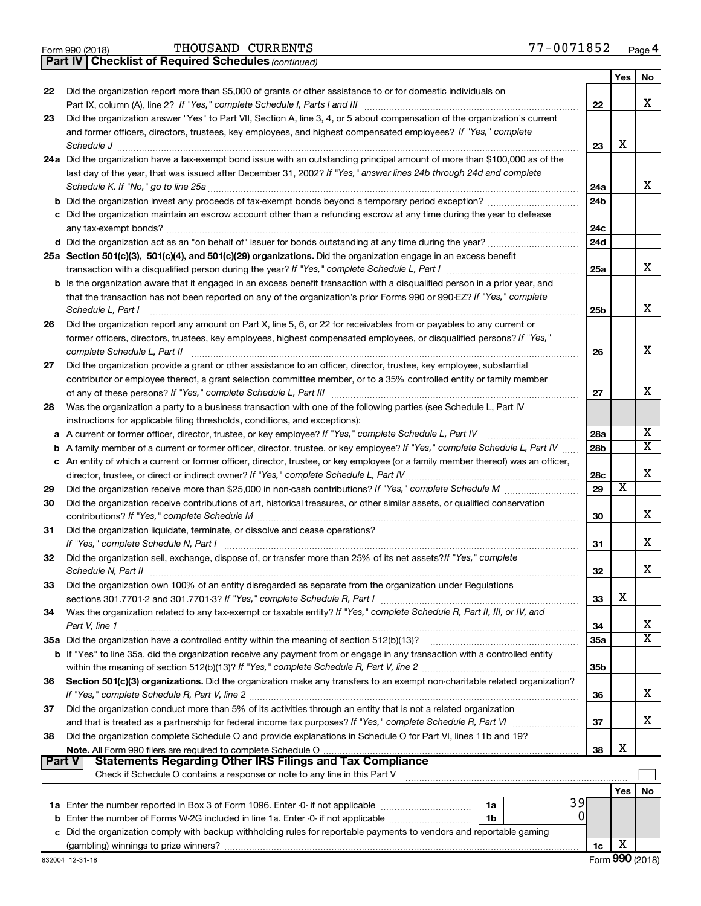Form 990 (2018) THOUSAND CURRENTS 77-0071852 Page 4

**Part IV | Checklist of Required Schedules** *(continued)*

| | | | Yes | No |
|---|---|---|---|---|
| 22 | Did the organization report more than $5,000 of grants or other assistance to or for domestic individuals on Part IX, column (A), line 2? *If "Yes," complete Schedule I, Parts I and III* | 22 | | X |
| 23 | Did the organization answer "Yes" to Part VII, Section A, line 3, 4, or 5 about compensation of the organization's current and former officers, directors, trustees, key employees, and highest compensated employees? *If "Yes," complete Schedule J* | 23 | X | |
| 24a | Did the organization have a tax-exempt bond issue with an outstanding principal amount of more than $100,000 as of the last day of the year, that was issued after December 31, 2002? *If "Yes," answer lines 24b through 24d and complete Schedule K. If "No," go to line 25a* | 24a | | X |
| b | Did the organization invest any proceeds of tax-exempt bonds beyond a temporary period exception? | 24b | | |
| c | Did the organization maintain an escrow account other than a refunding escrow at any time during the year to defease any tax-exempt bonds? | 24c | | |
| d | Did the organization act as an "on behalf of" issuer for bonds outstanding at any time during the year? | 24d | | |
| 25a | **Section 501(c)(3), 501(c)(4), and 501(c)(29) organizations.** Did the organization engage in an excess benefit transaction with a disqualified person during the year? *If "Yes," complete Schedule L, Part I* | 25a | | X |
| b | Is the organization aware that it engaged in an excess benefit transaction with a disqualified person in a prior year, and that the transaction has not been reported on any of the organization's prior Forms 990 or 990-EZ? *If "Yes," complete Schedule L, Part I* | 25b | | X |
| 26 | Did the organization report any amount on Part X, line 5, 6, or 22 for receivables from or payables to any current or former officers, directors, trustees, key employees, highest compensated employees, or disqualified persons? *If "Yes," complete Schedule L, Part II* | 26 | | X |
| 27 | Did the organization provide a grant or other assistance to an officer, director, trustee, key employee, substantial contributor or employee thereof, a grant selection committee member, or to a 35% controlled entity or family member of any of these persons? *If "Yes," complete Schedule L, Part III* | 27 | | X |
| 28 | Was the organization a party to a business transaction with one of the following parties (see Schedule L, Part IV instructions for applicable filing thresholds, conditions, and exceptions): | | | |
| a | A current or former officer, director, trustee, or key employee? *If "Yes," complete Schedule L, Part IV* | 28a | | X |
| b | A family member of a current or former officer, director, trustee, or key employee? *If "Yes," complete Schedule L, Part IV* | 28b | | X |
| c | An entity of which a current or former officer, director, trustee, or key employee (or a family member thereof) was an officer, director, trustee, or direct or indirect owner? *If "Yes," complete Schedule L, Part IV* | 28c | | X |
| 29 | Did the organization receive more than $25,000 in non-cash contributions? *If "Yes," complete Schedule M* | 29 | X | |
| 30 | Did the organization receive contributions of art, historical treasures, or other similar assets, or qualified conservation contributions? *If "Yes," complete Schedule M* | 30 | | X |
| 31 | Did the organization liquidate, terminate, or dissolve and cease operations? *If "Yes," complete Schedule N, Part I* | 31 | | X |
| 32 | Did the organization sell, exchange, dispose of, or transfer more than 25% of its net assets? *If "Yes," complete Schedule N, Part II* | 32 | | X |
| 33 | Did the organization own 100% of an entity disregarded as separate from the organization under Regulations sections 301.7701-2 and 301.7701-3? *If "Yes," complete Schedule R, Part I* | 33 | X | |
| 34 | Was the organization related to any tax-exempt or taxable entity? *If "Yes," complete Schedule R, Part II, III, or IV, and Part V, line 1* | 34 | | X |
| 35a | Did the organization have a controlled entity within the meaning of section 512(b)(13)? | 35a | | X |
| b | If "Yes" to line 35a, did the organization receive any payment from or engage in any transaction with a controlled entity within the meaning of section 512(b)(13)? *If "Yes," complete Schedule R, Part V, line 2* | 35b | | |
| 36 | **Section 501(c)(3) organizations.** Did the organization make any transfers to an exempt non-charitable related organization? *If "Yes," complete Schedule R, Part V, line 2* | 36 | | X |
| 37 | Did the organization conduct more than 5% of its activities through an entity that is not a related organization and that is treated as a partnership for federal income tax purposes? *If "Yes," complete Schedule R, Part VI* | 37 | | X |
| 38 | Did the organization complete Schedule O and provide explanations in Schedule O for Part VI, lines 11b and 19? **Note.** All Form 990 filers are required to complete Schedule O | 38 | X | |

**Part V | Statements Regarding Other IRS Filings and Tax Compliance**

Check if Schedule O contains a response or note to any line in this Part V ☐

| | | | | | Yes | No |
|---|---|---|---|---|---|---|
| 1a | Enter the number reported in Box 3 of Form 1096. Enter -0- if not applicable | 1a | 39 | | | |
| b | Enter the number of Forms W-2G included in line 1a. Enter -0- if not applicable | 1b | 0 | | | |
| c | Did the organization comply with backup withholding rules for reportable payments to vendors and reportable gaming (gambling) winnings to prize winners? | | | 1c | X | |

832004 12-31-18 Form **990** (2018)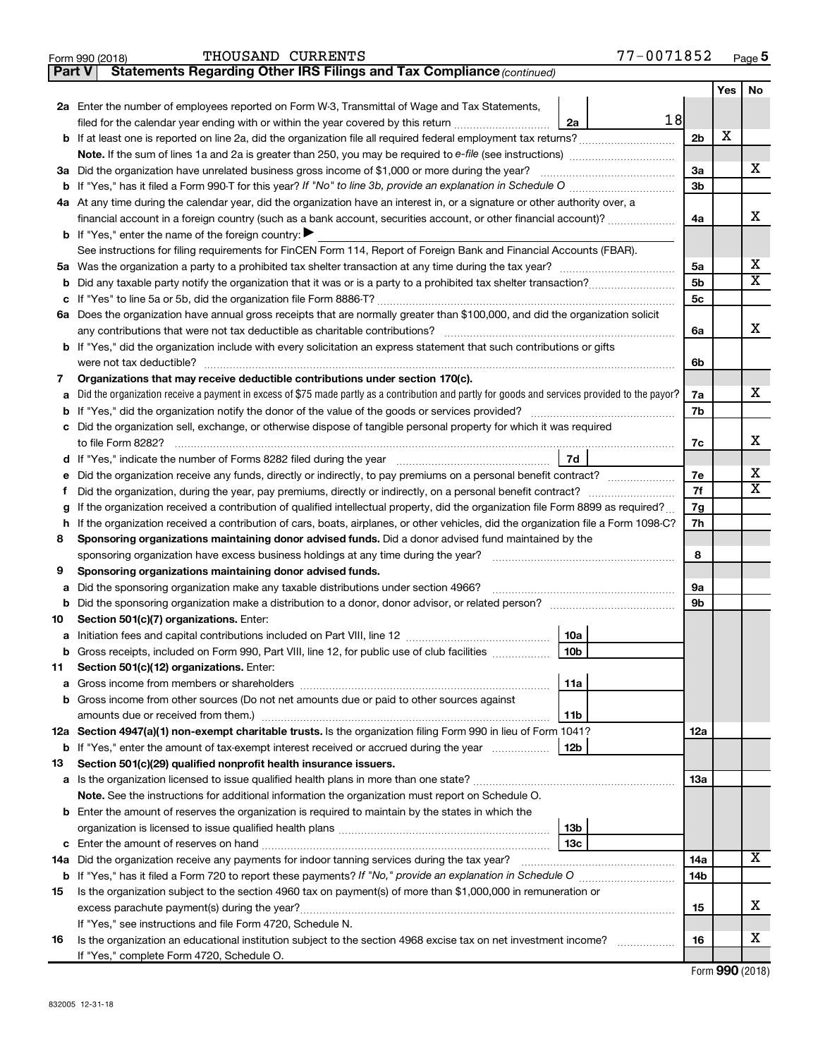Form 990 (2018) THOUSAND CURRENTS 77-0071852

**Part V Statements Regarding Other IRS Filings and Tax Compliance** *(continued)*

| | | | | Yes | No |
|---|---|---|---|---|---|
| **2a** | Enter the number of employees reported on Form W-3, Transmittal of Wage and Tax Statements, filed for the calendar year ending with or within the year covered by this return | 2a 18 | | | |
| **b** | If at least one is reported on line 2a, did the organization file all required federal employment tax returns? | | 2b | X | |
| | **Note.** If the sum of lines 1a and 2a is greater than 250, you may be required to *e-file* (see instructions) | | | | |
| **3a** | Did the organization have unrelated business gross income of $1,000 or more during the year? | | 3a | | X |
| **b** | If "Yes," has it filed a Form 990-T for this year? *If "No" to line 3b, provide an explanation in Schedule O* | | 3b | | |
| **4a** | At any time during the calendar year, did the organization have an interest in, or a signature or other authority over, a financial account in a foreign country (such as a bank account, securities account, or other financial account)? | | 4a | | X |
| **b** | If "Yes," enter the name of the foreign country: ▶ | | | | |
| | See instructions for filing requirements for FinCEN Form 114, Report of Foreign Bank and Financial Accounts (FBAR). | | | | |
| **5a** | Was the organization a party to a prohibited tax shelter transaction at any time during the tax year? | | 5a | | X |
| **b** | Did any taxable party notify the organization that it was or is a party to a prohibited tax shelter transaction? | | 5b | | X |
| **c** | If "Yes" to line 5a or 5b, did the organization file Form 8886-T? | | 5c | | |
| **6a** | Does the organization have annual gross receipts that are normally greater than $100,000, and did the organization solicit any contributions that were not tax deductible as charitable contributions? | | 6a | | X |
| **b** | If "Yes," did the organization include with every solicitation an express statement that such contributions or gifts were not tax deductible? | | 6b | | |
| **7** | **Organizations that may receive deductible contributions under section 170(c).** | | | | |
| **a** | Did the organization receive a payment in excess of $75 made partly as a contribution and partly for goods and services provided to the payor? | | 7a | | X |
| **b** | If "Yes," did the organization notify the donor of the value of the goods or services provided? | | 7b | | |
| **c** | Did the organization sell, exchange, or otherwise dispose of tangible personal property for which it was required to file Form 8282? | | 7c | | X |
| **d** | If "Yes," indicate the number of Forms 8282 filed during the year | 7d | | | |
| **e** | Did the organization receive any funds, directly or indirectly, to pay premiums on a personal benefit contract? | | 7e | | X |
| **f** | Did the organization, during the year, pay premiums, directly or indirectly, on a personal benefit contract? | | 7f | | X |
| **g** | If the organization received a contribution of qualified intellectual property, did the organization file Form 8899 as required? | | 7g | | |
| **h** | If the organization received a contribution of cars, boats, airplanes, or other vehicles, did the organization file a Form 1098-C? | | 7h | | |
| **8** | **Sponsoring organizations maintaining donor advised funds.** Did a donor advised fund maintained by the sponsoring organization have excess business holdings at any time during the year? | | 8 | | |
| **9** | **Sponsoring organizations maintaining donor advised funds.** | | | | |
| **a** | Did the sponsoring organization make any taxable distributions under section 4966? | | 9a | | |
| **b** | Did the sponsoring organization make a distribution to a donor, donor advisor, or related person? | | 9b | | |
| **10** | **Section 501(c)(7) organizations.** Enter: | | | | |
| **a** | Initiation fees and capital contributions included on Part VIII, line 12 | 10a | | | |
| **b** | Gross receipts, included on Form 990, Part VIII, line 12, for public use of club facilities | 10b | | | |
| **11** | **Section 501(c)(12) organizations.** Enter: | | | | |
| **a** | Gross income from members or shareholders | 11a | | | |
| **b** | Gross income from other sources (Do not net amounts due or paid to other sources against amounts due or received from them.) | 11b | | | |
| **12a** | **Section 4947(a)(1) non-exempt charitable trusts.** Is the organization filing Form 990 in lieu of Form 1041? | | 12a | | |
| **b** | If "Yes," enter the amount of tax-exempt interest received or accrued during the year | 12b | | | |
| **13** | **Section 501(c)(29) qualified nonprofit health insurance issuers.** | | | | |
| **a** | Is the organization licensed to issue qualified health plans in more than one state? | | 13a | | |
| | **Note.** See the instructions for additional information the organization must report on Schedule O. | | | | |
| **b** | Enter the amount of reserves the organization is required to maintain by the states in which the organization is licensed to issue qualified health plans | 13b | | | |
| **c** | Enter the amount of reserves on hand | 13c | | | |
| **14a** | Did the organization receive any payments for indoor tanning services during the tax year? | | 14a | | X |
| **b** | If "Yes," has it filed a Form 720 to report these payments? *If "No," provide an explanation in Schedule O* | | 14b | | |
| **15** | Is the organization subject to the section 4960 tax on payment(s) of more than $1,000,000 in remuneration or excess parachute payment(s) during the year? | | 15 | | X |
| | If "Yes," see instructions and file Form 4720, Schedule N. | | | | |
| **16** | Is the organization an educational institution subject to the section 4968 excise tax on net investment income? | | 16 | | X |
| | If "Yes," complete Form 4720, Schedule O. | | | | |

Form **990** (2018)

832005 12-31-18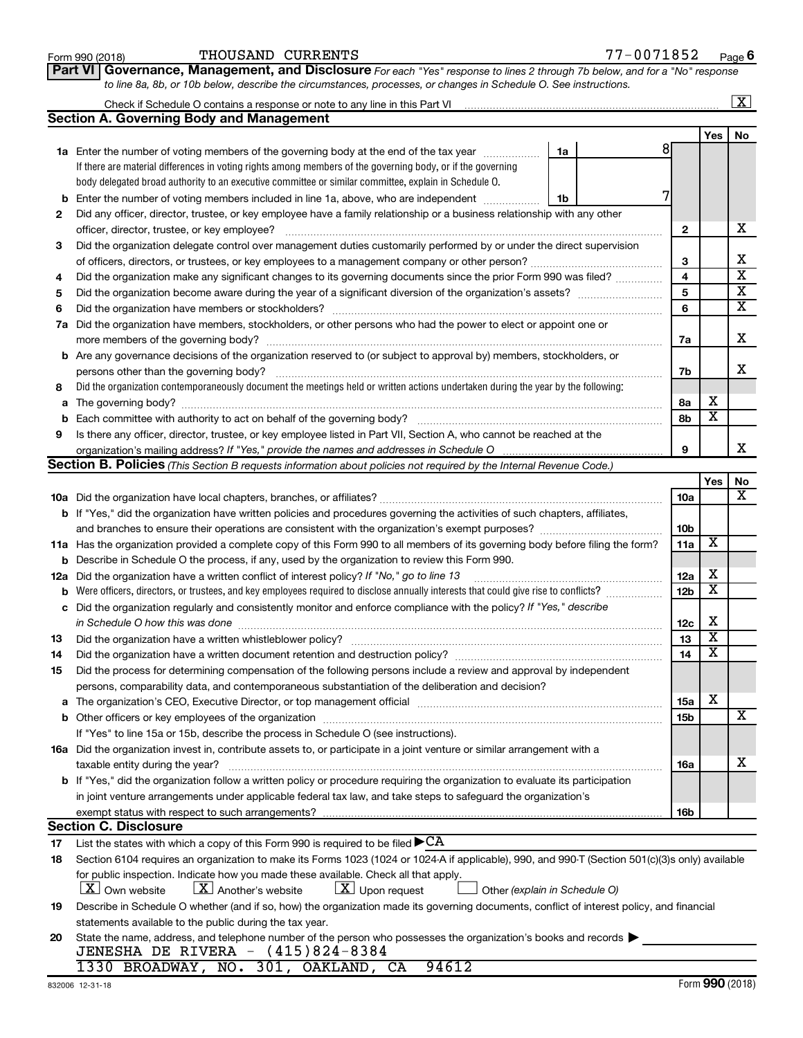Form 990 (2018) THOUSAND CURRENTS 77-0071852

**Part VI Governance, Management, and Disclosure** *For each "Yes" response to lines 2 through 7b below, and for a "No" response to line 8a, 8b, or 10b below, describe the circumstances, processes, or changes in Schedule O. See instructions.*

Check if Schedule O contains a response or note to any line in this Part VI [X]

## Section A. Governing Body and Management

| | | | | Yes | No |
|---|---|---|---|---|---|
| 1a | Enter the number of voting members of the governing body at the end of the tax year. If there are material differences in voting rights among members of the governing body, or if the governing body delegated broad authority to an executive committee or similar committee, explain in Schedule O. | 1a | 8 | | |
| b | Enter the number of voting members included in line 1a, above, who are independent | 1b | 7 | | |
| 2 | Did any officer, director, trustee, or key employee have a family relationship or a business relationship with any other officer, director, trustee, or key employee? | | 2 | | X |
| 3 | Did the organization delegate control over management duties customarily performed by or under the direct supervision of officers, directors, or trustees, or key employees to a management company or other person? | | 3 | | X |
| 4 | Did the organization make any significant changes to its governing documents since the prior Form 990 was filed? | | 4 | | X |
| 5 | Did the organization become aware during the year of a significant diversion of the organization's assets? | | 5 | | X |
| 6 | Did the organization have members or stockholders? | | 6 | | X |
| 7a | Did the organization have members, stockholders, or other persons who had the power to elect or appoint one or more members of the governing body? | | 7a | | X |
| b | Are any governance decisions of the organization reserved to (or subject to approval by) members, stockholders, or persons other than the governing body? | | 7b | | X |
| 8 | Did the organization contemporaneously document the meetings held or written actions undertaken during the year by the following: | | | | |
| a | The governing body? | | 8a | X | |
| b | Each committee with authority to act on behalf of the governing body? | | 8b | X | |
| 9 | Is there any officer, director, trustee, or key employee listed in Part VII, Section A, who cannot be reached at the organization's mailing address? *If "Yes," provide the names and addresses in Schedule O* | | 9 | | X |

## Section B. Policies *(This Section B requests information about policies not required by the Internal Revenue Code.)*

| | | | Yes | No |
|---|---|---|---|---|
| 10a | Did the organization have local chapters, branches, or affiliates? | 10a | | X |
| b | If "Yes," did the organization have written policies and procedures governing the activities of such chapters, affiliates, and branches to ensure their operations are consistent with the organization's exempt purposes? | 10b | | |
| 11a | Has the organization provided a complete copy of this Form 990 to all members of its governing body before filing the form? | 11a | X | |
| b | Describe in Schedule O the process, if any, used by the organization to review this Form 990. | | | |
| 12a | Did the organization have a written conflict of interest policy? *If "No," go to line 13* | 12a | X | |
| b | Were officers, directors, or trustees, and key employees required to disclose annually interests that could give rise to conflicts? | 12b | X | |
| c | Did the organization regularly and consistently monitor and enforce compliance with the policy? *If "Yes," describe in Schedule O how this was done* | 12c | X | |
| 13 | Did the organization have a written whistleblower policy? | 13 | X | |
| 14 | Did the organization have a written document retention and destruction policy? | 14 | X | |
| 15 | Did the process for determining compensation of the following persons include a review and approval by independent persons, comparability data, and contemporaneous substantiation of the deliberation and decision? | | | |
| a | The organization's CEO, Executive Director, or top management official | 15a | X | |
| b | Other officers or key employees of the organization | 15b | | X |
| | If "Yes" to line 15a or 15b, describe the process in Schedule O (see instructions). | | | |
| 16a | Did the organization invest in, contribute assets to, or participate in a joint venture or similar arrangement with a taxable entity during the year? | 16a | | X |
| b | If "Yes," did the organization follow a written policy or procedure requiring the organization to evaluate its participation in joint venture arrangements under applicable federal tax law, and take steps to safeguard the organization's exempt status with respect to such arrangements? | 16b | | |

## Section C. Disclosure

17 List the states with which a copy of this Form 990 is required to be filed ▶CA

18 Section 6104 requires an organization to make its Forms 1023 (1024 or 1024-A if applicable), 990, and 990-T (Section 501(c)(3)s only) available for public inspection. Indicate how you made these available. Check all that apply.

[X] Own website [X] Another's website [X] Upon request [ ] Other *(explain in Schedule O)*

19 Describe in Schedule O whether (and if so, how) the organization made its governing documents, conflict of interest policy, and financial statements available to the public during the tax year.

20 State the name, address, and telephone number of the person who possesses the organization's books and records ▶

JENESHA DE RIVERA - (415)824-8384
1330 BROADWAY, NO. 301, OAKLAND, CA 94612

832006 12-31-18 Form **990** (2018)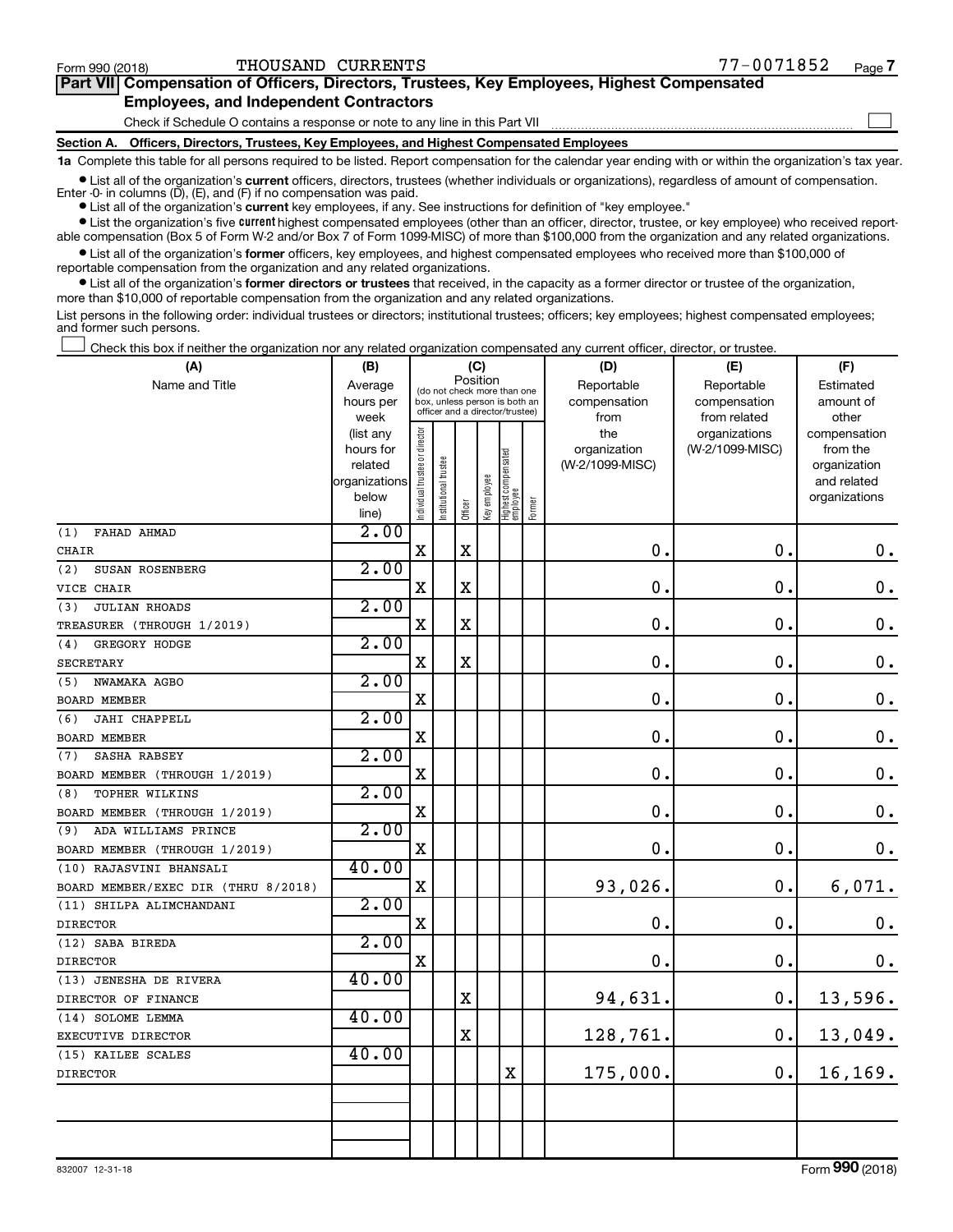Form 990 (2018) THOUSAND CURRENTS 77-0071852

## Part VII Compensation of Officers, Directors, Trustees, Key Employees, Highest Compensated Employees, and Independent Contractors

Check if Schedule O contains a response or note to any line in this Part VII ☐

### Section A. Officers, Directors, Trustees, Key Employees, and Highest Compensated Employees

**1a** Complete this table for all persons required to be listed. Report compensation for the calendar year ending with or within the organization's tax year.

- List all of the organization's **current** officers, directors, trustees (whether individuals or organizations), regardless of amount of compensation. Enter -0- in columns (D), (E), and (F) if no compensation was paid.
- List all of the organization's **current** key employees, if any. See instructions for definition of "key employee."
- List the organization's five **current** highest compensated employees (other than an officer, director, trustee, or key employee) who received reportable compensation (Box 5 of Form W-2 and/or Box 7 of Form 1099-MISC) of more than $100,000 from the organization and any related organizations.
- List all of the organization's **former** officers, key employees, and highest compensated employees who received more than $100,000 of reportable compensation from the organization and any related organizations.
- List all of the organization's **former directors or trustees** that received, in the capacity as a former director or trustee of the organization, more than $10,000 of reportable compensation from the organization and any related organizations.

List persons in the following order: individual trustees or directors; institutional trustees; officers; key employees; highest compensated employees; and former such persons.

☐ Check this box if neither the organization nor any related organization compensated any current officer, director, or trustee.

| (A) Name and Title | (B) Average hours per week (list any hours for related organizations below line) | (C) Position: Individual trustee or director | Institutional trustee | Officer | Key employee | Highest compensated employee | Former | (D) Reportable compensation from the organization (W-2/1099-MISC) | (E) Reportable compensation from related organizations (W-2/1099-MISC) | (F) Estimated amount of other compensation from the organization and related organizations |
|---|---|---|---|---|---|---|---|---|---|---|
| (1) FAHAD AHMAD<br>CHAIR | 2.00 | X | | X | | | | 0. | 0. | 0. |
| (2) SUSAN ROSENBERG<br>VICE CHAIR | 2.00 | X | | X | | | | 0. | 0. | 0. |
| (3) JULIAN RHOADS<br>TREASURER (THROUGH 1/2019) | 2.00 | X | | X | | | | 0. | 0. | 0. |
| (4) GREGORY HODGE<br>SECRETARY | 2.00 | X | | X | | | | 0. | 0. | 0. |
| (5) NWAMAKA AGBO<br>BOARD MEMBER | 2.00 | X | | | | | | 0. | 0. | 0. |
| (6) JAHI CHAPPELL<br>BOARD MEMBER | 2.00 | X | | | | | | 0. | 0. | 0. |
| (7) SASHA RABSEY<br>BOARD MEMBER (THROUGH 1/2019) | 2.00 | X | | | | | | 0. | 0. | 0. |
| (8) TOPHER WILKINS<br>BOARD MEMBER (THROUGH 1/2019) | 2.00 | X | | | | | | 0. | 0. | 0. |
| (9) ADA WILLIAMS PRINCE<br>BOARD MEMBER (THROUGH 1/2019) | 2.00 | X | | | | | | 0. | 0. | 0. |
| (10) RAJASVINI BHANSALI<br>BOARD MEMBER/EXEC DIR (THRU 8/2018) | 40.00 | X | | | | | | 93,026. | 0. | 6,071. |
| (11) SHILPA ALIMCHANDANI<br>DIRECTOR | 2.00 | X | | | | | | 0. | 0. | 0. |
| (12) SABA BIREDA<br>DIRECTOR | 2.00 | X | | | | | | 0. | 0. | 0. |
| (13) JENESHA DE RIVERA<br>DIRECTOR OF FINANCE | 40.00 | | | X | | | | 94,631. | 0. | 13,596. |
| (14) SOLOME LEMMA<br>EXECUTIVE DIRECTOR | 40.00 | | | X | | | | 128,761. | 0. | 13,049. |
| (15) KAILEE SCALES<br>DIRECTOR | 40.00 | | | | | X | | 175,000. | 0. | 16,169. |
| | | | | | | | | | | |
| | | | | | | | | | | |

832007 12-31-18 Form 990 (2018)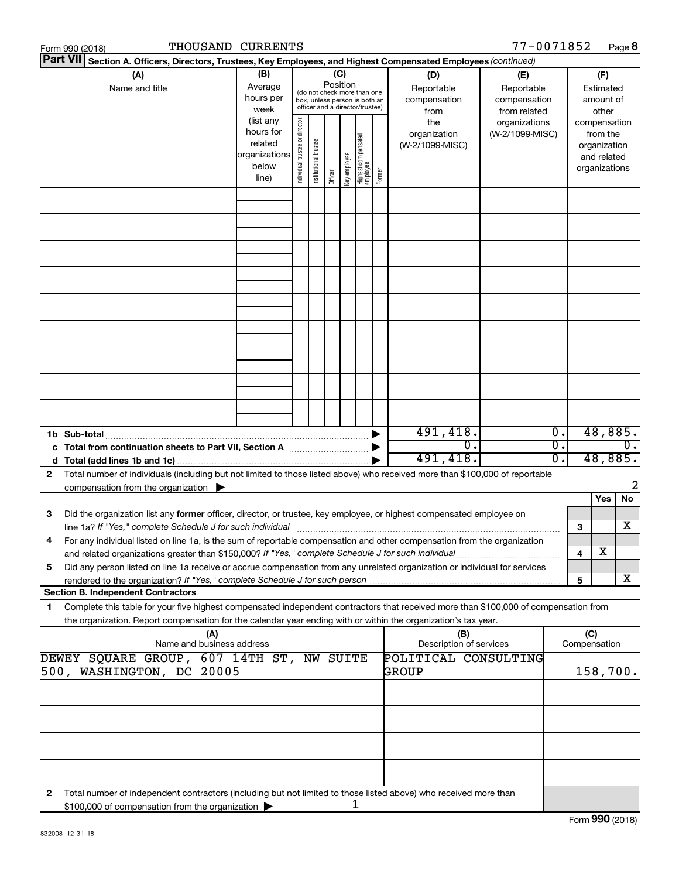Form 990 (2018) THOUSAND CURRENTS 77-0071852 Page 8

**Part VII Section A. Officers, Directors, Trustees, Key Employees, and Highest Compensated Employees** *(continued)*

| (A) Name and title | (B) Average hours per week (list any hours for related organizations below line) | (C) Position: Individual trustee or director | Institutional trustee | Officer | Key employee | Highest compensated employee | Former | (D) Reportable compensation from the organization (W-2/1099-MISC) | (E) Reportable compensation from related organizations (W-2/1099-MISC) | (F) Estimated amount of other compensation from the organization and related organizations |
|---|---|---|---|---|---|---|---|---|---|---|
| | | | | | | | | | | |
| | | | | | | | | | | |
| | | | | | | | | | | |
| | | | | | | | | | | |
| | | | | | | | | | | |
| | | | | | | | | | | |
| | | | | | | | | | | |
| | | | | | | | | | | |
| | | | | | | | | | | |
| **1b Sub-total** | | | | | | | | 491,418. | 0. | 48,885. |
| **c Total from continuation sheets to Part VII, Section A** | | | | | | | | 0. | 0. | 0. |
| **d Total (add lines 1b and 1c)** | | | | | | | | 491,418. | 0. | 48,885. |

**2** Total number of individuals (including but not limited to those listed above) who received more than $100,000 of reportable compensation from the organization ▶ 2

| | | Yes | No |
|---|---|---|---|
| **3** Did the organization list any **former** officer, director, or trustee, key employee, or highest compensated employee on line 1a? *If "Yes," complete Schedule J for such individual* | 3 | | X |
| **4** For any individual listed on line 1a, is the sum of reportable compensation and other compensation from the organization and related organizations greater than $150,000? *If "Yes," complete Schedule J for such individual* | 4 | X | |
| **5** Did any person listed on line 1a receive or accrue compensation from any unrelated organization or individual for services rendered to the organization? *If "Yes," complete Schedule J for such person* | 5 | | X |

**Section B. Independent Contractors**

**1** Complete this table for your five highest compensated independent contractors that received more than $100,000 of compensation from the organization. Report compensation for the calendar year ending with or within the organization's tax year.

| (A) Name and business address | (B) Description of services | (C) Compensation |
|---|---|---|
| DEWEY SQUARE GROUP, 607 14TH ST, NW SUITE 500, WASHINGTON, DC 20005 | POLITICAL CONSULTING GROUP | 158,700. |
| | | |
| | | |
| | | |
| | | |

**2** Total number of independent contractors (including but not limited to those listed above) who received more than $100,000 of compensation from the organization ▶ 1

Form **990** (2018)

832008 12-31-18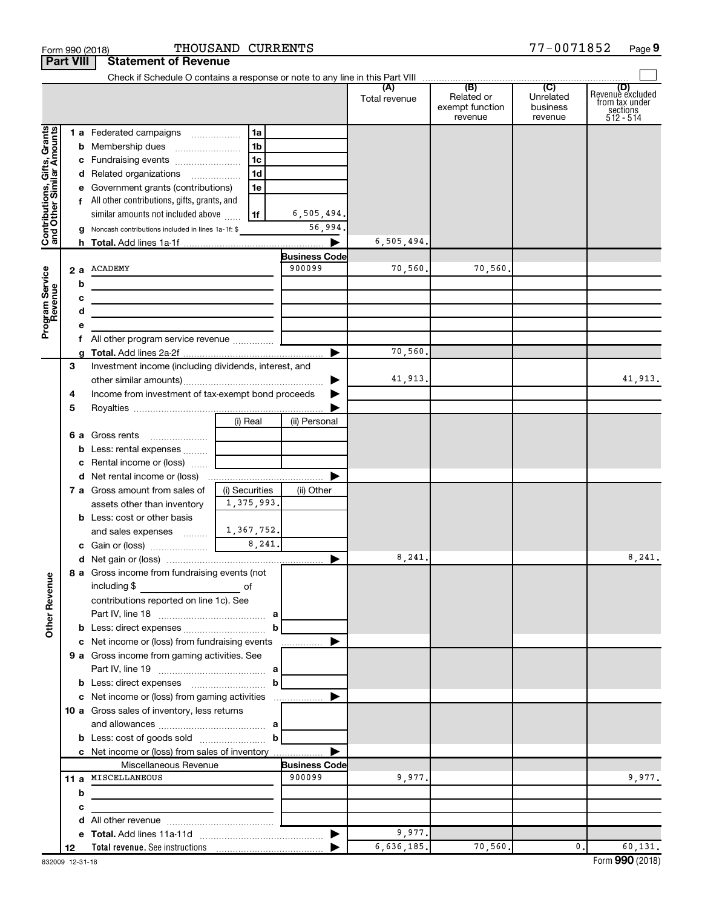Form 990 (2018) THOUSAND CURRENTS 77-0071852

## Part VIII Statement of Revenue

Check if Schedule O contains a response or note to any line in this Part VIII

| | | | | (A) Total revenue | (B) Related or exempt function revenue | (C) Unrelated business revenue | (D) Revenue excluded from tax under sections 512 - 514 |
|---|---|---|---|---|---|---|---|
| **Contributions, Gifts, Grants and Other Similar Amounts** | 1 a | Federated campaigns | 1a | | | | |
| | b | Membership dues | 1b | | | | |
| | c | Fundraising events | 1c | | | | |
| | d | Related organizations | 1d | | | | |
| | e | Government grants (contributions) | 1e | | | | |
| | f | All other contributions, gifts, grants, and similar amounts not included above | 1f 6,505,494. | | | | |
| | g | Noncash contributions included in lines 1a-1f: $ | 56,994. | | | | |
| | h | **Total.** Add lines 1a-1f | | 6,505,494. | | | |
| **Program Service Revenue** | | | **Business Code** | | | | |
| | 2 a | ACADEMY | 900099 | 70,560. | 70,560. | | |
| | b | | | | | | |
| | c | | | | | | |
| | d | | | | | | |
| | e | | | | | | |
| | f | All other program service revenue | | | | | |
| | g | **Total.** Add lines 2a-2f | | 70,560. | | | |
| **Other Revenue** | 3 | Investment income (including dividends, interest, and other similar amounts) | | 41,913. | | | 41,913. |
| | 4 | Income from investment of tax-exempt bond proceeds | | | | | |
| | 5 | Royalties | | | | | |
| | | | (i) Real / (ii) Personal | | | | |
| | 6 a | Gross rents | | | | | |
| | b | Less: rental expenses | | | | | |
| | c | Rental income or (loss) | | | | | |
| | d | Net rental income or (loss) | | | | | |
| | | | (i) Securities / (ii) Other | | | | |
| | 7 a | Gross amount from sales of assets other than inventory | 1,375,993. | | | | |
| | b | Less: cost or other basis and sales expenses | 1,367,752. | | | | |
| | c | Gain or (loss) | 8,241. | | | | |
| | d | Net gain or (loss) | | 8,241. | | | 8,241. |
| | 8 a | Gross income from fundraising events (not including $ of contributions reported on line 1c). See Part IV, line 18 | a | | | | |
| | b | Less: direct expenses | b | | | | |
| | c | Net income or (loss) from fundraising events | | | | | |
| | 9 a | Gross income from gaming activities. See Part IV, line 19 | a | | | | |
| | b | Less: direct expenses | b | | | | |
| | c | Net income or (loss) from gaming activities | | | | | |
| | 10 a | Gross sales of inventory, less returns and allowances | a | | | | |
| | b | Less: cost of goods sold | b | | | | |
| | c | Net income or (loss) from sales of inventory | | | | | |
| | | Miscellaneous Revenue | **Business Code** | | | | |
| | 11 a | MISCELLANEOUS | 900099 | 9,977. | | | 9,977. |
| | b | | | | | | |
| | c | | | | | | |
| | d | All other revenue | | | | | |
| | e | **Total.** Add lines 11a-11d | | 9,977. | | | |
| | 12 | **Total revenue.** See instructions | | 6,636,185. | 70,560. | 0. | 60,131. |

832009 12-31-18

Form **990** (2018)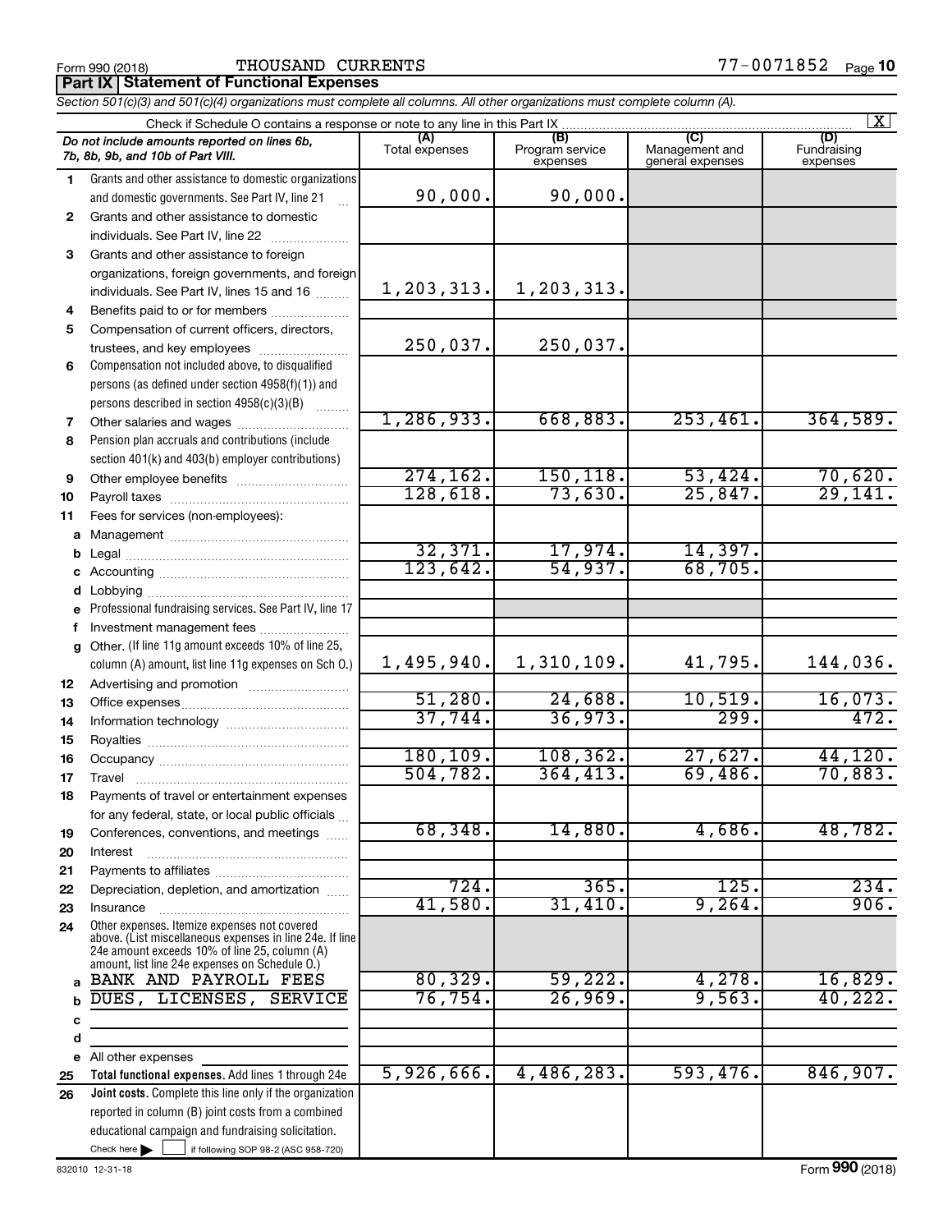Form 990 (2018) THOUSAND CURRENTS 77-0071852

**Part IX Statement of Functional Expenses**

*Section 501(c)(3) and 501(c)(4) organizations must complete all columns. All other organizations must complete column (A).*

Check if Schedule O contains a response or note to any line in this Part IX [X]

| | *Do not include amounts reported on lines 6b, 7b, 8b, 9b, and 10b of Part VIII.* | (A) Total expenses | (B) Program service expenses | (C) Management and general expenses | (D) Fundraising expenses |
|---|---|---|---|---|---|
| 1 | Grants and other assistance to domestic organizations and domestic governments. See Part IV, line 21 | 90,000. | 90,000. | | |
| 2 | Grants and other assistance to domestic individuals. See Part IV, line 22 | | | | |
| 3 | Grants and other assistance to foreign organizations, foreign governments, and foreign individuals. See Part IV, lines 15 and 16 | 1,203,313. | 1,203,313. | | |
| 4 | Benefits paid to or for members | | | | |
| 5 | Compensation of current officers, directors, trustees, and key employees | 250,037. | 250,037. | | |
| 6 | Compensation not included above, to disqualified persons (as defined under section 4958(f)(1)) and persons described in section 4958(c)(3)(B) | | | | |
| 7 | Other salaries and wages | 1,286,933. | 668,883. | 253,461. | 364,589. |
| 8 | Pension plan accruals and contributions (include section 401(k) and 403(b) employer contributions) | | | | |
| 9 | Other employee benefits | 274,162. | 150,118. | 53,424. | 70,620. |
| 10 | Payroll taxes | 128,618. | 73,630. | 25,847. | 29,141. |
| 11 | Fees for services (non-employees): | | | | |
| a | Management | | | | |
| b | Legal | 32,371. | 17,974. | 14,397. | |
| c | Accounting | 123,642. | 54,937. | 68,705. | |
| d | Lobbying | | | | |
| e | Professional fundraising services. See Part IV, line 17 | | | | |
| f | Investment management fees | | | | |
| g | Other. (If line 11g amount exceeds 10% of line 25, column (A) amount, list line 11g expenses on Sch O.) | 1,495,940. | 1,310,109. | 41,795. | 144,036. |
| 12 | Advertising and promotion | | | | |
| 13 | Office expenses | 51,280. | 24,688. | 10,519. | 16,073. |
| 14 | Information technology | 37,744. | 36,973. | 299. | 472. |
| 15 | Royalties | | | | |
| 16 | Occupancy | 180,109. | 108,362. | 27,627. | 44,120. |
| 17 | Travel | 504,782. | 364,413. | 69,486. | 70,883. |
| 18 | Payments of travel or entertainment expenses for any federal, state, or local public officials | | | | |
| 19 | Conferences, conventions, and meetings | 68,348. | 14,880. | 4,686. | 48,782. |
| 20 | Interest | | | | |
| 21 | Payments to affiliates | | | | |
| 22 | Depreciation, depletion, and amortization | 724. | 365. | 125. | 234. |
| 23 | Insurance | 41,580. | 31,410. | 9,264. | 906. |
| 24 | Other expenses. Itemize expenses not covered above. (List miscellaneous expenses in line 24e. If line 24e amount exceeds 10% of line 25, column (A) amount, list line 24e expenses on Schedule O.) | | | | |
| a | BANK AND PAYROLL FEES | 80,329. | 59,222. | 4,278. | 16,829. |
| b | DUES, LICENSES, SERVICE | 76,754. | 26,969. | 9,563. | 40,222. |
| c | | | | | |
| d | | | | | |
| e | All other expenses | | | | |
| 25 | **Total functional expenses.** Add lines 1 through 24e | 5,926,666. | 4,486,283. | 593,476. | 846,907. |
| 26 | **Joint costs.** Complete this line only if the organization reported in column (B) joint costs from a combined educational campaign and fundraising solicitation. Check here [ ] if following SOP 98-2 (ASC 958-720) | | | | |

832010 12-31-18 Form **990** (2018)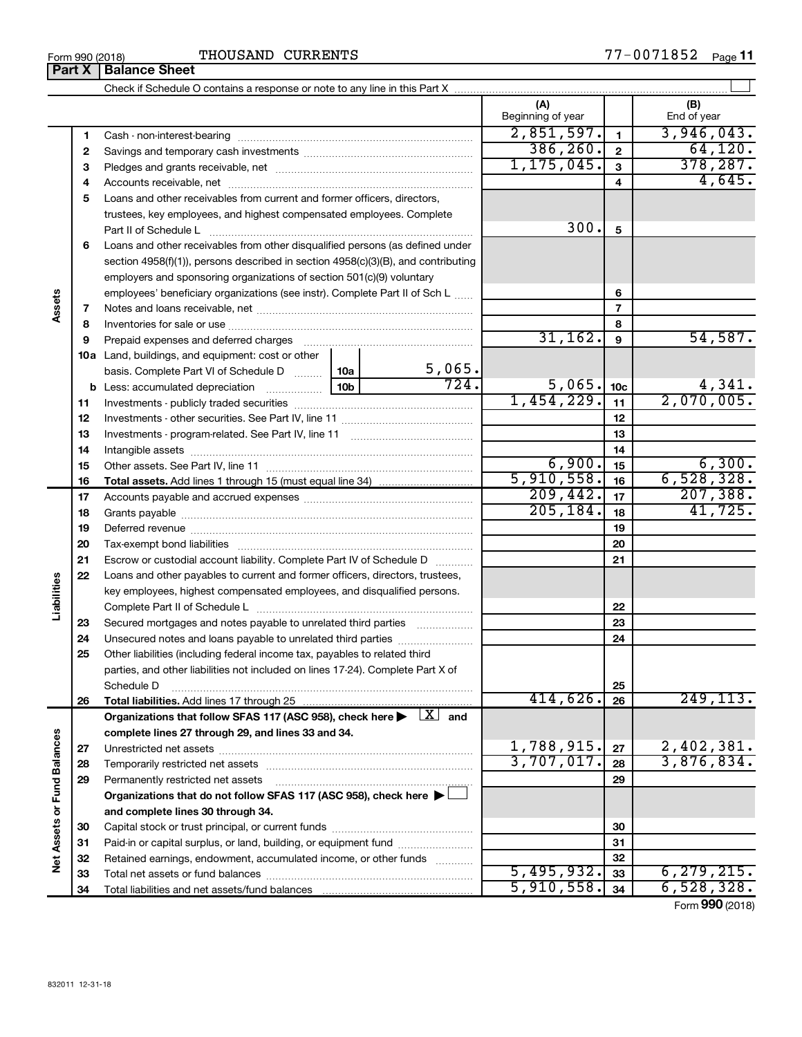Form 990 (2018) THOUSAND CURRENTS 77-0071852

## Part X Balance Sheet

Check if Schedule O contains a response or note to any line in this Part X

| | | | (A) Beginning of year | | (B) End of year |
|---|---|---|---|---|---|
| **Assets** | 1 | Cash - non-interest-bearing | 2,851,597. | 1 | 3,946,043. |
| | 2 | Savings and temporary cash investments | 386,260. | 2 | 64,120. |
| | 3 | Pledges and grants receivable, net | 1,175,045. | 3 | 378,287. |
| | 4 | Accounts receivable, net | | 4 | 4,645. |
| | 5 | Loans and other receivables from current and former officers, directors, trustees, key employees, and highest compensated employees. Complete Part II of Schedule L | 300. | 5 | |
| | 6 | Loans and other receivables from other disqualified persons (as defined under section 4958(f)(1)), persons described in section 4958(c)(3)(B), and contributing employers and sponsoring organizations of section 501(c)(9) voluntary employees' beneficiary organizations (see instr). Complete Part II of Sch L | | 6 | |
| | 7 | Notes and loans receivable, net | | 7 | |
| | 8 | Inventories for sale or use | | 8 | |
| | 9 | Prepaid expenses and deferred charges | 31,162. | 9 | 54,587. |
| | 10a | Land, buildings, and equipment: cost or other basis. Complete Part VI of Schedule D ... 10a: 5,065. | | | |
| | b | Less: accumulated depreciation ... 10b: 724. | 5,065. | 10c | 4,341. |
| | 11 | Investments - publicly traded securities | 1,454,229. | 11 | 2,070,005. |
| | 12 | Investments - other securities. See Part IV, line 11 | | 12 | |
| | 13 | Investments - program-related. See Part IV, line 11 | | 13 | |
| | 14 | Intangible assets | | 14 | |
| | 15 | Other assets. See Part IV, line 11 | 6,900. | 15 | 6,300. |
| | 16 | **Total assets.** Add lines 1 through 15 (must equal line 34) | 5,910,558. | 16 | 6,528,328. |
| **Liabilities** | 17 | Accounts payable and accrued expenses | 209,442. | 17 | 207,388. |
| | 18 | Grants payable | 205,184. | 18 | 41,725. |
| | 19 | Deferred revenue | | 19 | |
| | 20 | Tax-exempt bond liabilities | | 20 | |
| | 21 | Escrow or custodial account liability. Complete Part IV of Schedule D | | 21 | |
| | 22 | Loans and other payables to current and former officers, directors, trustees, key employees, highest compensated employees, and disqualified persons. Complete Part II of Schedule L | | 22 | |
| | 23 | Secured mortgages and notes payable to unrelated third parties | | 23 | |
| | 24 | Unsecured notes and loans payable to unrelated third parties | | 24 | |
| | 25 | Other liabilities (including federal income tax, payables to related third parties, and other liabilities not included on lines 17-24). Complete Part X of Schedule D | | 25 | |
| | 26 | **Total liabilities.** Add lines 17 through 25 | 414,626. | 26 | 249,113. |
| **Net Assets or Fund Balances** | | **Organizations that follow SFAS 117 (ASC 958), check here ▶ [X] and complete lines 27 through 29, and lines 33 and 34.** | | | |
| | 27 | Unrestricted net assets | 1,788,915. | 27 | 2,402,381. |
| | 28 | Temporarily restricted net assets | 3,707,017. | 28 | 3,876,834. |
| | 29 | Permanently restricted net assets | | 29 | |
| | | **Organizations that do not follow SFAS 117 (ASC 958), check here ▶ [ ] and complete lines 30 through 34.** | | | |
| | 30 | Capital stock or trust principal, or current funds | | 30 | |
| | 31 | Paid-in or capital surplus, or land, building, or equipment fund | | 31 | |
| | 32 | Retained earnings, endowment, accumulated income, or other funds | | 32 | |
| | 33 | Total net assets or fund balances | 5,495,932. | 33 | 6,279,215. |
| | 34 | Total liabilities and net assets/fund balances | 5,910,558. | 34 | 6,528,328. |

Form **990** (2018)

832011 12-31-18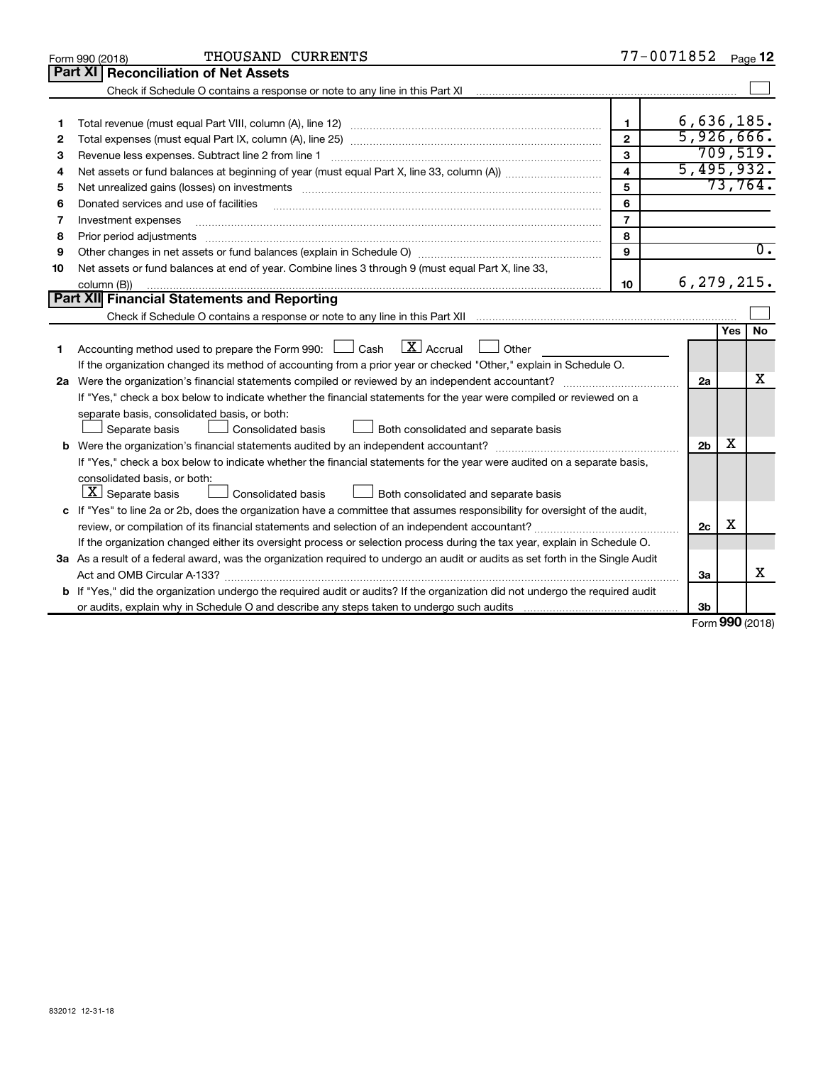Form 990 (2018) THOUSAND CURRENTS 77-0071852 Page 12

## Part XI Reconciliation of Net Assets

Check if Schedule O contains a response or note to any line in this Part XI ☐

| | | | |
|---|---|---|---|
| 1 | Total revenue (must equal Part VIII, column (A), line 12) | 1 | 6,636,185. |
| 2 | Total expenses (must equal Part IX, column (A), line 25) | 2 | 5,926,666. |
| 3 | Revenue less expenses. Subtract line 2 from line 1 | 3 | 709,519. |
| 4 | Net assets or fund balances at beginning of year (must equal Part X, line 33, column (A)) | 4 | 5,495,932. |
| 5 | Net unrealized gains (losses) on investments | 5 | 73,764. |
| 6 | Donated services and use of facilities | 6 | |
| 7 | Investment expenses | 7 | |
| 8 | Prior period adjustments | 8 | |
| 9 | Other changes in net assets or fund balances (explain in Schedule O) | 9 | 0. |
| 10 | Net assets or fund balances at end of year. Combine lines 3 through 9 (must equal Part X, line 33, column (B)) | 10 | 6,279,215. |

## Part XII Financial Statements and Reporting

Check if Schedule O contains a response or note to any line in this Part XII ☐

| | | | Yes | No |
|---|---|---|---|---|
| 1 | Accounting method used to prepare the Form 990: ☐ Cash ☒ Accrual ☐ Other<br>If the organization changed its method of accounting from a prior year or checked "Other," explain in Schedule O. | | | |
| 2a | Were the organization's financial statements compiled or reviewed by an independent accountant? | 2a | | X |
| | If "Yes," check a box below to indicate whether the financial statements for the year were compiled or reviewed on a separate basis, consolidated basis, or both:<br>☐ Separate basis ☐ Consolidated basis ☐ Both consolidated and separate basis | | | |
| b | Were the organization's financial statements audited by an independent accountant? | 2b | X | |
| | If "Yes," check a box below to indicate whether the financial statements for the year were audited on a separate basis, consolidated basis, or both:<br>☒ Separate basis ☐ Consolidated basis ☐ Both consolidated and separate basis | | | |
| c | If "Yes" to line 2a or 2b, does the organization have a committee that assumes responsibility for oversight of the audit, review, or compilation of its financial statements and selection of an independent accountant? | 2c | X | |
| | If the organization changed either its oversight process or selection process during the tax year, explain in Schedule O. | | | |
| 3a | As a result of a federal award, was the organization required to undergo an audit or audits as set forth in the Single Audit Act and OMB Circular A-133? | 3a | | X |
| b | If "Yes," did the organization undergo the required audit or audits? If the organization did not undergo the required audit or audits, explain why in Schedule O and describe any steps taken to undergo such audits | 3b | | |

Form 990 (2018)

832012 12-31-18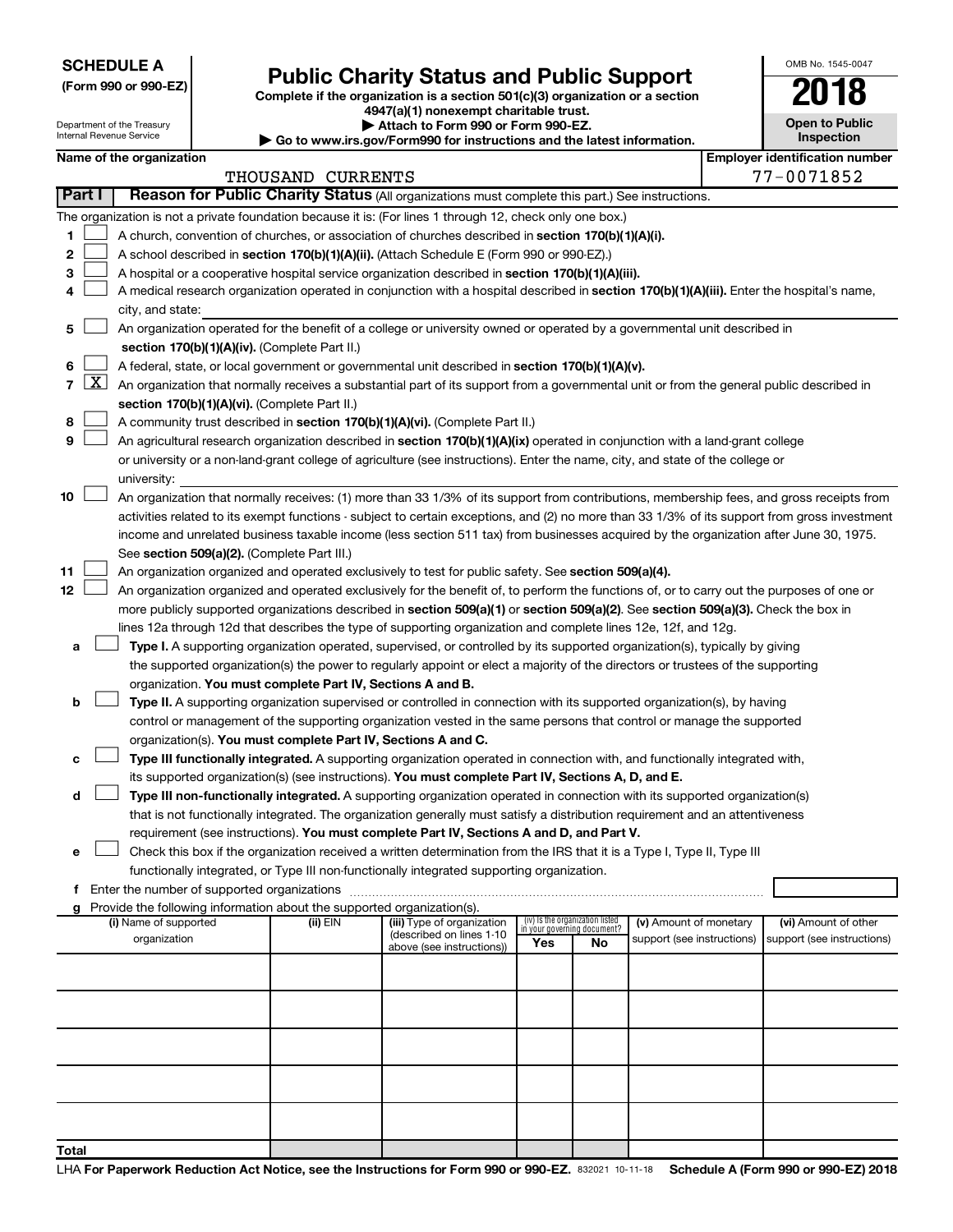**SCHEDULE A**
**(Form 990 or 990-EZ)**

Department of the Treasury
Internal Revenue Service

# Public Charity Status and Public Support

**Complete if the organization is a section 501(c)(3) organization or a section 4947(a)(1) nonexempt charitable trust.**
**▶ Attach to Form 990 or Form 990-EZ.**
**▶ Go to www.irs.gov/Form990 for instructions and the latest information.**

OMB No. 1545-0047

**2018**

**Open to Public Inspection**

**Name of the organization:** THOUSAND CURRENTS
**Employer identification number:** 77-0071852

## Part I — Reason for Public Charity Status (All organizations must complete this part.) See instructions.

The organization is not a private foundation because it is: (For lines 1 through 12, check only one box.)

1. ☐ A church, convention of churches, or association of churches described in **section 170(b)(1)(A)(i).**
2. ☐ A school described in **section 170(b)(1)(A)(ii).** (Attach Schedule E (Form 990 or 990-EZ).)
3. ☐ A hospital or a cooperative hospital service organization described in **section 170(b)(1)(A)(iii).**
4. ☐ A medical research organization operated in conjunction with a hospital described in **section 170(b)(1)(A)(iii).** Enter the hospital's name, city, and state:
5. ☐ An organization operated for the benefit of a college or university owned or operated by a governmental unit described in **section 170(b)(1)(A)(iv).** (Complete Part II.)
6. ☐ A federal, state, or local government or governmental unit described in **section 170(b)(1)(A)(v).**
7. ☒ An organization that normally receives a substantial part of its support from a governmental unit or from the general public described in **section 170(b)(1)(A)(vi).** (Complete Part II.)
8. ☐ A community trust described in **section 170(b)(1)(A)(vi).** (Complete Part II.)
9. ☐ An agricultural research organization described in **section 170(b)(1)(A)(ix)** operated in conjunction with a land-grant college or university or a non-land-grant college of agriculture (see instructions). Enter the name, city, and state of the college or university:
10. ☐ An organization that normally receives: (1) more than 33 1/3% of its support from contributions, membership fees, and gross receipts from activities related to its exempt functions - subject to certain exceptions, and (2) no more than 33 1/3% of its support from gross investment income and unrelated business taxable income (less section 511 tax) from businesses acquired by the organization after June 30, 1975. See **section 509(a)(2).** (Complete Part III.)
11. ☐ An organization organized and operated exclusively to test for public safety. See **section 509(a)(4).**
12. ☐ An organization organized and operated exclusively for the benefit of, to perform the functions of, or to carry out the purposes of one or more publicly supported organizations described in **section 509(a)(1)** or **section 509(a)(2).** See **section 509(a)(3).** Check the box in lines 12a through 12d that describes the type of supporting organization and complete lines 12e, 12f, and 12g.
   - **a** ☐ **Type I.** A supporting organization operated, supervised, or controlled by its supported organization(s), typically by giving the supported organization(s) the power to regularly appoint or elect a majority of the directors or trustees of the supporting organization. **You must complete Part IV, Sections A and B.**
   - **b** ☐ **Type II.** A supporting organization supervised or controlled in connection with its supported organization(s), by having control or management of the supporting organization vested in the same persons that control or manage the supported organization(s). **You must complete Part IV, Sections A and C.**
   - **c** ☐ **Type III functionally integrated.** A supporting organization operated in connection with, and functionally integrated with, its supported organization(s) (see instructions). **You must complete Part IV, Sections A, D, and E.**
   - **d** ☐ **Type III non-functionally integrated.** A supporting organization operated in connection with its supported organization(s) that is not functionally integrated. The organization generally must satisfy a distribution requirement and an attentiveness requirement (see instructions). **You must complete Part IV, Sections A and D, and Part V.**
   - **e** ☐ Check this box if the organization received a written determination from the IRS that it is a Type I, Type II, Type III functionally integrated, or Type III non-functionally integrated supporting organization.
   - **f** Enter the number of supported organizations
   - **g** Provide the following information about the supported organization(s).

| (i) Name of supported organization | (ii) EIN | (iii) Type of organization (described on lines 1-10 above (see instructions)) | (iv) Is the organization listed in your governing document? Yes | No | (v) Amount of monetary support (see instructions) | (vi) Amount of other support (see instructions) |
|---|---|---|---|---|---|---|
| | | | | | | |
| | | | | | | |
| | | | | | | |
| | | | | | | |
| | | | | | | |
| **Total** | | | | | | |

LHA **For Paperwork Reduction Act Notice, see the Instructions for Form 990 or 990-EZ.** 832021 10-11-18 **Schedule A (Form 990 or 990-EZ) 2018**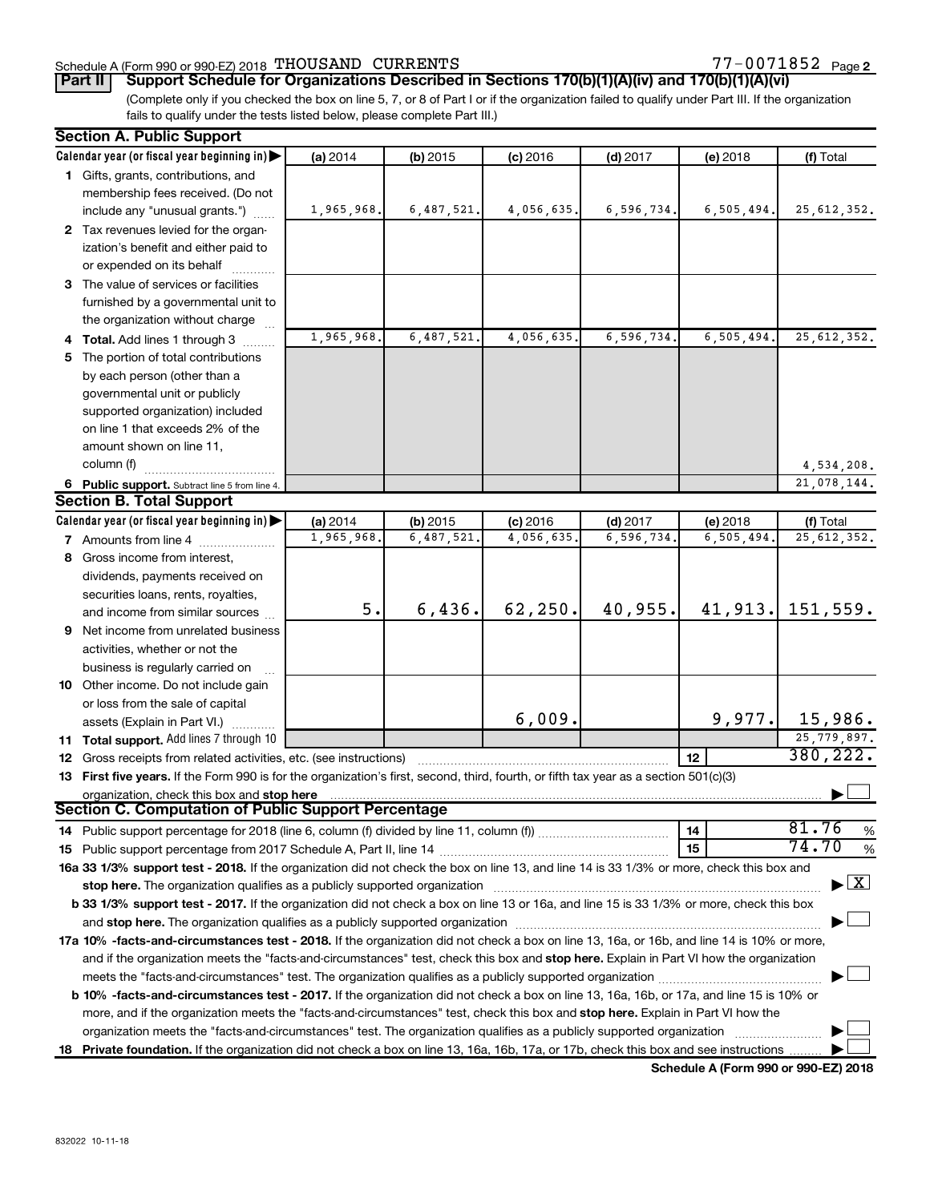Schedule A (Form 990 or 990-EZ) 2018 THOUSAND CURRENTS 77-0071852 Page 2

**Part II** **Support Schedule for Organizations Described in Sections 170(b)(1)(A)(iv) and 170(b)(1)(A)(vi)**

(Complete only if you checked the box on line 5, 7, or 8 of Part I or if the organization failed to qualify under Part III. If the organization fails to qualify under the tests listed below, please complete Part III.)

## Section A. Public Support

| Calendar year (or fiscal year beginning in) ▶ | (a) 2014 | (b) 2015 | (c) 2016 | (d) 2017 | (e) 2018 | (f) Total |
|---|---|---|---|---|---|---|
| **1** Gifts, grants, contributions, and membership fees received. (Do not include any "unusual grants.") | 1,965,968. | 6,487,521. | 4,056,635. | 6,596,734. | 6,505,494. | 25,612,352. |
| **2** Tax revenues levied for the organization's benefit and either paid to or expended on its behalf | | | | | | |
| **3** The value of services or facilities furnished by a governmental unit to the organization without charge | | | | | | |
| **4 Total.** Add lines 1 through 3 | 1,965,968. | 6,487,521. | 4,056,635. | 6,596,734. | 6,505,494. | 25,612,352. |
| **5** The portion of total contributions by each person (other than a governmental unit or publicly supported organization) included on line 1 that exceeds 2% of the amount shown on line 11, column (f) | | | | | | 4,534,208. |
| **6 Public support.** Subtract line 5 from line 4. | | | | | | 21,078,144. |

## Section B. Total Support

| Calendar year (or fiscal year beginning in) ▶ | (a) 2014 | (b) 2015 | (c) 2016 | (d) 2017 | (e) 2018 | (f) Total |
|---|---|---|---|---|---|---|
| **7** Amounts from line 4 | 1,965,968. | 6,487,521. | 4,056,635. | 6,596,734. | 6,505,494. | 25,612,352. |
| **8** Gross income from interest, dividends, payments received on securities loans, rents, royalties, and income from similar sources | 5. | 6,436. | 62,250. | 40,955. | 41,913. | 151,559. |
| **9** Net income from unrelated business activities, whether or not the business is regularly carried on | | | | | | |
| **10** Other income. Do not include gain or loss from the sale of capital assets (Explain in Part VI.) | | | 6,009. | | 9,977. | 15,986. |
| **11 Total support.** Add lines 7 through 10 | | | | | | 25,779,897. |

**12** Gross receipts from related activities, etc. (see instructions) | **12** | 380,222.

**13 First five years.** If the Form 990 is for the organization's first, second, third, fourth, or fifth tax year as a section 501(c)(3) organization, check this box and **stop here** ☐

## Section C. Computation of Public Support Percentage

**14** Public support percentage for 2018 (line 6, column (f) divided by line 11, column (f)) | **14** | 81.76 %

**15** Public support percentage from 2017 Schedule A, Part II, line 14 | **15** | 74.70 %

**16a 33 1/3% support test - 2018.** If the organization did not check the box on line 13, and line 14 is 33 1/3% or more, check this box and **stop here.** The organization qualifies as a publicly supported organization ☒

**b 33 1/3% support test - 2017.** If the organization did not check a box on line 13 or 16a, and line 15 is 33 1/3% or more, check this box and **stop here.** The organization qualifies as a publicly supported organization ☐

**17a 10% -facts-and-circumstances test - 2018.** If the organization did not check a box on line 13, 16a, or 16b, and line 14 is 10% or more, and if the organization meets the "facts-and-circumstances" test, check this box and **stop here.** Explain in Part VI how the organization meets the "facts-and-circumstances" test. The organization qualifies as a publicly supported organization ☐

**b 10% -facts-and-circumstances test - 2017.** If the organization did not check a box on line 13, 16a, 16b, or 17a, and line 15 is 10% or more, and if the organization meets the "facts-and-circumstances" test, check this box and **stop here.** Explain in Part VI how the organization meets the "facts-and-circumstances" test. The organization qualifies as a publicly supported organization ☐

**18 Private foundation.** If the organization did not check a box on line 13, 16a, 16b, 17a, or 17b, check this box and see instructions ☐

**Schedule A (Form 990 or 990-EZ) 2018**

832022 10-11-18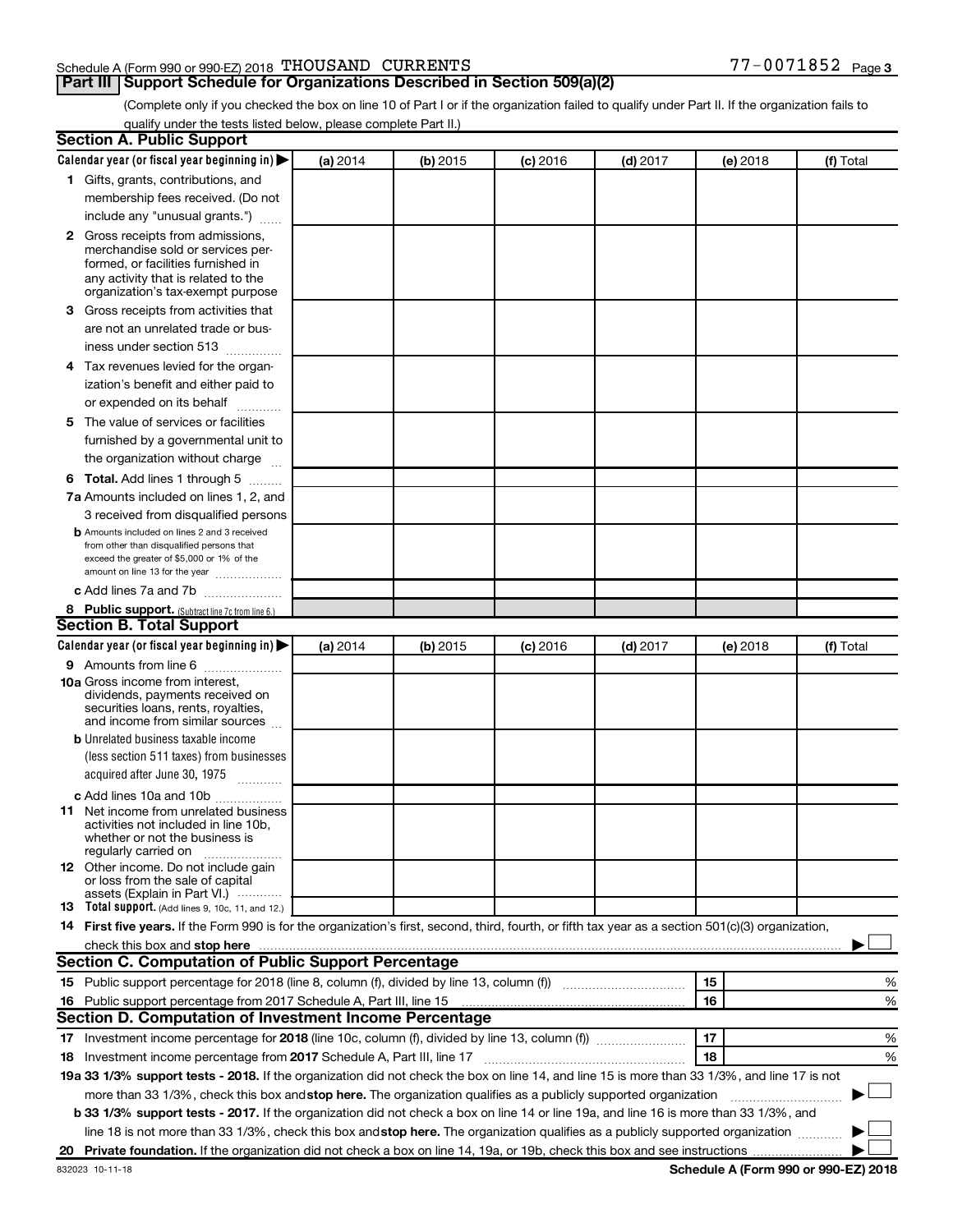Schedule A (Form 990 or 990-EZ) 2018 THOUSAND CURRENTS 77-0071852

## Part III Support Schedule for Organizations Described in Section 509(a)(2)

(Complete only if you checked the box on line 10 of Part I or if the organization failed to qualify under Part II. If the organization fails to qualify under the tests listed below, please complete Part II.)

### Section A. Public Support

| Calendar year (or fiscal year beginning in) ▶ | (a) 2014 | (b) 2015 | (c) 2016 | (d) 2017 | (e) 2018 | (f) Total |
|---|---|---|---|---|---|---|
| **1** Gifts, grants, contributions, and membership fees received. (Do not include any "unusual grants.") | | | | | | |
| **2** Gross receipts from admissions, merchandise sold or services performed, or facilities furnished in any activity that is related to the organization's tax-exempt purpose | | | | | | |
| **3** Gross receipts from activities that are not an unrelated trade or business under section 513 | | | | | | |
| **4** Tax revenues levied for the organization's benefit and either paid to or expended on its behalf | | | | | | |
| **5** The value of services or facilities furnished by a governmental unit to the organization without charge | | | | | | |
| **6 Total.** Add lines 1 through 5 | | | | | | |
| **7a** Amounts included on lines 1, 2, and 3 received from disqualified persons | | | | | | |
| **b** Amounts included on lines 2 and 3 received from other than disqualified persons that exceed the greater of $5,000 or 1% of the amount on line 13 for the year | | | | | | |
| **c** Add lines 7a and 7b | | | | | | |
| **8 Public support.** (Subtract line 7c from line 6.) | | | | | | |

### Section B. Total Support

| Calendar year (or fiscal year beginning in) ▶ | (a) 2014 | (b) 2015 | (c) 2016 | (d) 2017 | (e) 2018 | (f) Total |
|---|---|---|---|---|---|---|
| **9** Amounts from line 6 | | | | | | |
| **10a** Gross income from interest, dividends, payments received on securities loans, rents, royalties, and income from similar sources | | | | | | |
| **b** Unrelated business taxable income (less section 511 taxes) from businesses acquired after June 30, 1975 | | | | | | |
| **c** Add lines 10a and 10b | | | | | | |
| **11** Net income from unrelated business activities not included in line 10b, whether or not the business is regularly carried on | | | | | | |
| **12** Other income. Do not include gain or loss from the sale of capital assets (Explain in Part VI.) | | | | | | |
| **13 Total support.** (Add lines 9, 10c, 11, and 12.) | | | | | | |

**14 First five years.** If the Form 990 is for the organization's first, second, third, fourth, or fifth tax year as a section 501(c)(3) organization, check this box and **stop here** ▶ ☐

### Section C. Computation of Public Support Percentage

| | | | |
|---|---|---|---|
| **15** | Public support percentage for 2018 (line 8, column (f), divided by line 13, column (f)) | 15 | % |
| **16** | Public support percentage from 2017 Schedule A, Part III, line 15 | 16 | % |

### Section D. Computation of Investment Income Percentage

| | | | |
|---|---|---|---|
| **17** | Investment income percentage for **2018** (line 10c, column (f), divided by line 13, column (f)) | 17 | % |
| **18** | Investment income percentage from **2017** Schedule A, Part III, line 17 | 18 | % |

**19a 33 1/3% support tests - 2018.** If the organization did not check the box on line 14, and line 15 is more than 33 1/3%, and line 17 is not more than 33 1/3%, check this box and **stop here.** The organization qualifies as a publicly supported organization ▶ ☐

**b 33 1/3% support tests - 2017.** If the organization did not check a box on line 14 or line 19a, and line 16 is more than 33 1/3%, and line 18 is not more than 33 1/3%, check this box and **stop here.** The organization qualifies as a publicly supported organization ▶ ☐

**20 Private foundation.** If the organization did not check a box on line 14, 19a, or 19b, check this box and see instructions ▶ ☐

832023 10-11-18 **Schedule A (Form 990 or 990-EZ) 2018**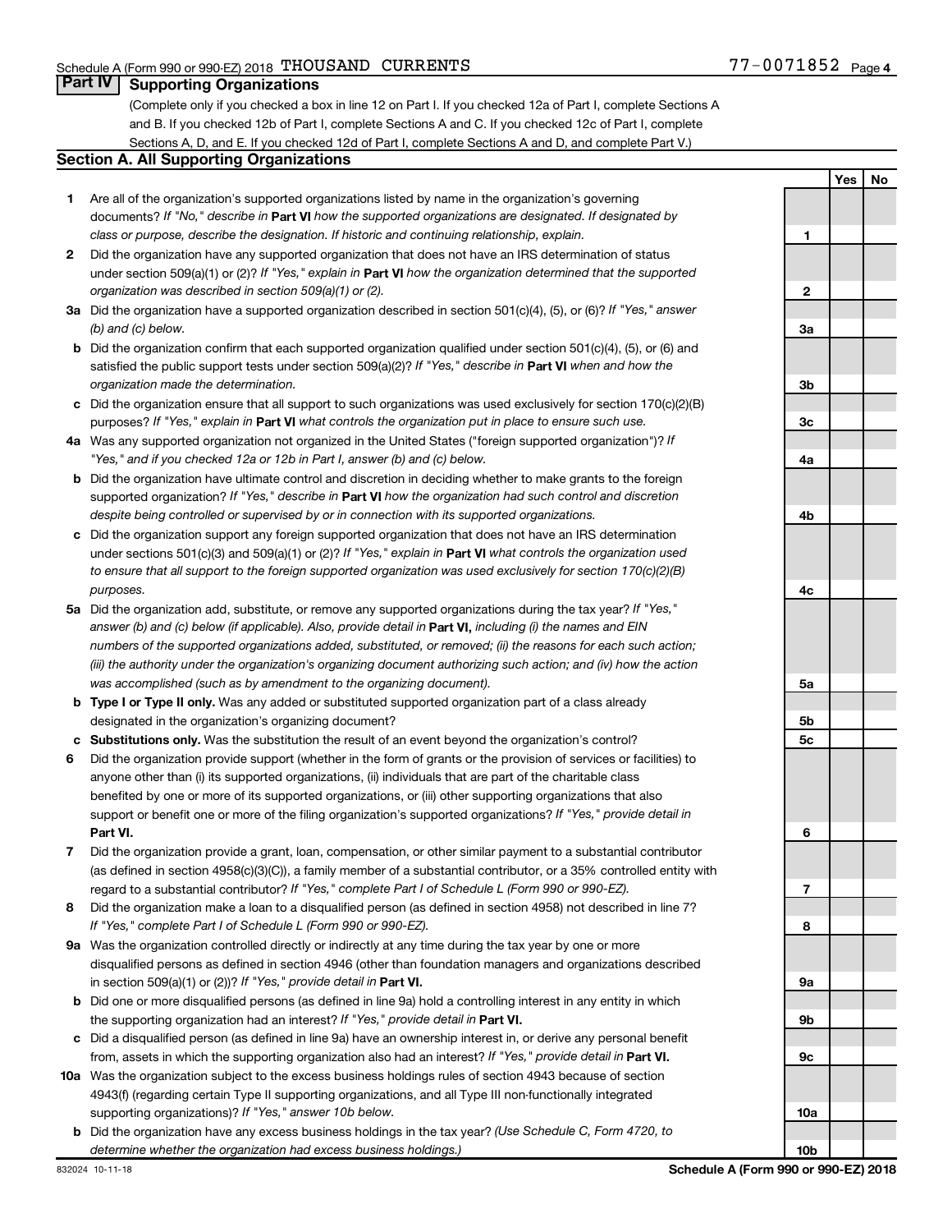Schedule A (Form 990 or 990-EZ) 2018 THOUSAND CURRENTS 77-0071852 Page 4

## Part IV Supporting Organizations

(Complete only if you checked a box in line 12 on Part I. If you checked 12a of Part I, complete Sections A and B. If you checked 12b of Part I, complete Sections A and C. If you checked 12c of Part I, complete Sections A, D, and E. If you checked 12d of Part I, complete Sections A and D, and complete Part V.)

### Section A. All Supporting Organizations

| | | | Yes | No |
|---|---|---|---|---|
| **1** | Are all of the organization's supported organizations listed by name in the organization's governing documents? *If "No," describe in* **Part VI** *how the supported organizations are designated. If designated by class or purpose, describe the designation. If historic and continuing relationship, explain.* | 1 | | |
| **2** | Did the organization have any supported organization that does not have an IRS determination of status under section 509(a)(1) or (2)? *If "Yes," explain in* **Part VI** *how the organization determined that the supported organization was described in section 509(a)(1) or (2).* | 2 | | |
| **3a** | Did the organization have a supported organization described in section 501(c)(4), (5), or (6)? *If "Yes," answer (b) and (c) below.* | 3a | | |
| **b** | Did the organization confirm that each supported organization qualified under section 501(c)(4), (5), or (6) and satisfied the public support tests under section 509(a)(2)? *If "Yes," describe in* **Part VI** *when and how the organization made the determination.* | 3b | | |
| **c** | Did the organization ensure that all support to such organizations was used exclusively for section 170(c)(2)(B) purposes? *If "Yes," explain in* **Part VI** *what controls the organization put in place to ensure such use.* | 3c | | |
| **4a** | Was any supported organization not organized in the United States ("foreign supported organization")? *If "Yes," and if you checked 12a or 12b in Part I, answer (b) and (c) below.* | 4a | | |
| **b** | Did the organization have ultimate control and discretion in deciding whether to make grants to the foreign supported organization? *If "Yes," describe in* **Part VI** *how the organization had such control and discretion despite being controlled or supervised by or in connection with its supported organizations.* | 4b | | |
| **c** | Did the organization support any foreign supported organization that does not have an IRS determination under sections 501(c)(3) and 509(a)(1) or (2)? *If "Yes," explain in* **Part VI** *what controls the organization used to ensure that all support to the foreign supported organization was used exclusively for section 170(c)(2)(B) purposes.* | 4c | | |
| **5a** | Did the organization add, substitute, or remove any supported organizations during the tax year? *If "Yes," answer (b) and (c) below (if applicable). Also, provide detail in* **Part VI,** *including (i) the names and EIN numbers of the supported organizations added, substituted, or removed; (ii) the reasons for each such action; (iii) the authority under the organization's organizing document authorizing such action; and (iv) how the action was accomplished (such as by amendment to the organizing document).* | 5a | | |
| **b** | **Type I or Type II only.** Was any added or substituted supported organization part of a class already designated in the organization's organizing document? | 5b | | |
| **c** | **Substitutions only.** Was the substitution the result of an event beyond the organization's control? | 5c | | |
| **6** | Did the organization provide support (whether in the form of grants or the provision of services or facilities) to anyone other than (i) its supported organizations, (ii) individuals that are part of the charitable class benefited by one or more of its supported organizations, or (iii) other supporting organizations that also support or benefit one or more of the filing organization's supported organizations? *If "Yes," provide detail in* **Part VI.** | 6 | | |
| **7** | Did the organization provide a grant, loan, compensation, or other similar payment to a substantial contributor (as defined in section 4958(c)(3)(C)), a family member of a substantial contributor, or a 35% controlled entity with regard to a substantial contributor? *If "Yes," complete Part I of Schedule L (Form 990 or 990-EZ).* | 7 | | |
| **8** | Did the organization make a loan to a disqualified person (as defined in section 4958) not described in line 7? *If "Yes," complete Part I of Schedule L (Form 990 or 990-EZ).* | 8 | | |
| **9a** | Was the organization controlled directly or indirectly at any time during the tax year by one or more disqualified persons as defined in section 4946 (other than foundation managers and organizations described in section 509(a)(1) or (2))? *If "Yes," provide detail in* **Part VI.** | 9a | | |
| **b** | Did one or more disqualified persons (as defined in line 9a) hold a controlling interest in any entity in which the supporting organization had an interest? *If "Yes," provide detail in* **Part VI.** | 9b | | |
| **c** | Did a disqualified person (as defined in line 9a) have an ownership interest in, or derive any personal benefit from, assets in which the supporting organization also had an interest? *If "Yes," provide detail in* **Part VI.** | 9c | | |
| **10a** | Was the organization subject to the excess business holdings rules of section 4943 because of section 4943(f) (regarding certain Type II supporting organizations, and all Type III non-functionally integrated supporting organizations)? *If "Yes," answer 10b below.* | 10a | | |
| **b** | Did the organization have any excess business holdings in the tax year? *(Use Schedule C, Form 4720, to determine whether the organization had excess business holdings.)* | 10b | | |

832024 10-11-18 **Schedule A (Form 990 or 990-EZ) 2018**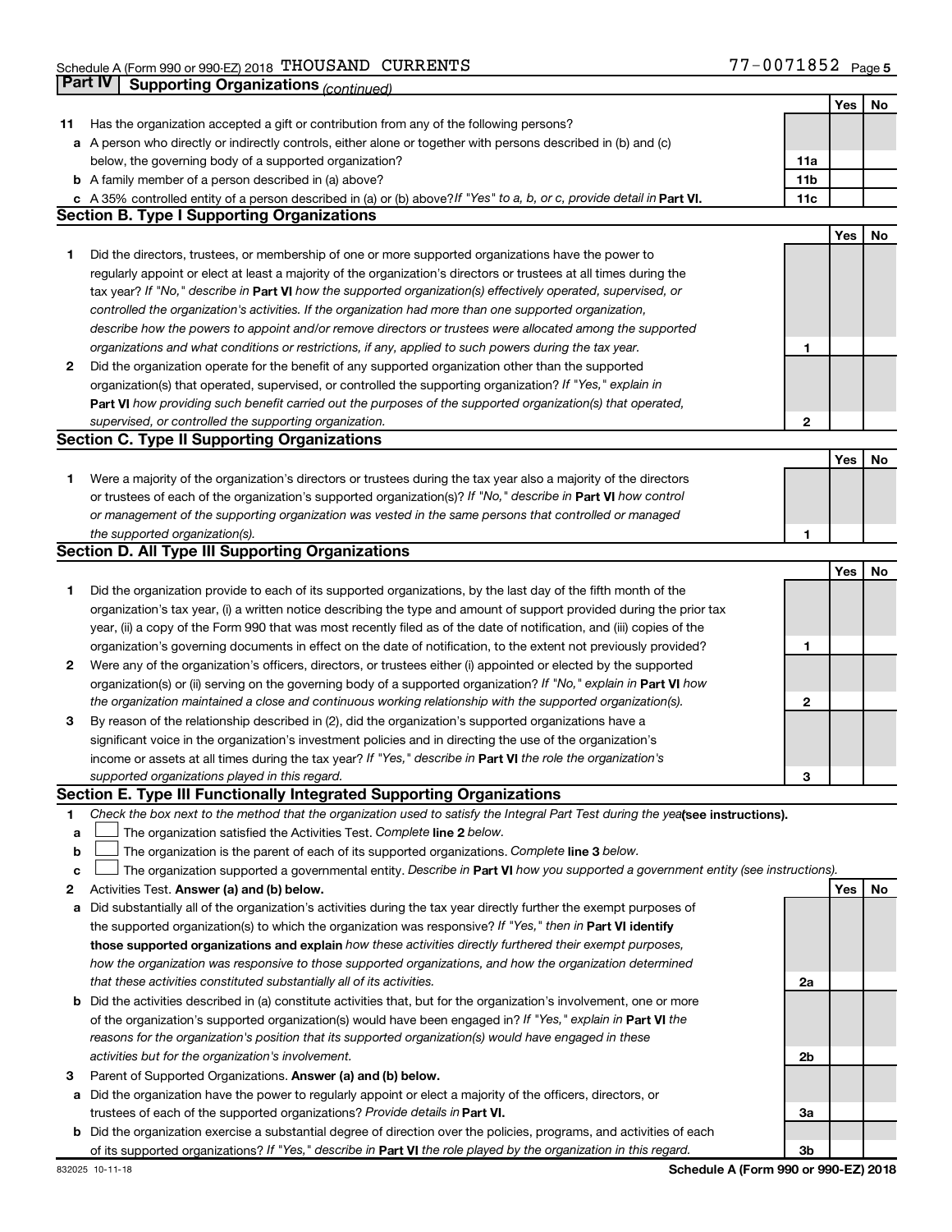Schedule A (Form 990 or 990-EZ) 2018 THOUSAND CURRENTS 77-0071852 Page 5

## Part IV Supporting Organizations *(continued)*

| | | | Yes | No |
|---|---|---|---|---|
| **11** | Has the organization accepted a gift or contribution from any of the following persons? | | | |
| **a** | A person who directly or indirectly controls, either alone or together with persons described in (b) and (c) below, the governing body of a supported organization? | **11a** | | |
| **b** | A family member of a person described in (a) above? | **11b** | | |
| **c** | A 35% controlled entity of a person described in (a) or (b) above? *If "Yes" to a, b, or c, provide detail in* **Part VI.** | **11c** | | |

### Section B. Type I Supporting Organizations

| | | | Yes | No |
|---|---|---|---|---|
| **1** | Did the directors, trustees, or membership of one or more supported organizations have the power to regularly appoint or elect at least a majority of the organization's directors or trustees at all times during the tax year? *If "No," describe in* **Part VI** *how the supported organization(s) effectively operated, supervised, or controlled the organization's activities. If the organization had more than one supported organization, describe how the powers to appoint and/or remove directors or trustees were allocated among the supported organizations and what conditions or restrictions, if any, applied to such powers during the tax year.* | **1** | | |
| **2** | Did the organization operate for the benefit of any supported organization other than the supported organization(s) that operated, supervised, or controlled the supporting organization? *If "Yes," explain in* **Part VI** *how providing such benefit carried out the purposes of the supported organization(s) that operated, supervised, or controlled the supporting organization.* | **2** | | |

### Section C. Type II Supporting Organizations

| | | | Yes | No |
|---|---|---|---|---|
| **1** | Were a majority of the organization's directors or trustees during the tax year also a majority of the directors or trustees of each of the organization's supported organization(s)? *If "No," describe in* **Part VI** *how control or management of the supporting organization was vested in the same persons that controlled or managed the supported organization(s).* | **1** | | |

### Section D. All Type III Supporting Organizations

| | | | Yes | No |
|---|---|---|---|---|
| **1** | Did the organization provide to each of its supported organizations, by the last day of the fifth month of the organization's tax year, (i) a written notice describing the type and amount of support provided during the prior tax year, (ii) a copy of the Form 990 that was most recently filed as of the date of notification, and (iii) copies of the organization's governing documents in effect on the date of notification, to the extent not previously provided? | **1** | | |
| **2** | Were any of the organization's officers, directors, or trustees either (i) appointed or elected by the supported organization(s) or (ii) serving on the governing body of a supported organization? *If "No," explain in* **Part VI** *how the organization maintained a close and continuous working relationship with the supported organization(s).* | **2** | | |
| **3** | By reason of the relationship described in (2), did the organization's supported organizations have a significant voice in the organization's investment policies and in directing the use of the organization's income or assets at all times during the tax year? *If "Yes," describe in* **Part VI** *the role the organization's supported organizations played in this regard.* | **3** | | |

### Section E. Type III Functionally Integrated Supporting Organizations

**1** *Check the box next to the method that the organization used to satisfy the Integral Part Test during the year* **(see instructions).**

- **a** ☐ The organization satisfied the Activities Test. *Complete* **line 2** *below.*
- **b** ☐ The organization is the parent of each of its supported organizations. *Complete* **line 3** *below.*
- **c** ☐ The organization supported a governmental entity. *Describe in* **Part VI** *how you supported a government entity (see instructions).*

| | | | Yes | No |
|---|---|---|---|---|
| **2** | Activities Test. **Answer (a) and (b) below.** | | | |
| **a** | Did substantially all of the organization's activities during the tax year directly further the exempt purposes of the supported organization(s) to which the organization was responsive? *If "Yes," then in* **Part VI identify those supported organizations and explain** *how these activities directly furthered their exempt purposes, how the organization was responsive to those supported organizations, and how the organization determined that these activities constituted substantially all of its activities.* | **2a** | | |
| **b** | Did the activities described in (a) constitute activities that, but for the organization's involvement, one or more of the organization's supported organization(s) would have been engaged in? *If "Yes," explain in* **Part VI** *the reasons for the organization's position that its supported organization(s) would have engaged in these activities but for the organization's involvement.* | **2b** | | |
| **3** | Parent of Supported Organizations. **Answer (a) and (b) below.** | | | |
| **a** | Did the organization have the power to regularly appoint or elect a majority of the officers, directors, or trustees of each of the supported organizations? *Provide details in* **Part VI.** | **3a** | | |
| **b** | Did the organization exercise a substantial degree of direction over the policies, programs, and activities of each of its supported organizations? *If "Yes," describe in* **Part VI** *the role played by the organization in this regard.* | **3b** | | |

832025 10-11-18 **Schedule A (Form 990 or 990-EZ) 2018**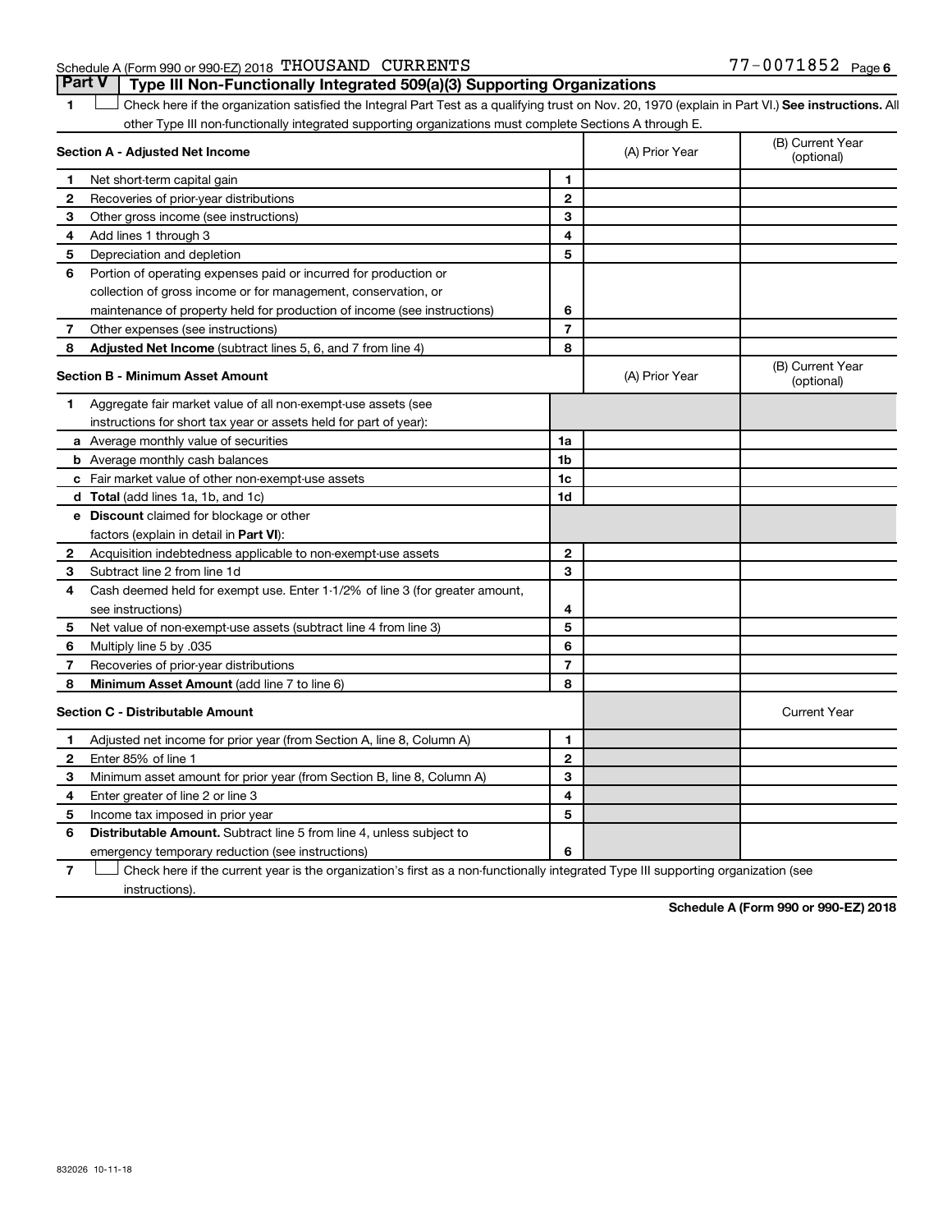Schedule A (Form 990 or 990-EZ) 2018 THOUSAND CURRENTS 77-0071852 Page 6

**Part V | Type III Non-Functionally Integrated 509(a)(3) Supporting Organizations**

1 ☐ Check here if the organization satisfied the Integral Part Test as a qualifying trust on Nov. 20, 1970 (explain in Part VI.) **See instructions.** All other Type III non-functionally integrated supporting organizations must complete Sections A through E.

| **Section A - Adjusted Net Income** | | | (A) Prior Year | (B) Current Year (optional) |
|---|---|---|---|---|
| 1 | Net short-term capital gain | 1 | | |
| 2 | Recoveries of prior-year distributions | 2 | | |
| 3 | Other gross income (see instructions) | 3 | | |
| 4 | Add lines 1 through 3 | 4 | | |
| 5 | Depreciation and depletion | 5 | | |
| 6 | Portion of operating expenses paid or incurred for production or collection of gross income or for management, conservation, or maintenance of property held for production of income (see instructions) | 6 | | |
| 7 | Other expenses (see instructions) | 7 | | |
| 8 | **Adjusted Net Income** (subtract lines 5, 6, and 7 from line 4) | 8 | | |

| **Section B - Minimum Asset Amount** | | | (A) Prior Year | (B) Current Year (optional) |
|---|---|---|---|---|
| 1 | Aggregate fair market value of all non-exempt-use assets (see instructions for short tax year or assets held for part of year): | | | |
| a | Average monthly value of securities | 1a | | |
| b | Average monthly cash balances | 1b | | |
| c | Fair market value of other non-exempt-use assets | 1c | | |
| d | **Total** (add lines 1a, 1b, and 1c) | 1d | | |
| e | **Discount** claimed for blockage or other factors (explain in detail in **Part VI**): | | | |
| 2 | Acquisition indebtedness applicable to non-exempt-use assets | 2 | | |
| 3 | Subtract line 2 from line 1d | 3 | | |
| 4 | Cash deemed held for exempt use. Enter 1-1/2% of line 3 (for greater amount, see instructions) | 4 | | |
| 5 | Net value of non-exempt-use assets (subtract line 4 from line 3) | 5 | | |
| 6 | Multiply line 5 by .035 | 6 | | |
| 7 | Recoveries of prior-year distributions | 7 | | |
| 8 | **Minimum Asset Amount** (add line 7 to line 6) | 8 | | |

| **Section C - Distributable Amount** | | | | Current Year |
|---|---|---|---|---|
| 1 | Adjusted net income for prior year (from Section A, line 8, Column A) | 1 | | |
| 2 | Enter 85% of line 1 | 2 | | |
| 3 | Minimum asset amount for prior year (from Section B, line 8, Column A) | 3 | | |
| 4 | Enter greater of line 2 or line 3 | 4 | | |
| 5 | Income tax imposed in prior year | 5 | | |
| 6 | **Distributable Amount.** Subtract line 5 from line 4, unless subject to emergency temporary reduction (see instructions) | 6 | | |

7 ☐ Check here if the current year is the organization's first as a non-functionally integrated Type III supporting organization (see instructions).

**Schedule A (Form 990 or 990-EZ) 2018**

832026 10-11-18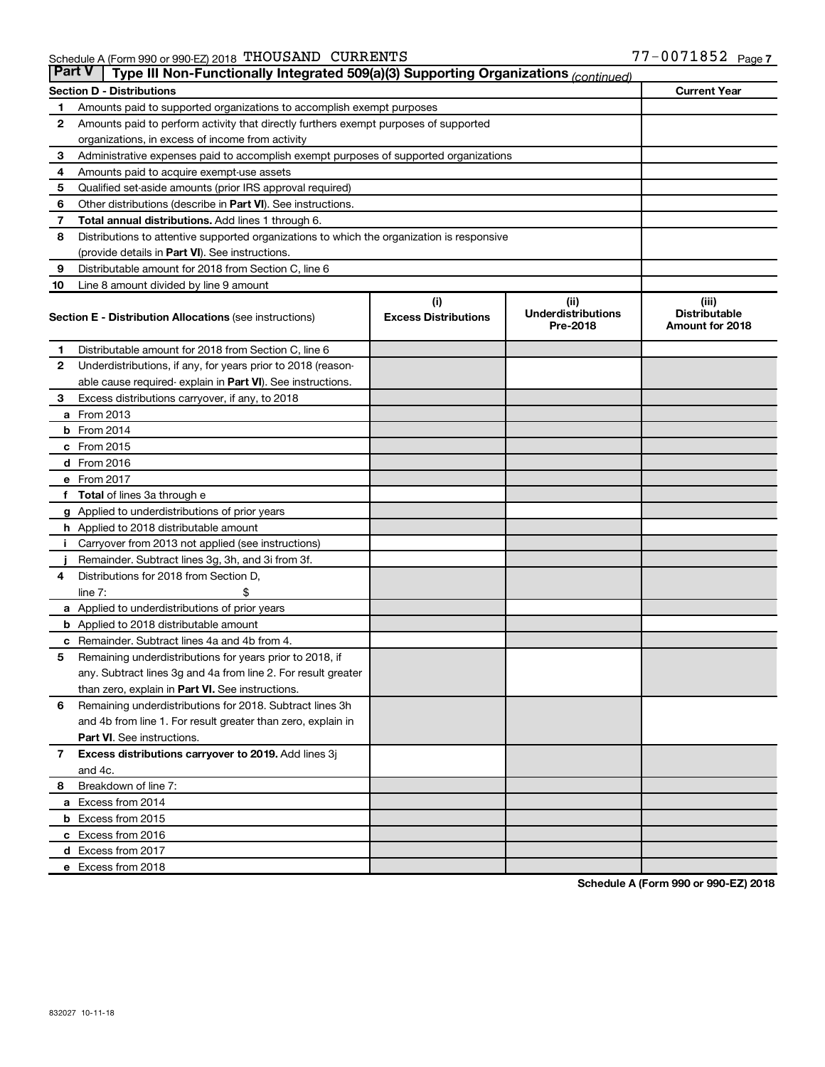Schedule A (Form 990 or 990-EZ) 2018 THOUSAND CURRENTS 77-0071852 Page 7

**Part V | Type III Non-Functionally Integrated 509(a)(3) Supporting Organizations** *(continued)*

| **Section D - Distributions** | | **Current Year** |
|---|---|---|
| 1 | Amounts paid to supported organizations to accomplish exempt purposes | |
| 2 | Amounts paid to perform activity that directly furthers exempt purposes of supported organizations, in excess of income from activity | |
| 3 | Administrative expenses paid to accomplish exempt purposes of supported organizations | |
| 4 | Amounts paid to acquire exempt-use assets | |
| 5 | Qualified set-aside amounts (prior IRS approval required) | |
| 6 | Other distributions (describe in **Part VI**). See instructions. | |
| 7 | **Total annual distributions.** Add lines 1 through 6. | |
| 8 | Distributions to attentive supported organizations to which the organization is responsive (provide details in **Part VI**). See instructions. | |
| 9 | Distributable amount for 2018 from Section C, line 6 | |
| 10 | Line 8 amount divided by line 9 amount | |

| | **Section E - Distribution Allocations** (see instructions) | (i) **Excess Distributions** | (ii) **Underdistributions Pre-2018** | (iii) **Distributable Amount for 2018** |
|---|---|---|---|---|
| 1 | Distributable amount for 2018 from Section C, line 6 | | | |
| 2 | Underdistributions, if any, for years prior to 2018 (reasonable cause required- explain in **Part VI**). See instructions. | | | |
| 3 | Excess distributions carryover, if any, to 2018 | | | |
| a | From 2013 | | | |
| b | From 2014 | | | |
| c | From 2015 | | | |
| d | From 2016 | | | |
| e | From 2017 | | | |
| f | **Total** of lines 3a through e | | | |
| g | Applied to underdistributions of prior years | | | |
| h | Applied to 2018 distributable amount | | | |
| i | Carryover from 2013 not applied (see instructions) | | | |
| j | Remainder. Subtract lines 3g, 3h, and 3i from 3f. | | | |
| 4 | Distributions for 2018 from Section D, line 7: $ | | | |
| a | Applied to underdistributions of prior years | | | |
| b | Applied to 2018 distributable amount | | | |
| c | Remainder. Subtract lines 4a and 4b from 4. | | | |
| 5 | Remaining underdistributions for years prior to 2018, if any. Subtract lines 3g and 4a from line 2. For result greater than zero, explain in **Part VI.** See instructions. | | | |
| 6 | Remaining underdistributions for 2018. Subtract lines 3h and 4b from line 1. For result greater than zero, explain in **Part VI**. See instructions. | | | |
| 7 | **Excess distributions carryover to 2019.** Add lines 3j and 4c. | | | |
| 8 | Breakdown of line 7: | | | |
| a | Excess from 2014 | | | |
| b | Excess from 2015 | | | |
| c | Excess from 2016 | | | |
| d | Excess from 2017 | | | |
| e | Excess from 2018 | | | |

**Schedule A (Form 990 or 990-EZ) 2018**

832027 10-11-18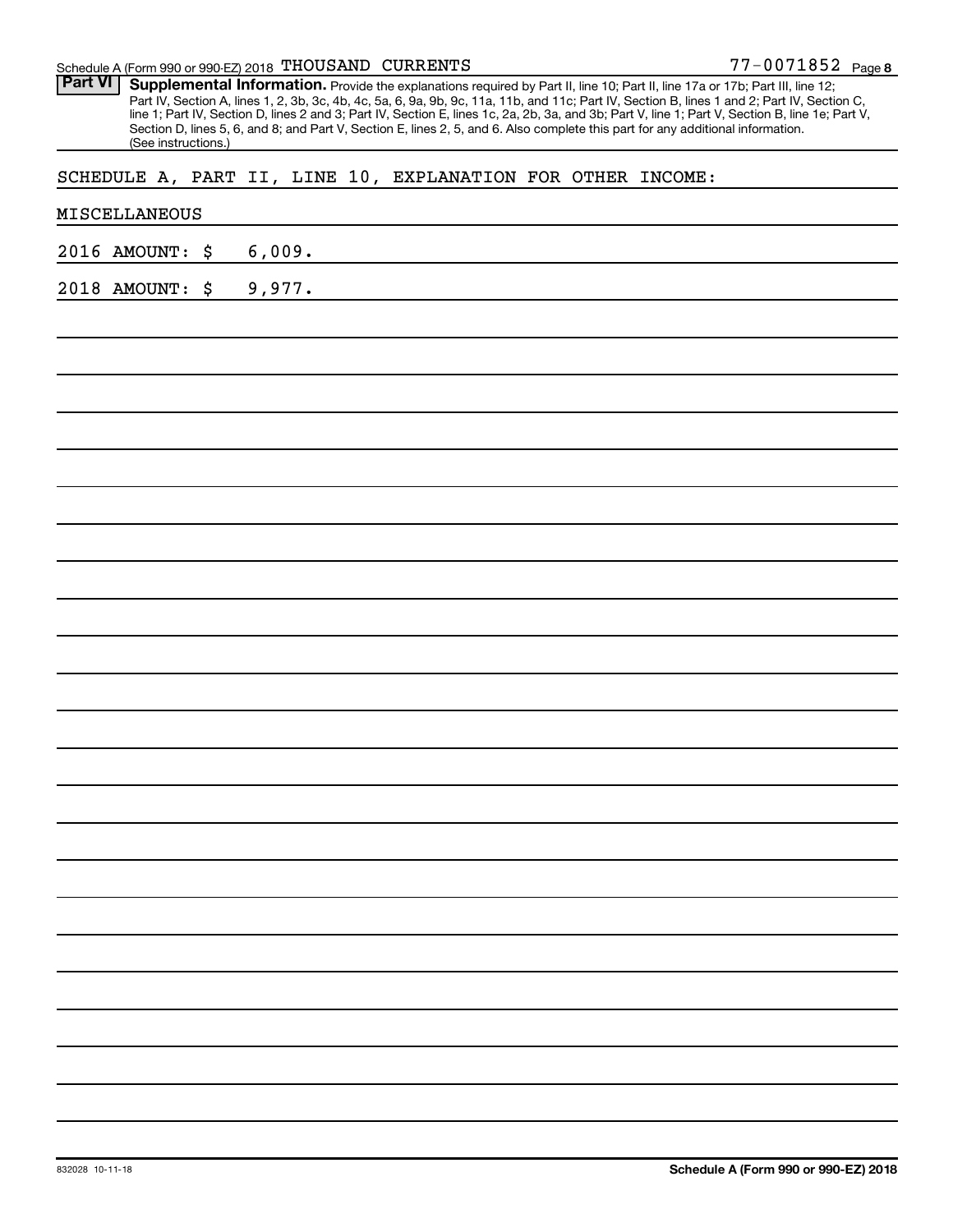Schedule A (Form 990 or 990-EZ) 2018 THOUSAND CURRENTS 77-0071852

**Part VI** **Supplemental Information.** Provide the explanations required by Part II, line 10; Part II, line 17a or 17b; Part III, line 12; Part IV, Section A, lines 1, 2, 3b, 3c, 4b, 4c, 5a, 6, 9a, 9b, 9c, 11a, 11b, and 11c; Part IV, Section B, lines 1 and 2; Part IV, Section C, line 1; Part IV, Section D, lines 2 and 3; Part IV, Section E, lines 1c, 2a, 2b, 3a, and 3b; Part V, line 1; Part V, Section B, line 1e; Part V, Section D, lines 5, 6, and 8; and Part V, Section E, lines 2, 5, and 6. Also complete this part for any additional information. (See instructions.)

SCHEDULE A, PART II, LINE 10, EXPLANATION FOR OTHER INCOME:

MISCELLANEOUS

2016 AMOUNT: $ 6,009.

2018 AMOUNT: $ 9,977.

832028 10-11-18

**Schedule A (Form 990 or 990-EZ) 2018**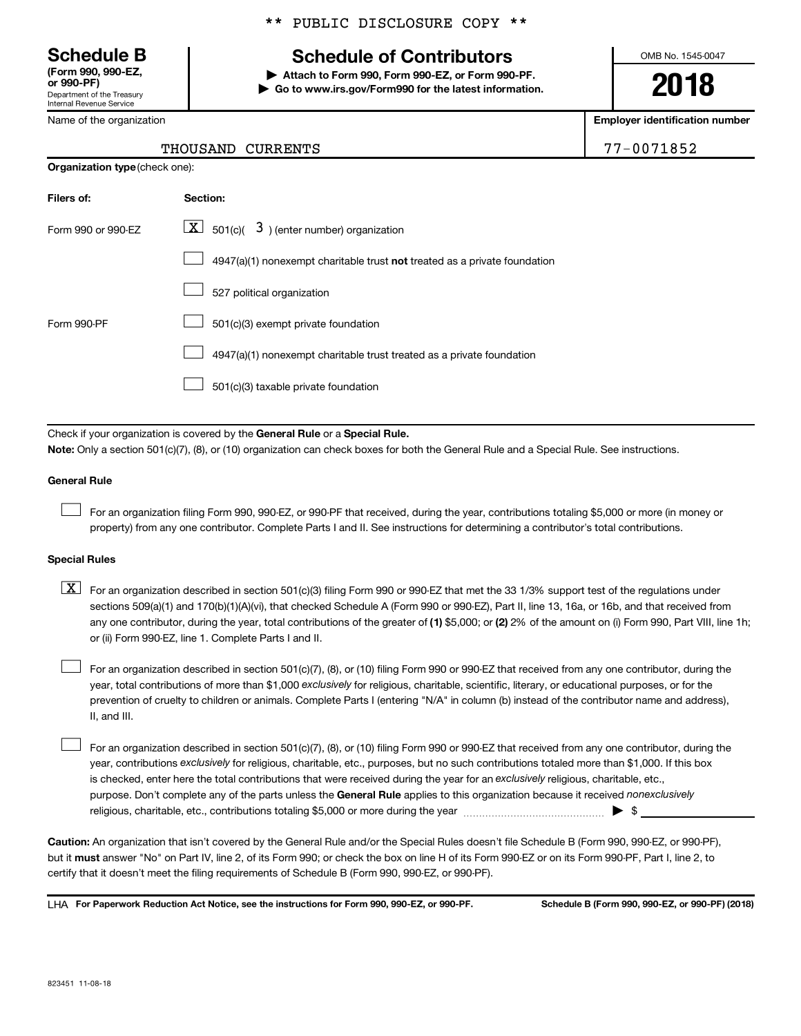** PUBLIC DISCLOSURE COPY **

**Schedule B**
**(Form 990, 990-EZ, or 990-PF)**
Department of the Treasury
Internal Revenue Service

# Schedule of Contributors

▶ **Attach to Form 990, Form 990-EZ, or Form 990-PF.**
▶ **Go to www.irs.gov/Form990 for the latest information.**

OMB No. 1545-0047

**2018**

| Name of the organization | Employer identification number |
|---|---|
| THOUSAND CURRENTS | 77-0071852 |

**Organization type** (check one):

| Filers of: | Section: |
|---|---|
| Form 990 or 990-EZ | [X] 501(c)( 3 ) (enter number) organization |
| | [ ] 4947(a)(1) nonexempt charitable trust **not** treated as a private foundation |
| | [ ] 527 political organization |
| Form 990-PF | [ ] 501(c)(3) exempt private foundation |
| | [ ] 4947(a)(1) nonexempt charitable trust treated as a private foundation |
| | [ ] 501(c)(3) taxable private foundation |

Check if your organization is covered by the **General Rule** or a **Special Rule.**

**Note:** Only a section 501(c)(7), (8), or (10) organization can check boxes for both the General Rule and a Special Rule. See instructions.

**General Rule**

[ ] For an organization filing Form 990, 990-EZ, or 990-PF that received, during the year, contributions totaling $5,000 or more (in money or property) from any one contributor. Complete Parts I and II. See instructions for determining a contributor's total contributions.

**Special Rules**

[X] For an organization described in section 501(c)(3) filing Form 990 or 990-EZ that met the 33 1/3% support test of the regulations under sections 509(a)(1) and 170(b)(1)(A)(vi), that checked Schedule A (Form 990 or 990-EZ), Part II, line 13, 16a, or 16b, and that received from any one contributor, during the year, total contributions of the greater of **(1)** $5,000; or **(2)** 2% of the amount on (i) Form 990, Part VIII, line 1h; or (ii) Form 990-EZ, line 1. Complete Parts I and II.

[ ] For an organization described in section 501(c)(7), (8), or (10) filing Form 990 or 990-EZ that received from any one contributor, during the year, total contributions of more than $1,000 *exclusively* for religious, charitable, scientific, literary, or educational purposes, or for the prevention of cruelty to children or animals. Complete Parts I (entering "N/A" in column (b) instead of the contributor name and address), II, and III.

[ ] For an organization described in section 501(c)(7), (8), or (10) filing Form 990 or 990-EZ that received from any one contributor, during the year, contributions *exclusively* for religious, charitable, etc., purposes, but no such contributions totaled more than $1,000. If this box is checked, enter here the total contributions that were received during the year for an *exclusively* religious, charitable, etc., purpose. Don't complete any of the parts unless the **General Rule** applies to this organization because it received *nonexclusively* religious, charitable, etc., contributions totaling $5,000 or more during the year ▶ $ ____________

**Caution:** An organization that isn't covered by the General Rule and/or the Special Rules doesn't file Schedule B (Form 990, 990-EZ, or 990-PF), but it **must** answer "No" on Part IV, line 2, of its Form 990; or check the box on line H of its Form 990-EZ or on its Form 990-PF, Part I, line 2, to certify that it doesn't meet the filing requirements of Schedule B (Form 990, 990-EZ, or 990-PF).

LHA **For Paperwork Reduction Act Notice, see the instructions for Form 990, 990-EZ, or 990-PF.** **Schedule B (Form 990, 990-EZ, or 990-PF) (2018)**

823451 11-08-18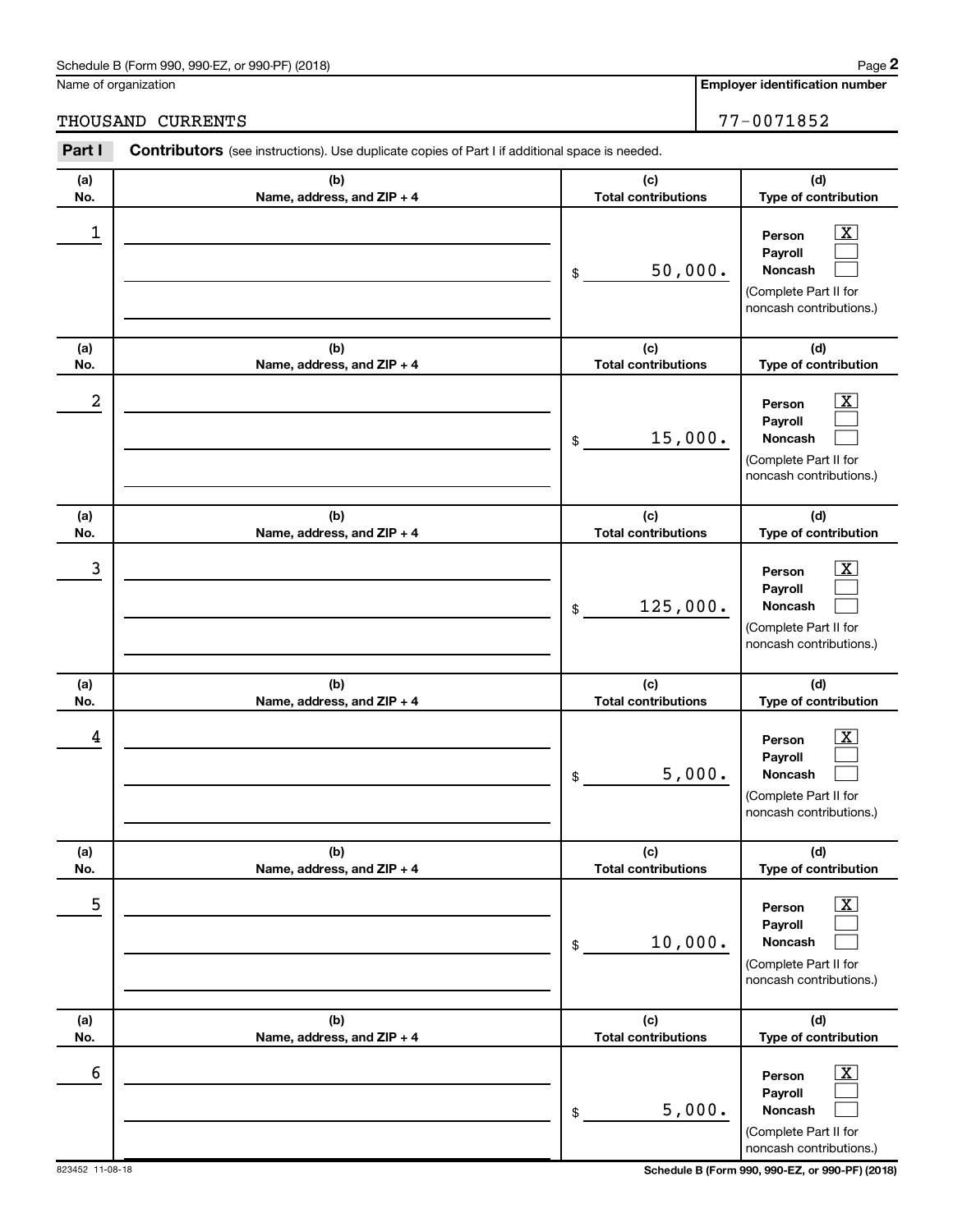Schedule B (Form 990, 990-EZ, or 990-PF) (2018)

Name of organization: THOUSAND CURRENTS

**Employer identification number:** 77-0071852

**Part I** **Contributors** (see instructions). Use duplicate copies of Part I if additional space is needed.

| (a) No. | (b) Name, address, and ZIP + 4 | (c) Total contributions | (d) Type of contribution |
|---|---|---|---|
| 1 | | $ 50,000. | Person [X] Payroll [ ] Noncash [ ] (Complete Part II for noncash contributions.) |
| 2 | | $ 15,000. | Person [X] Payroll [ ] Noncash [ ] (Complete Part II for noncash contributions.) |
| 3 | | $ 125,000. | Person [X] Payroll [ ] Noncash [ ] (Complete Part II for noncash contributions.) |
| 4 | | $ 5,000. | Person [X] Payroll [ ] Noncash [ ] (Complete Part II for noncash contributions.) |
| 5 | | $ 10,000. | Person [X] Payroll [ ] Noncash [ ] (Complete Part II for noncash contributions.) |
| 6 | | $ 5,000. | Person [X] Payroll [ ] Noncash [ ] (Complete Part II for noncash contributions.) |

823452 11-08-18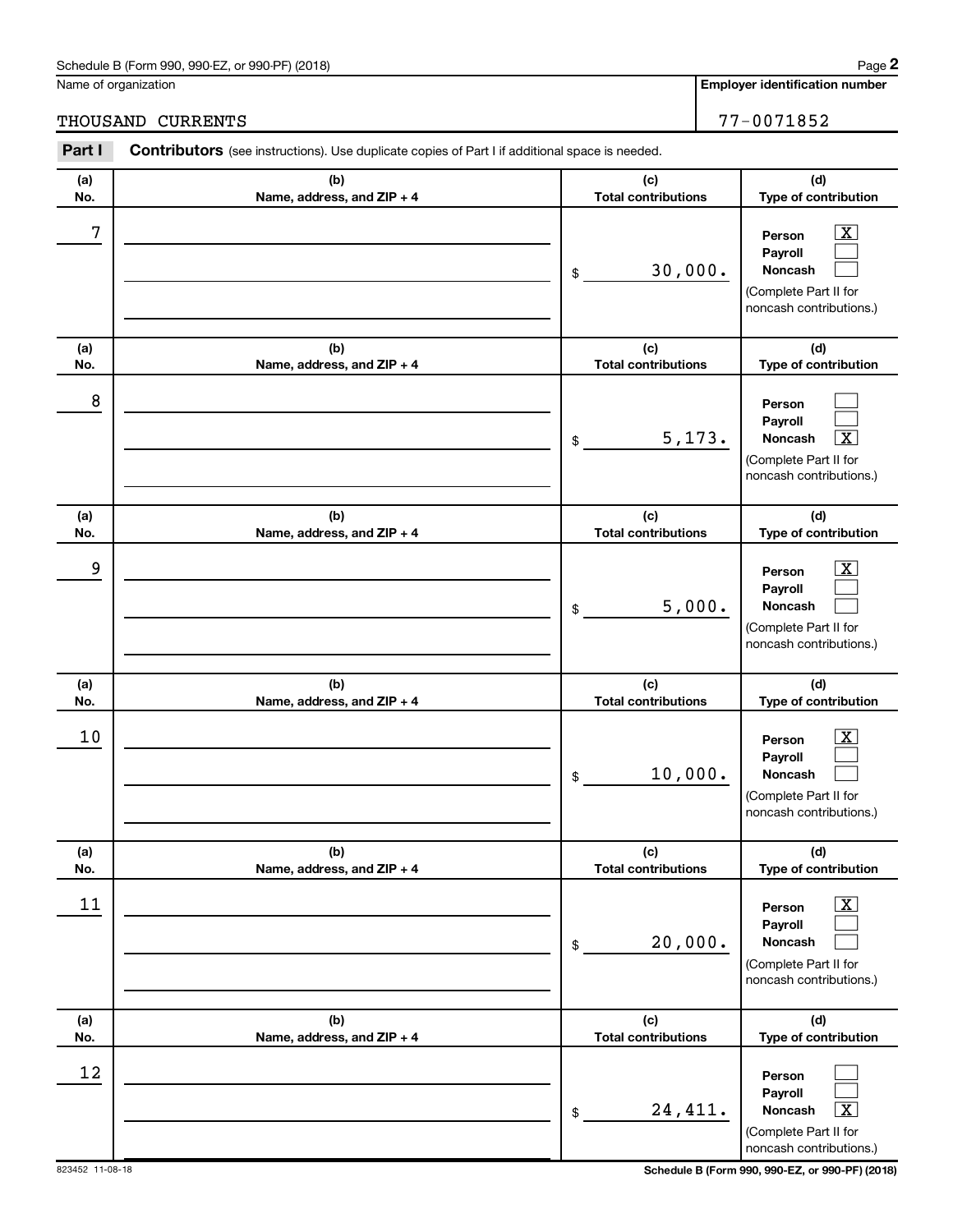Schedule B (Form 990, 990-EZ, or 990-PF) (2018)

Name of organization: THOUSAND CURRENTS

**Employer identification number:** 77-0071852

**Part I** **Contributors** (see instructions). Use duplicate copies of Part I if additional space is needed.

| (a) No. | (b) Name, address, and ZIP + 4 | (c) Total contributions | (d) Type of contribution |
|---|---|---|---|
| 7 | | $ 30,000. | Person [X] Payroll [ ] Noncash [ ] (Complete Part II for noncash contributions.) |
| 8 | | $ 5,173. | Person [ ] Payroll [ ] Noncash [X] (Complete Part II for noncash contributions.) |
| 9 | | $ 5,000. | Person [X] Payroll [ ] Noncash [ ] (Complete Part II for noncash contributions.) |
| 10 | | $ 10,000. | Person [X] Payroll [ ] Noncash [ ] (Complete Part II for noncash contributions.) |
| 11 | | $ 20,000. | Person [X] Payroll [ ] Noncash [ ] (Complete Part II for noncash contributions.) |
| 12 | | $ 24,411. | Person [ ] Payroll [ ] Noncash [X] (Complete Part II for noncash contributions.) |

823452 11-08-18 Schedule B (Form 990, 990-EZ, or 990-PF) (2018)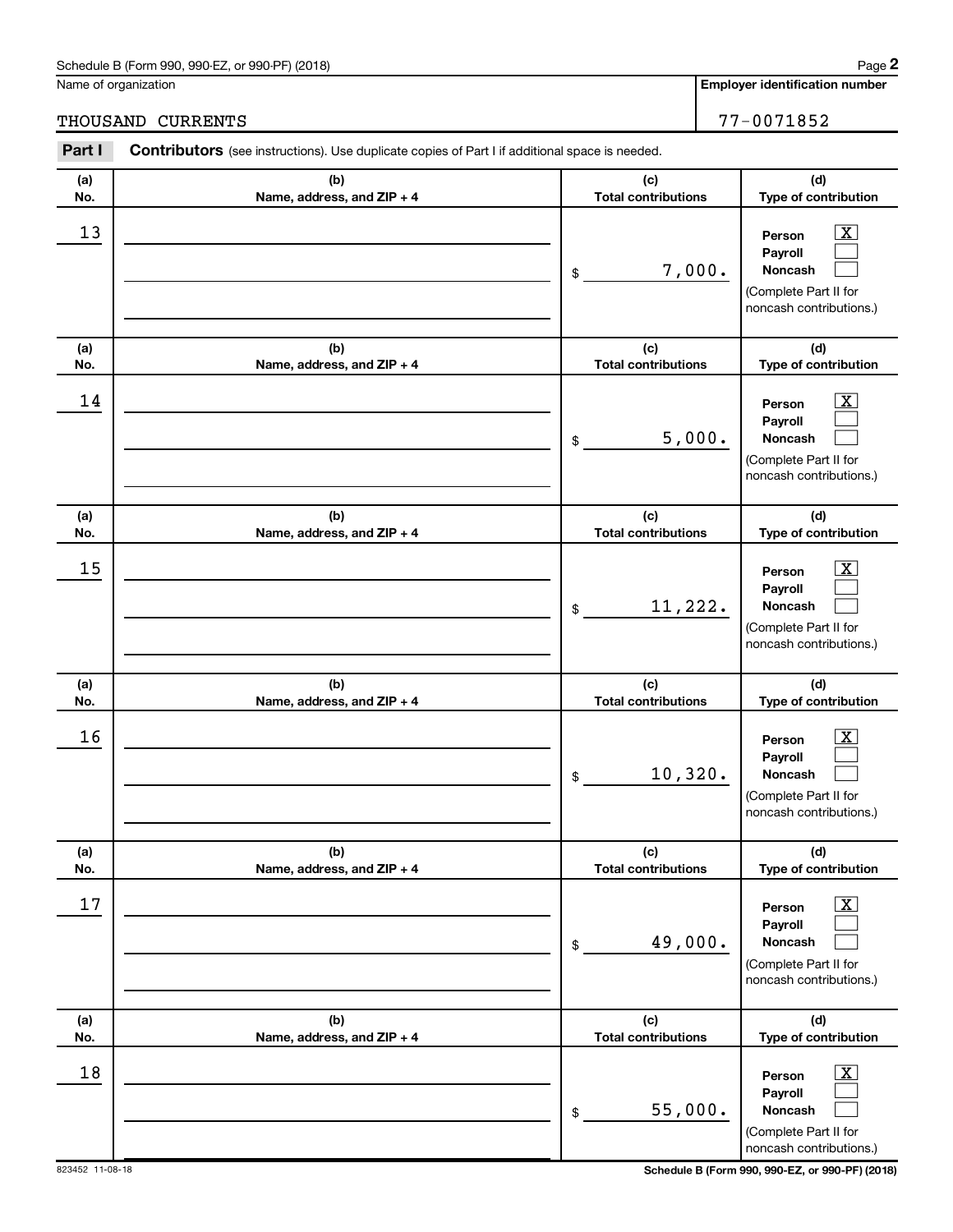Schedule B (Form 990, 990-EZ, or 990-PF) (2018)

Name of organization: THOUSAND CURRENTS

**Employer identification number**: 77-0071852

**Part I** **Contributors** (see instructions). Use duplicate copies of Part I if additional space is needed.

| (a) No. | (b) Name, address, and ZIP + 4 | (c) Total contributions | (d) Type of contribution |
|---|---|---|---|
| 13 | | $ 7,000. | Person [X] Payroll [ ] Noncash [ ] (Complete Part II for noncash contributions.) |
| 14 | | $ 5,000. | Person [X] Payroll [ ] Noncash [ ] (Complete Part II for noncash contributions.) |
| 15 | | $ 11,222. | Person [X] Payroll [ ] Noncash [ ] (Complete Part II for noncash contributions.) |
| 16 | | $ 10,320. | Person [X] Payroll [ ] Noncash [ ] (Complete Part II for noncash contributions.) |
| 17 | | $ 49,000. | Person [X] Payroll [ ] Noncash [ ] (Complete Part II for noncash contributions.) |
| 18 | | $ 55,000. | Person [X] Payroll [ ] Noncash [ ] (Complete Part II for noncash contributions.) |

823452 11-08-18

**Schedule B (Form 990, 990-EZ, or 990-PF) (2018)**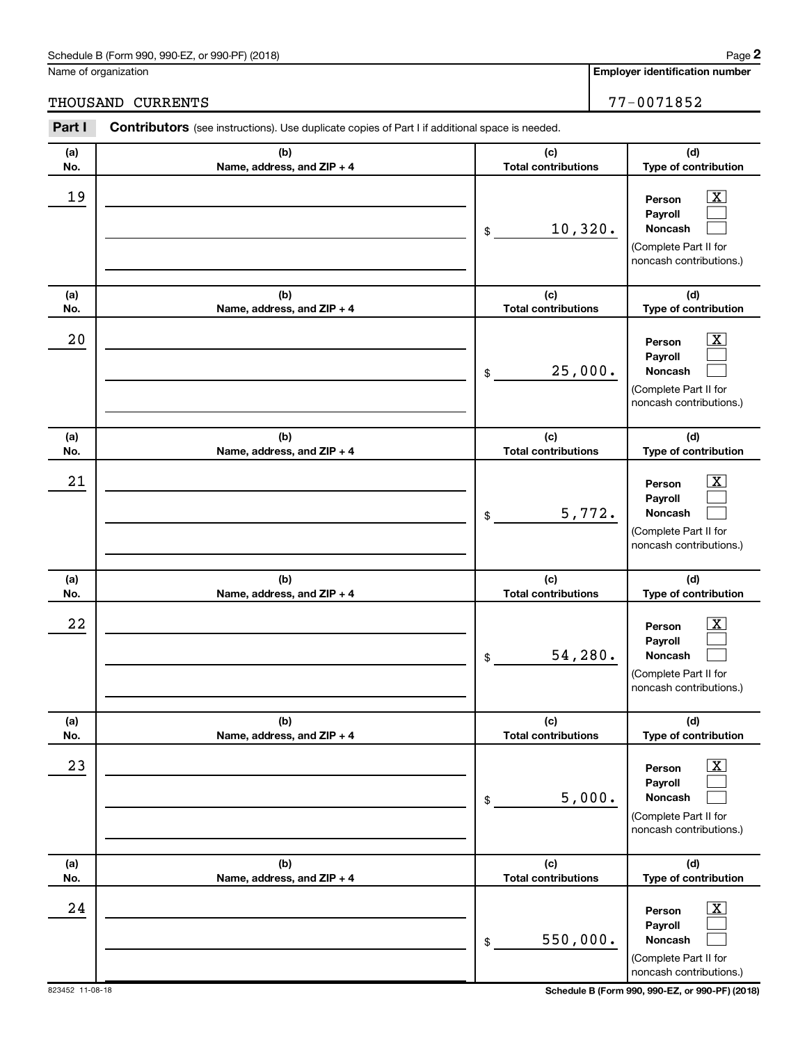Schedule B (Form 990, 990-EZ, or 990-PF) (2018)

Name of organization: THOUSAND CURRENTS

Employer identification number: 77-0071852

**Part I** **Contributors** (see instructions). Use duplicate copies of Part I if additional space is needed.

| (a) No. | (b) Name, address, and ZIP + 4 | (c) Total contributions | (d) Type of contribution |
|---|---|---|---|
| 19 | | $ 10,320. | Person [X] Payroll [ ] Noncash [ ] (Complete Part II for noncash contributions.) |
| 20 | | $ 25,000. | Person [X] Payroll [ ] Noncash [ ] (Complete Part II for noncash contributions.) |
| 21 | | $ 5,772. | Person [X] Payroll [ ] Noncash [ ] (Complete Part II for noncash contributions.) |
| 22 | | $ 54,280. | Person [X] Payroll [ ] Noncash [ ] (Complete Part II for noncash contributions.) |
| 23 | | $ 5,000. | Person [X] Payroll [ ] Noncash [ ] (Complete Part II for noncash contributions.) |
| 24 | | $ 550,000. | Person [X] Payroll [ ] Noncash [ ] (Complete Part II for noncash contributions.) |

823452 11-08-18

Schedule B (Form 990, 990-EZ, or 990-PF) (2018)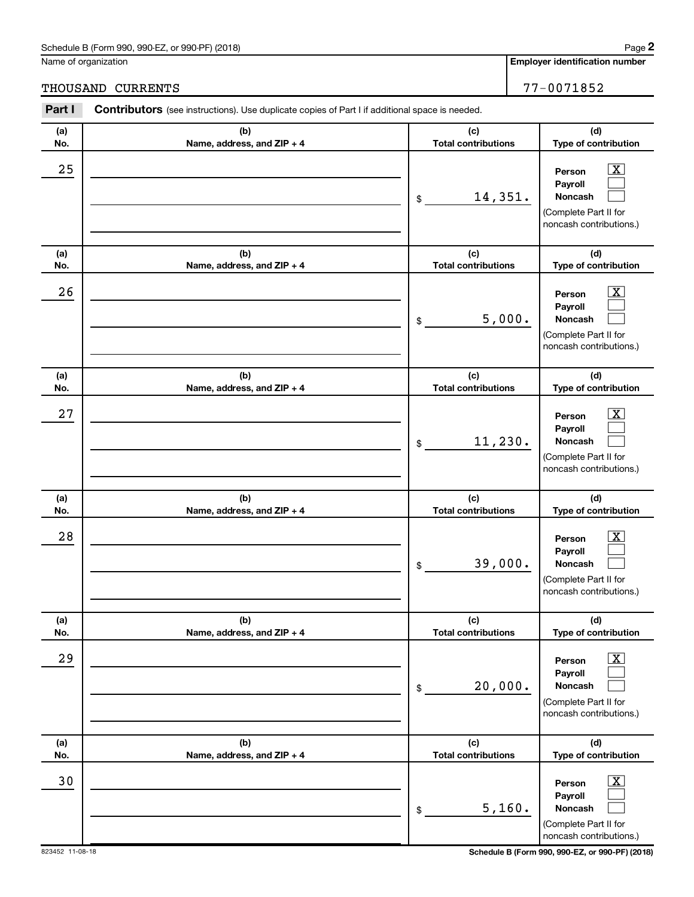Schedule B (Form 990, 990-EZ, or 990-PF) (2018)

Name of organization: THOUSAND CURRENTS

Employer identification number: 77-0071852

**Part I** **Contributors** (see instructions). Use duplicate copies of Part I if additional space is needed.

| (a) No. | (b) Name, address, and ZIP + 4 | (c) Total contributions | (d) Type of contribution |
|---|---|---|---|
| 25 | | $ 14,351. | Person [X] Payroll [ ] Noncash [ ] (Complete Part II for noncash contributions.) |
| 26 | | $ 5,000. | Person [X] Payroll [ ] Noncash [ ] (Complete Part II for noncash contributions.) |
| 27 | | $ 11,230. | Person [X] Payroll [ ] Noncash [ ] (Complete Part II for noncash contributions.) |
| 28 | | $ 39,000. | Person [X] Payroll [ ] Noncash [ ] (Complete Part II for noncash contributions.) |
| 29 | | $ 20,000. | Person [X] Payroll [ ] Noncash [ ] (Complete Part II for noncash contributions.) |
| 30 | | $ 5,160. | Person [X] Payroll [ ] Noncash [ ] (Complete Part II for noncash contributions.) |

823452 11-08-18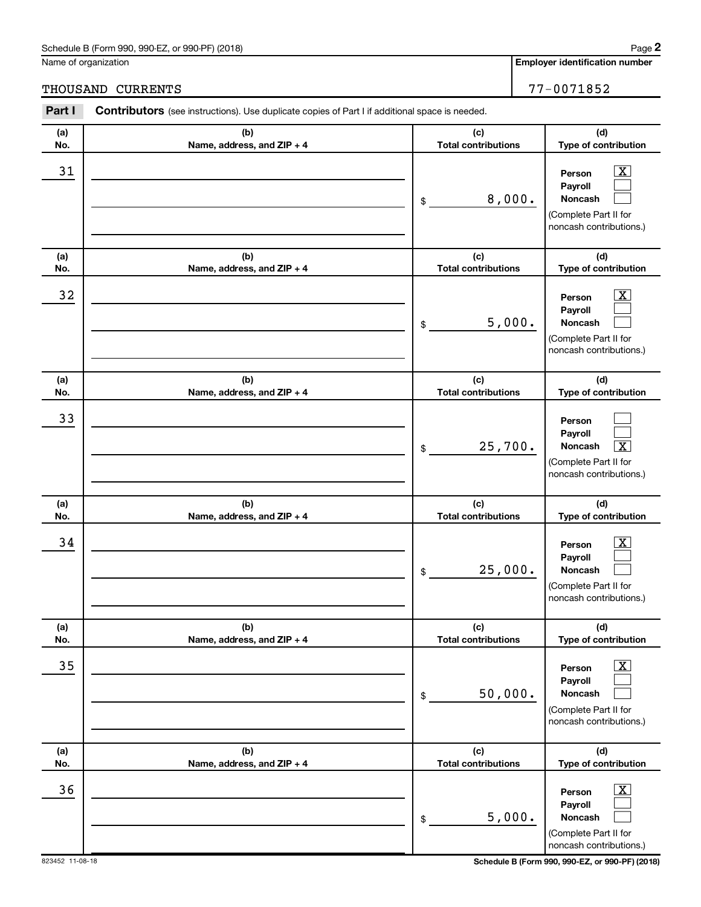Schedule B (Form 990, 990-EZ, or 990-PF) (2018)

Name of organization: THOUSAND CURRENTS

Employer identification number: 77-0071852

**Part I** **Contributors** (see instructions). Use duplicate copies of Part I if additional space is needed.

| (a) No. | (b) Name, address, and ZIP + 4 | (c) Total contributions | (d) Type of contribution |
|---|---|---|---|
| 31 | | $ 8,000. | Person [X] Payroll [ ] Noncash [ ] (Complete Part II for noncash contributions.) |
| 32 | | $ 5,000. | Person [X] Payroll [ ] Noncash [ ] (Complete Part II for noncash contributions.) |
| 33 | | $ 25,700. | Person [ ] Payroll [ ] Noncash [X] (Complete Part II for noncash contributions.) |
| 34 | | $ 25,000. | Person [X] Payroll [ ] Noncash [ ] (Complete Part II for noncash contributions.) |
| 35 | | $ 50,000. | Person [X] Payroll [ ] Noncash [ ] (Complete Part II for noncash contributions.) |
| 36 | | $ 5,000. | Person [X] Payroll [ ] Noncash [ ] (Complete Part II for noncash contributions.) |

823452 11-08-18

Schedule B (Form 990, 990-EZ, or 990-PF) (2018)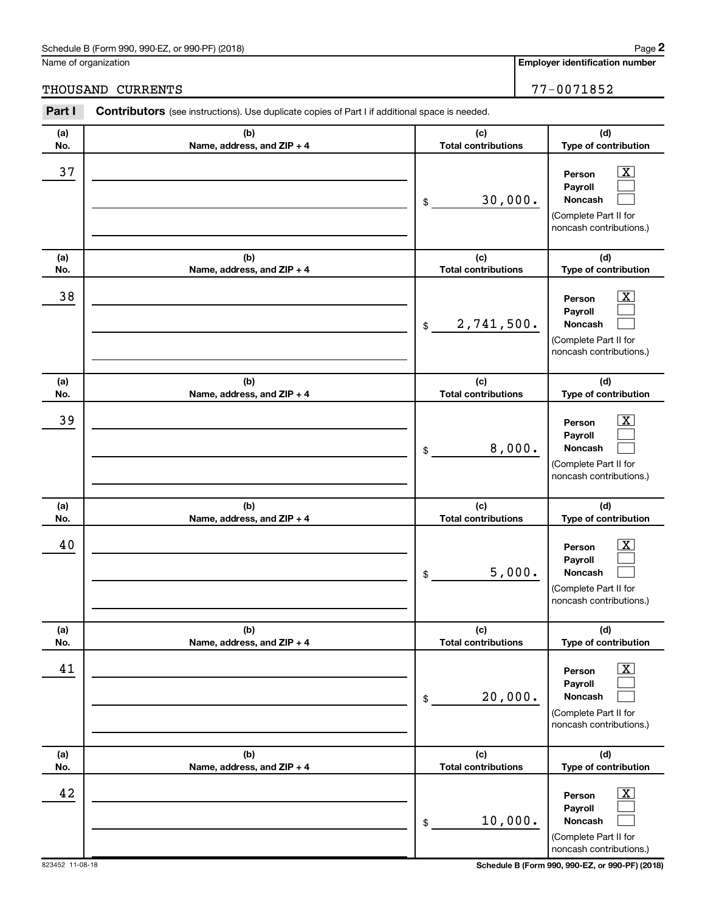Name of organization | **Employer identification number**

THOUSAND CURRENTS | 77-0071852

**Part I** **Contributors** (see instructions). Use duplicate copies of Part I if additional space is needed.

| (a) No. | (b) Name, address, and ZIP + 4 | (c) Total contributions | (d) Type of contribution |
|---|---|---|---|
| 37 | | $ 30,000. | Person [X] Payroll [ ] Noncash [ ] (Complete Part II for noncash contributions.) |
| 38 | | $ 2,741,500. | Person [X] Payroll [ ] Noncash [ ] (Complete Part II for noncash contributions.) |
| 39 | | $ 8,000. | Person [X] Payroll [ ] Noncash [ ] (Complete Part II for noncash contributions.) |
| 40 | | $ 5,000. | Person [X] Payroll [ ] Noncash [ ] (Complete Part II for noncash contributions.) |
| 41 | | $ 20,000. | Person [X] Payroll [ ] Noncash [ ] (Complete Part II for noncash contributions.) |
| 42 | | $ 10,000. | Person [X] Payroll [ ] Noncash [ ] (Complete Part II for noncash contributions.) |

823452 11-08-18 **Schedule B (Form 990, 990-EZ, or 990-PF) (2018)**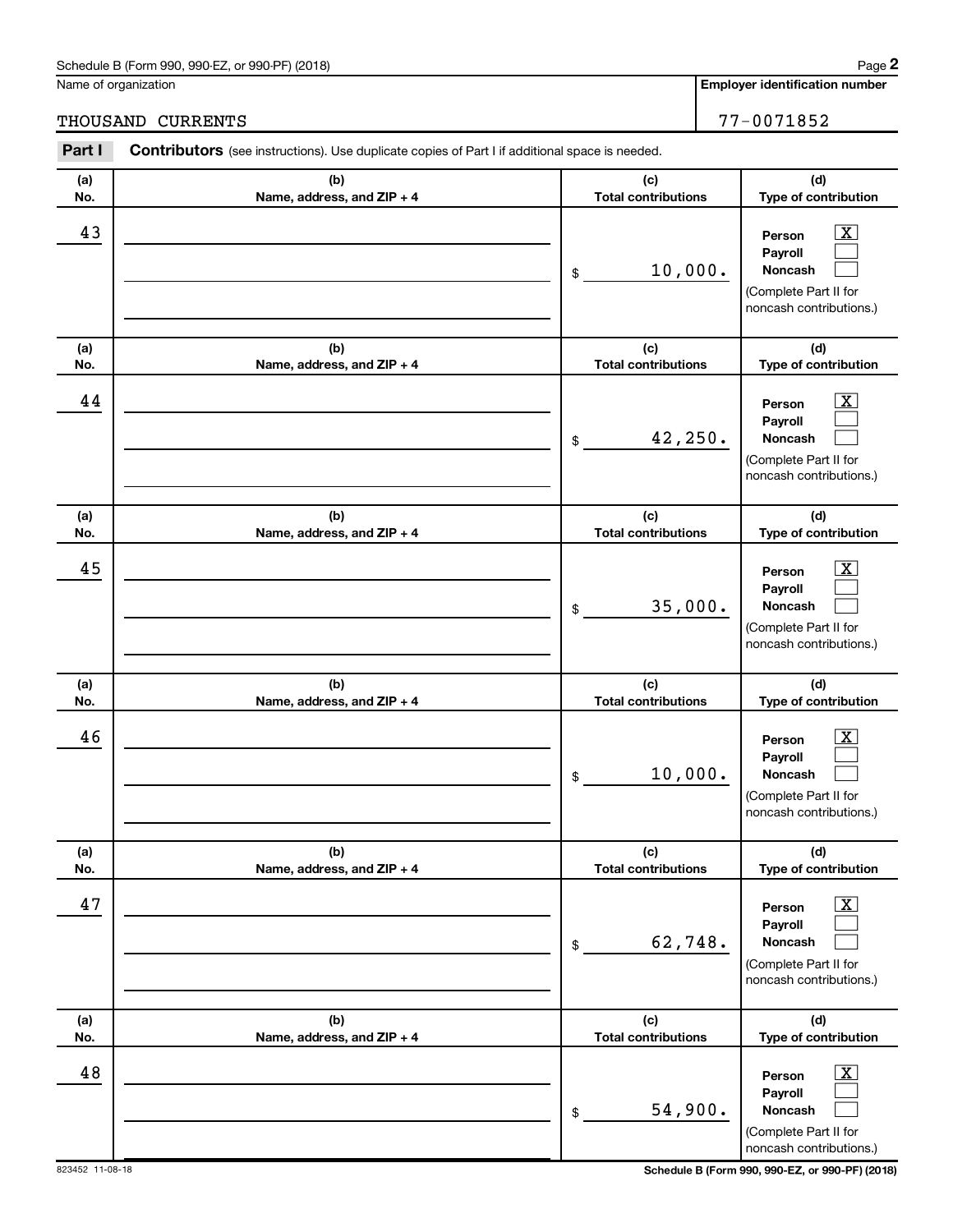Name of organization

THOUSAND CURRENTS

**Employer identification number**

77-0071852

**Part I** **Contributors** (see instructions). Use duplicate copies of Part I if additional space is needed.

| (a) No. | (b) Name, address, and ZIP + 4 | (c) Total contributions | (d) Type of contribution |
|---|---|---|---|
| 43 | | $ 10,000. | Person [X] Payroll [ ] Noncash [ ] (Complete Part II for noncash contributions.) |
| 44 | | $ 42,250. | Person [X] Payroll [ ] Noncash [ ] (Complete Part II for noncash contributions.) |
| 45 | | $ 35,000. | Person [X] Payroll [ ] Noncash [ ] (Complete Part II for noncash contributions.) |
| 46 | | $ 10,000. | Person [X] Payroll [ ] Noncash [ ] (Complete Part II for noncash contributions.) |
| 47 | | $ 62,748. | Person [X] Payroll [ ] Noncash [ ] (Complete Part II for noncash contributions.) |
| 48 | | $ 54,900. | Person [X] Payroll [ ] Noncash [ ] (Complete Part II for noncash contributions.) |

823452 11-08-18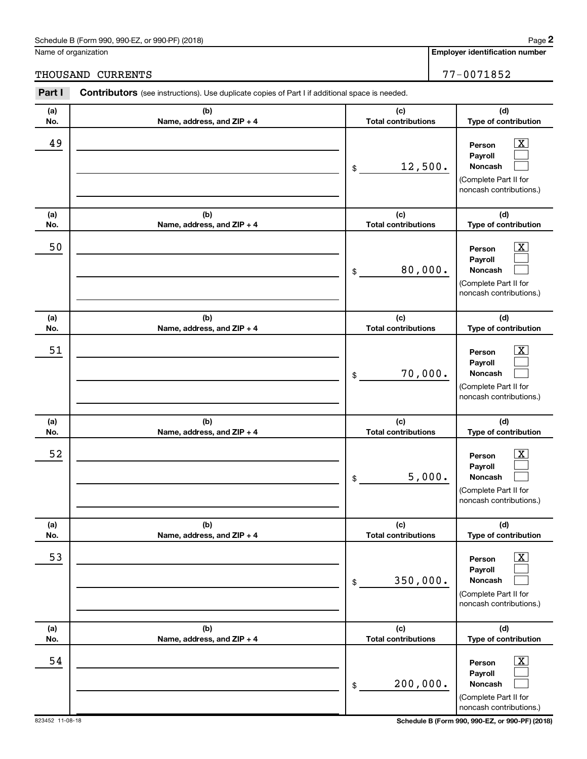Name of organization

THOUSAND CURRENTS

**Employer identification number**

77-0071852

**Part I** **Contributors** (see instructions). Use duplicate copies of Part I if additional space is needed.

| (a) No. | (b) Name, address, and ZIP + 4 | (c) Total contributions | (d) Type of contribution |
|---|---|---|---|
| 49 | | $ 12,500. | Person [X] Payroll [ ] Noncash [ ] (Complete Part II for noncash contributions.) |
| 50 | | $ 80,000. | Person [X] Payroll [ ] Noncash [ ] (Complete Part II for noncash contributions.) |
| 51 | | $ 70,000. | Person [X] Payroll [ ] Noncash [ ] (Complete Part II for noncash contributions.) |
| 52 | | $ 5,000. | Person [X] Payroll [ ] Noncash [ ] (Complete Part II for noncash contributions.) |
| 53 | | $ 350,000. | Person [X] Payroll [ ] Noncash [ ] (Complete Part II for noncash contributions.) |
| 54 | | $ 200,000. | Person [X] Payroll [ ] Noncash [ ] (Complete Part II for noncash contributions.) |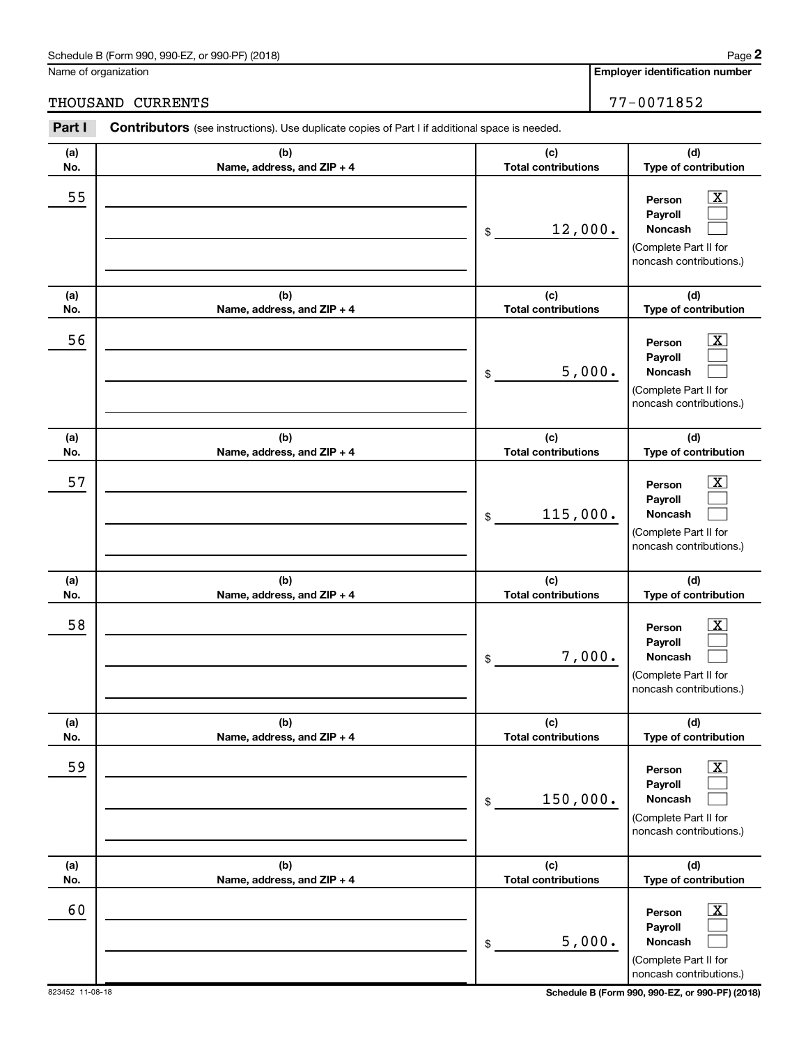Name of organization

THOUSAND CURRENTS

**Employer identification number**

77-0071852

**Part I** **Contributors** (see instructions). Use duplicate copies of Part I if additional space is needed.

| (a) No. | (b) Name, address, and ZIP + 4 | (c) Total contributions | (d) Type of contribution |
|---|---|---|---|
| 55 | | $ 12,000. | Person [X] Payroll [ ] Noncash [ ] (Complete Part II for noncash contributions.) |
| 56 | | $ 5,000. | Person [X] Payroll [ ] Noncash [ ] (Complete Part II for noncash contributions.) |
| 57 | | $ 115,000. | Person [X] Payroll [ ] Noncash [ ] (Complete Part II for noncash contributions.) |
| 58 | | $ 7,000. | Person [X] Payroll [ ] Noncash [ ] (Complete Part II for noncash contributions.) |
| 59 | | $ 150,000. | Person [X] Payroll [ ] Noncash [ ] (Complete Part II for noncash contributions.) |
| 60 | | $ 5,000. | Person [X] Payroll [ ] Noncash [ ] (Complete Part II for noncash contributions.) |

823452 11-08-18 **Schedule B (Form 990, 990-EZ, or 990-PF) (2018)**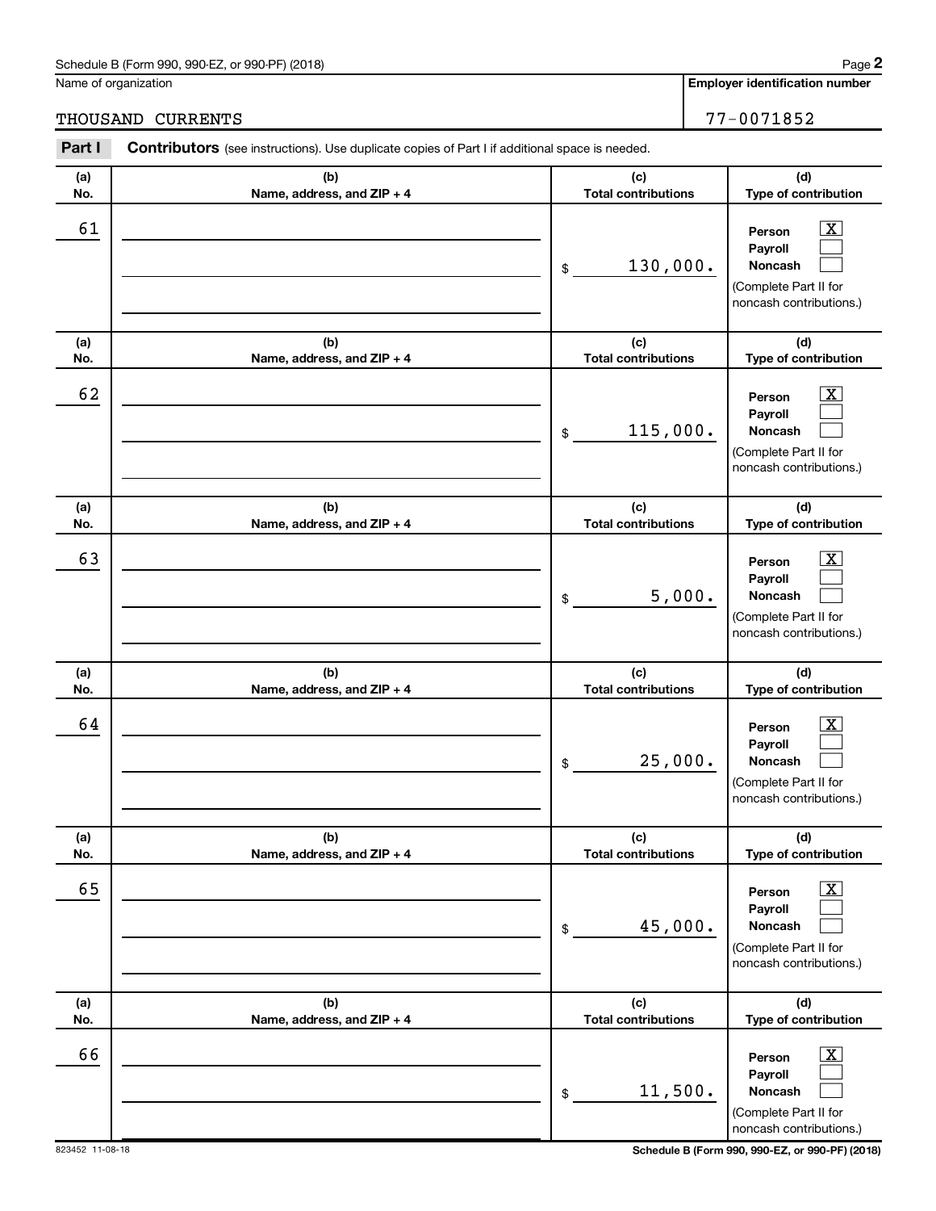Name of organization

THOUSAND CURRENTS

**Employer identification number**

77-0071852

**Part I** **Contributors** (see instructions). Use duplicate copies of Part I if additional space is needed.

| (a) No. | (b) Name, address, and ZIP + 4 | (c) Total contributions | (d) Type of contribution |
|---|---|---|---|
| 61 | | $ 130,000. | Person [X] Payroll [ ] Noncash [ ] (Complete Part II for noncash contributions.) |
| 62 | | $ 115,000. | Person [X] Payroll [ ] Noncash [ ] (Complete Part II for noncash contributions.) |
| 63 | | $ 5,000. | Person [X] Payroll [ ] Noncash [ ] (Complete Part II for noncash contributions.) |
| 64 | | $ 25,000. | Person [X] Payroll [ ] Noncash [ ] (Complete Part II for noncash contributions.) |
| 65 | | $ 45,000. | Person [X] Payroll [ ] Noncash [ ] (Complete Part II for noncash contributions.) |
| 66 | | $ 11,500. | Person [X] Payroll [ ] Noncash [ ] (Complete Part II for noncash contributions.) |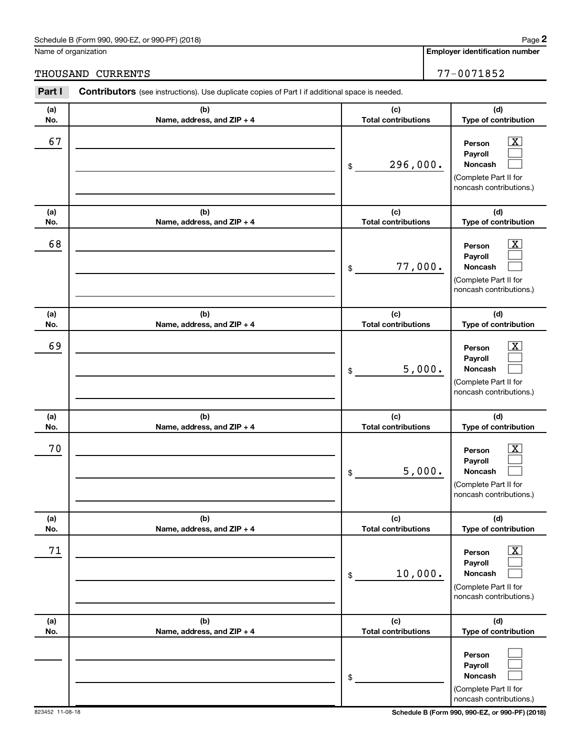Name of organization | Employer identification number

THOUSAND CURRENTS | 77-0071852

**Part I** **Contributors** (see instructions). Use duplicate copies of Part I if additional space is needed.

| (a) No. | (b) Name, address, and ZIP + 4 | (c) Total contributions | (d) Type of contribution |
|---|---|---|---|
| 67 | | $ 296,000. | Person [X] Payroll [ ] Noncash [ ] (Complete Part II for noncash contributions.) |
| 68 | | $ 77,000. | Person [X] Payroll [ ] Noncash [ ] (Complete Part II for noncash contributions.) |
| 69 | | $ 5,000. | Person [X] Payroll [ ] Noncash [ ] (Complete Part II for noncash contributions.) |
| 70 | | $ 5,000. | Person [X] Payroll [ ] Noncash [ ] (Complete Part II for noncash contributions.) |
| 71 | | $ 10,000. | Person [X] Payroll [ ] Noncash [ ] (Complete Part II for noncash contributions.) |
| | | $ | Person [ ] Payroll [ ] Noncash [ ] (Complete Part II for noncash contributions.) |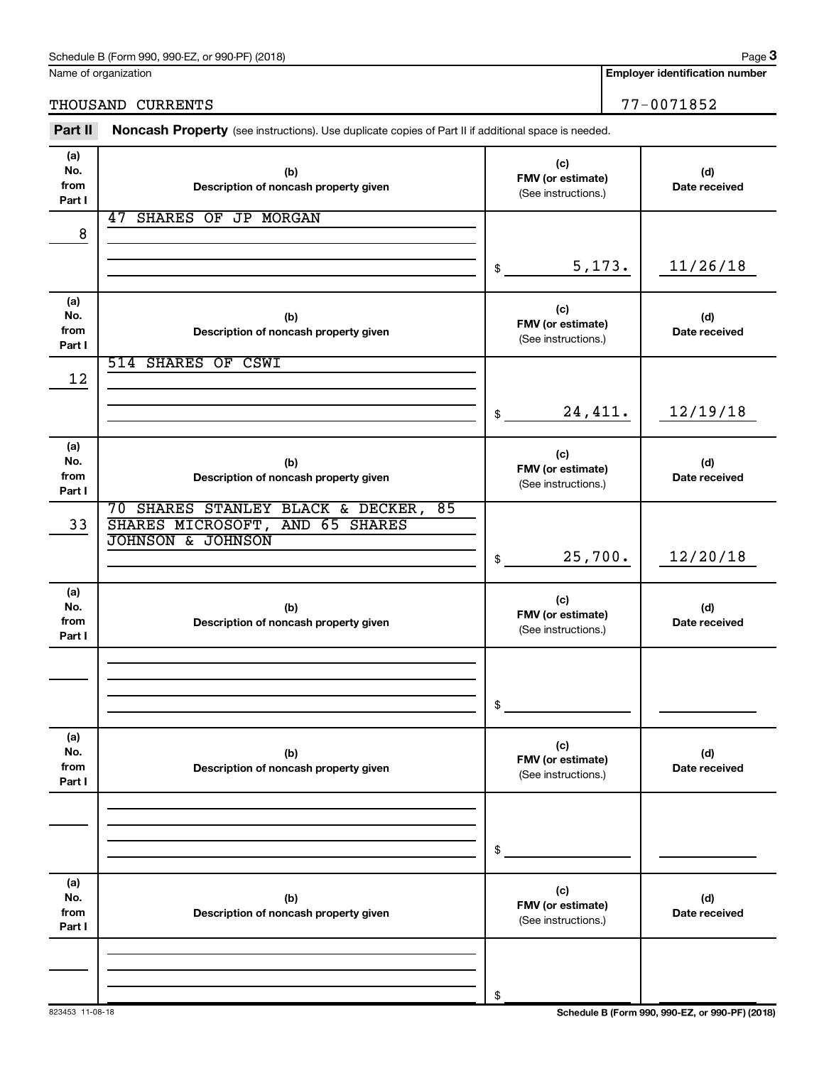Name of organization

THOUSAND CURRENTS

**Employer identification number**

77-0071852

## Part II Noncash Property (see instructions). Use duplicate copies of Part II if additional space is needed.

| (a) No. from Part I | (b) Description of noncash property given | (c) FMV (or estimate) (See instructions.) | (d) Date received |
|---|---|---|---|
| 8 | 47 SHARES OF JP MORGAN | $ 5,173. | 11/26/18 |
| 12 | 514 SHARES OF CSWI | $ 24,411. | 12/19/18 |
| 33 | 70 SHARES STANLEY BLACK & DECKER, 85 SHARES MICROSOFT, AND 65 SHARES JOHNSON & JOHNSON | $ 25,700. | 12/20/18 |
| | | $ | |
| | | $ | |
| | | $ | |

823453 11-08-18

**Schedule B (Form 990, 990-EZ, or 990-PF) (2018)**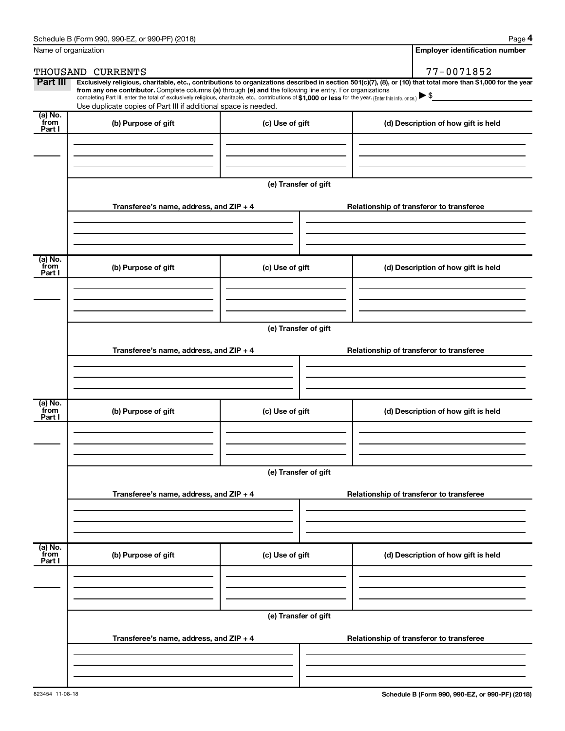Name of organization

THOUSAND CURRENTS

**Employer identification number**

77-0071852

**Part III** **Exclusively religious, charitable, etc., contributions to organizations described in section 501(c)(7), (8), or (10) that total more than $1,000 for the year from any one contributor.** Complete columns **(a)** through **(e) and** the following line entry. For organizations completing Part III, enter the total of exclusively religious, charitable, etc., contributions of **$1,000 or less** for the year. (Enter this info. once.) ▶ $

Use duplicate copies of Part III if additional space is needed.

| (a) No. from Part I | (b) Purpose of gift | (c) Use of gift | (d) Description of how gift is held |
|---|---|---|---|
| | | | |

(e) Transfer of gift

| Transferee's name, address, and ZIP + 4 | Relationship of transferor to transferee |
|---|---|
| | |

| (a) No. from Part I | (b) Purpose of gift | (c) Use of gift | (d) Description of how gift is held |
|---|---|---|---|
| | | | |

(e) Transfer of gift

| Transferee's name, address, and ZIP + 4 | Relationship of transferor to transferee |
|---|---|
| | |

| (a) No. from Part I | (b) Purpose of gift | (c) Use of gift | (d) Description of how gift is held |
|---|---|---|---|
| | | | |

(e) Transfer of gift

| Transferee's name, address, and ZIP + 4 | Relationship of transferor to transferee |
|---|---|
| | |

| (a) No. from Part I | (b) Purpose of gift | (c) Use of gift | (d) Description of how gift is held |
|---|---|---|---|
| | | | |

(e) Transfer of gift

| Transferee's name, address, and ZIP + 4 | Relationship of transferor to transferee |
|---|---|
| | |

823454 11-08-18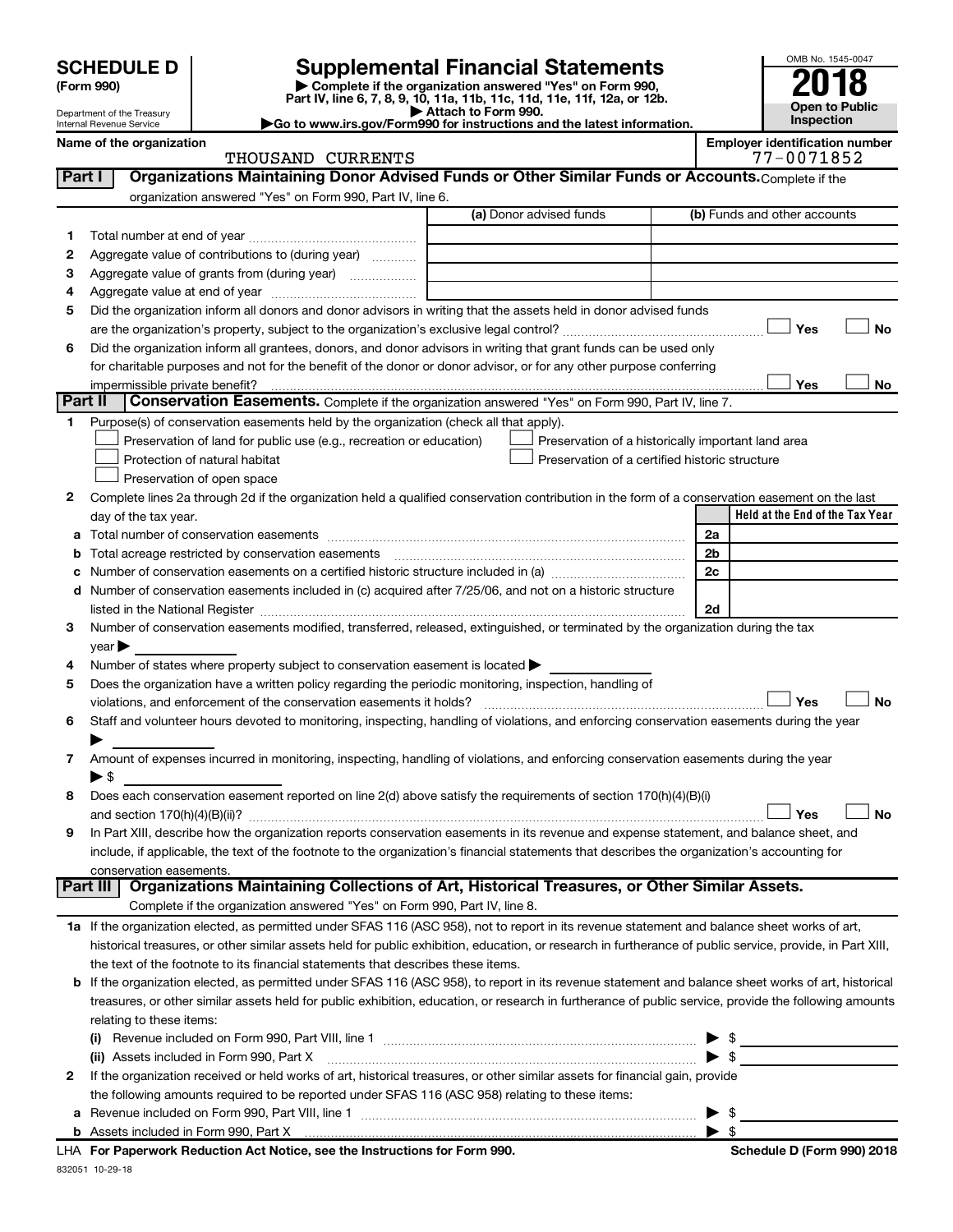# SCHEDULE D (Form 990)

Department of the Treasury
Internal Revenue Service

## Supplemental Financial Statements

▶ Complete if the organization answered "Yes" on Form 990, Part IV, line 6, 7, 8, 9, 10, 11a, 11b, 11c, 11d, 11e, 11f, 12a, or 12b.
▶ Attach to Form 990.
▶Go to www.irs.gov/Form990 for instructions and the latest information.

OMB No. 1545-0047

**2018**

**Open to Public Inspection**

| Name of the organization | Employer identification number |
|---|---|
| THOUSAND CURRENTS | 77-0071852 |

### Part I — Organizations Maintaining Donor Advised Funds or Other Similar Funds or Accounts. Complete if the organization answered "Yes" on Form 990, Part IV, line 6.

| | | (a) Donor advised funds | (b) Funds and other accounts |
|---|---|---|---|
| 1 | Total number at end of year | | |
| 2 | Aggregate value of contributions to (during year) | | |
| 3 | Aggregate value of grants from (during year) | | |
| 4 | Aggregate value at end of year | | |

5 Did the organization inform all donors and donor advisors in writing that the assets held in donor advised funds are the organization's property, subject to the organization's exclusive legal control? ☐ Yes ☐ No

6 Did the organization inform all grantees, donors, and donor advisors in writing that grant funds can be used only for charitable purposes and not for the benefit of the donor or donor advisor, or for any other purpose conferring impermissible private benefit? ☐ Yes ☐ No

### Part II — Conservation Easements. Complete if the organization answered "Yes" on Form 990, Part IV, line 7.

1 Purpose(s) of conservation easements held by the organization (check all that apply).

☐ Preservation of land for public use (e.g., recreation or education)
☐ Preservation of a historically important land area
☐ Protection of natural habitat
☐ Preservation of a certified historic structure
☐ Preservation of open space

2 Complete lines 2a through 2d if the organization held a qualified conservation contribution in the form of a conservation easement on the last day of the tax year.

| | | | Held at the End of the Tax Year |
|---|---|---|---|
| a | Total number of conservation easements | 2a | |
| b | Total acreage restricted by conservation easements | 2b | |
| c | Number of conservation easements on a certified historic structure included in (a) | 2c | |
| d | Number of conservation easements included in (c) acquired after 7/25/06, and not on a historic structure listed in the National Register | 2d | |

3 Number of conservation easements modified, transferred, released, extinguished, or terminated by the organization during the tax year ▶

4 Number of states where property subject to conservation easement is located ▶

5 Does the organization have a written policy regarding the periodic monitoring, inspection, handling of violations, and enforcement of the conservation easements it holds? ☐ Yes ☐ No

6 Staff and volunteer hours devoted to monitoring, inspecting, handling of violations, and enforcing conservation easements during the year ▶

7 Amount of expenses incurred in monitoring, inspecting, handling of violations, and enforcing conservation easements during the year ▶ $

8 Does each conservation easement reported on line 2(d) above satisfy the requirements of section 170(h)(4)(B)(i) and section 170(h)(4)(B)(ii)? ☐ Yes ☐ No

9 In Part XIII, describe how the organization reports conservation easements in its revenue and expense statement, and balance sheet, and include, if applicable, the text of the footnote to the organization's financial statements that describes the organization's accounting for conservation easements.

### Part III — Organizations Maintaining Collections of Art, Historical Treasures, or Other Similar Assets. Complete if the organization answered "Yes" on Form 990, Part IV, line 8.

1a If the organization elected, as permitted under SFAS 116 (ASC 958), not to report in its revenue statement and balance sheet works of art, historical treasures, or other similar assets held for public exhibition, education, or research in furtherance of public service, provide, in Part XIII, the text of the footnote to its financial statements that describes these items.

b If the organization elected, as permitted under SFAS 116 (ASC 958), to report in its revenue statement and balance sheet works of art, historical treasures, or other similar assets held for public exhibition, education, or research in furtherance of public service, provide the following amounts relating to these items:

(i) Revenue included on Form 990, Part VIII, line 1 ▶ $

(ii) Assets included in Form 990, Part X ▶ $

2 If the organization received or held works of art, historical treasures, or other similar assets for financial gain, provide the following amounts required to be reported under SFAS 116 (ASC 958) relating to these items:

a Revenue included on Form 990, Part VIII, line 1 ▶ $

b Assets included in Form 990, Part X ▶ $

LHA For Paperwork Reduction Act Notice, see the Instructions for Form 990. Schedule D (Form 990) 2018

832051 10-29-18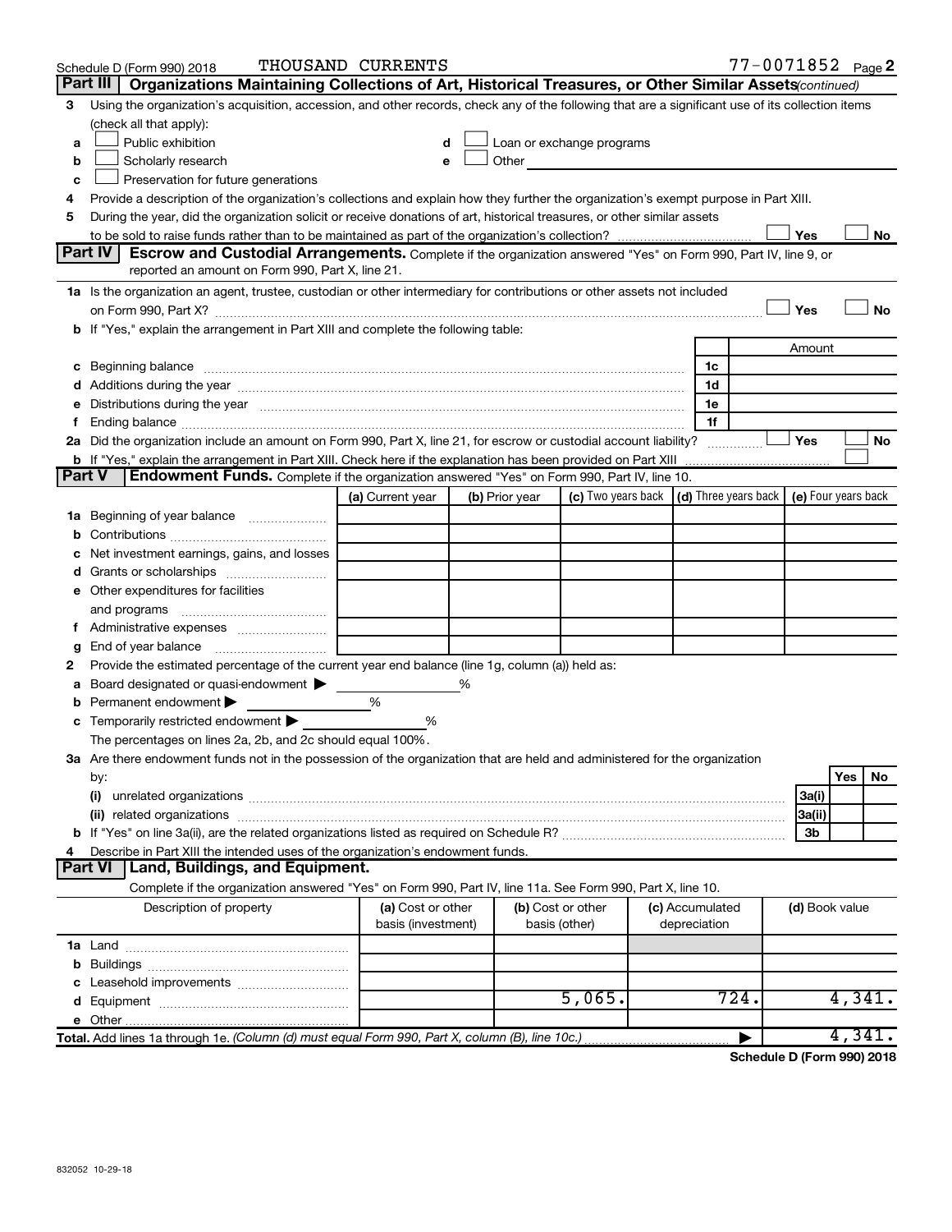Schedule D (Form 990) 2018 THOUSAND CURRENTS 77-0071852 Page **2**

## Part III Organizations Maintaining Collections of Art, Historical Treasures, or Other Similar Assets *(continued)*

**3** Using the organization's acquisition, accession, and other records, check any of the following that are a significant use of its collection items (check all that apply):

- **a** ☐ Public exhibition
- **b** ☐ Scholarly research
- **c** ☐ Preservation for future generations
- **d** ☐ Loan or exchange programs
- **e** ☐ Other

**4** Provide a description of the organization's collections and explain how they further the organization's exempt purpose in Part XIII.

**5** During the year, did the organization solicit or receive donations of art, historical treasures, or other similar assets to be sold to raise funds rather than to be maintained as part of the organization's collection? ☐ Yes ☐ No

## Part IV Escrow and Custodial Arrangements.

Complete if the organization answered "Yes" on Form 990, Part IV, line 9, or reported an amount on Form 990, Part X, line 21.

**1a** Is the organization an agent, trustee, custodian or other intermediary for contributions or other assets not included on Form 990, Part X? ☐ Yes ☐ No

**b** If "Yes," explain the arrangement in Part XIII and complete the following table:

| | | Amount |
|---|---|---|
| **c** Beginning balance | 1c | |
| **d** Additions during the year | 1d | |
| **e** Distributions during the year | 1e | |
| **f** Ending balance | 1f | |

**2a** Did the organization include an amount on Form 990, Part X, line 21, for escrow or custodial account liability? ☐ Yes ☐ No

**b** If "Yes," explain the arrangement in Part XIII. Check here if the explanation has been provided on Part XIII ☐

## Part V Endowment Funds.

Complete if the organization answered "Yes" on Form 990, Part IV, line 10.

| | (a) Current year | (b) Prior year | (c) Two years back | (d) Three years back | (e) Four years back |
|---|---|---|---|---|---|
| **1a** Beginning of year balance | | | | | |
| **b** Contributions | | | | | |
| **c** Net investment earnings, gains, and losses | | | | | |
| **d** Grants or scholarships | | | | | |
| **e** Other expenditures for facilities and programs | | | | | |
| **f** Administrative expenses | | | | | |
| **g** End of year balance | | | | | |

**2** Provide the estimated percentage of the current year end balance (line 1g, column (a)) held as:

- **a** Board designated or quasi-endowment ▶ %
- **b** Permanent endowment ▶ %
- **c** Temporarily restricted endowment ▶ %

The percentages on lines 2a, 2b, and 2c should equal 100%.

**3a** Are there endowment funds not in the possession of the organization that are held and administered for the organization by:

| | | Yes | No |
|---|---|---|---|
| **(i)** unrelated organizations | 3a(i) | | |
| **(ii)** related organizations | 3a(ii) | | |
| **b** If "Yes" on line 3a(ii), are the related organizations listed as required on Schedule R? | 3b | | |

**4** Describe in Part XIII the intended uses of the organization's endowment funds.

## Part VI Land, Buildings, and Equipment.

Complete if the organization answered "Yes" on Form 990, Part IV, line 11a. See Form 990, Part X, line 10.

| Description of property | (a) Cost or other basis (investment) | (b) Cost or other basis (other) | (c) Accumulated depreciation | (d) Book value |
|---|---|---|---|---|
| **1a** Land | | | | |
| **b** Buildings | | | | |
| **c** Leasehold improvements | | | | |
| **d** Equipment | | 5,065. | 724. | 4,341. |
| **e** Other | | | | |
| **Total.** Add lines 1a through 1e. *(Column (d) must equal Form 990, Part X, column (B), line 10c.)* | | | ▶ | 4,341. |

**Schedule D (Form 990) 2018**

832052 10-29-18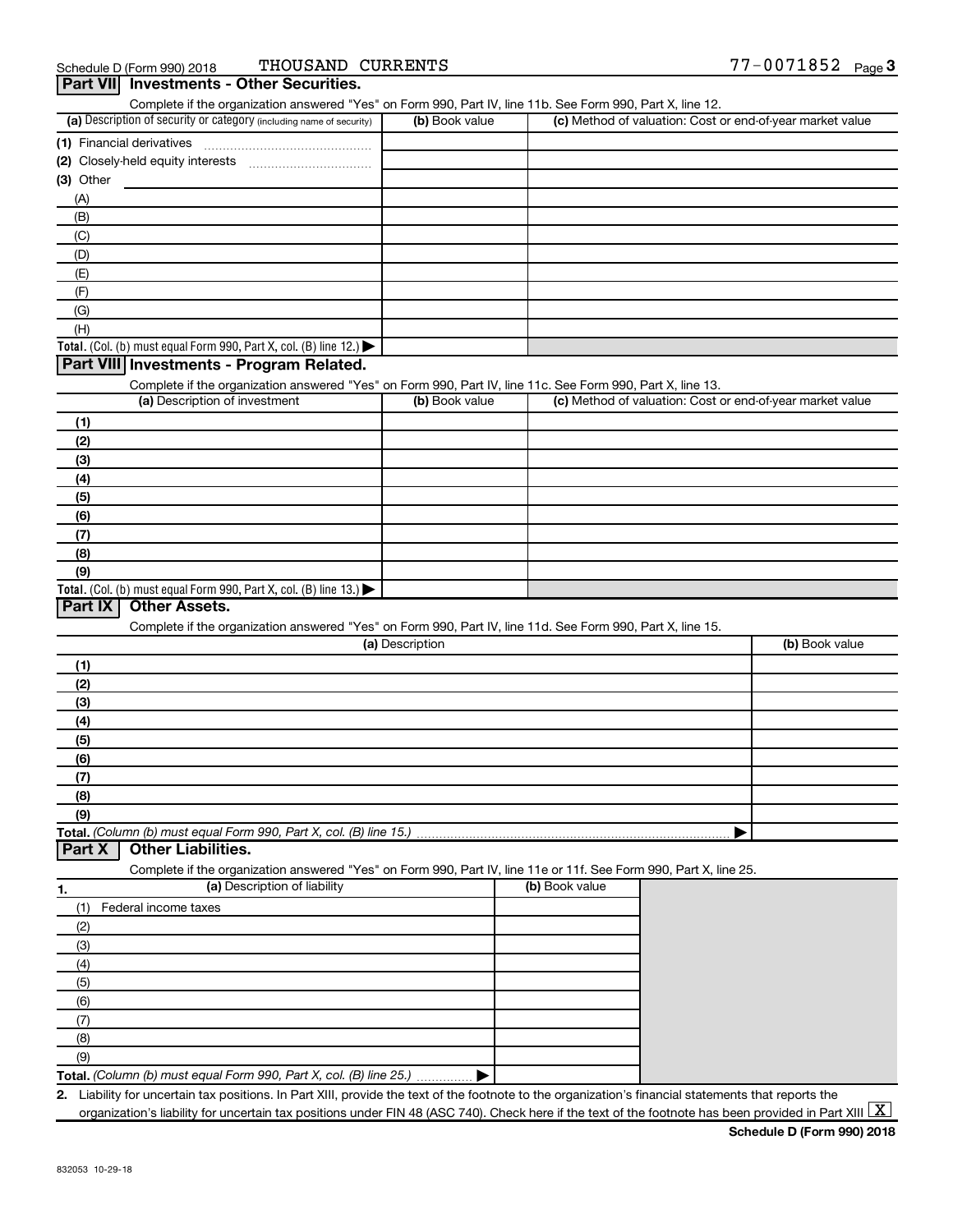Schedule D (Form 990) 2018 THOUSAND CURRENTS 77-0071852

## Part VII Investments - Other Securities.

Complete if the organization answered "Yes" on Form 990, Part IV, line 11b. See Form 990, Part X, line 12.

| (a) Description of security or category (including name of security) | (b) Book value | (c) Method of valuation: Cost or end-of-year market value |
|---|---|---|
| (1) Financial derivatives | | |
| (2) Closely-held equity interests | | |
| (3) Other | | |
| (A) | | |
| (B) | | |
| (C) | | |
| (D) | | |
| (E) | | |
| (F) | | |
| (G) | | |
| (H) | | |
| **Total.** (Col. (b) must equal Form 990, Part X, col. (B) line 12.) ▶ | | |

## Part VIII Investments - Program Related.

Complete if the organization answered "Yes" on Form 990, Part IV, line 11c. See Form 990, Part X, line 13.

| (a) Description of investment | (b) Book value | (c) Method of valuation: Cost or end-of-year market value |
|---|---|---|
| (1) | | |
| (2) | | |
| (3) | | |
| (4) | | |
| (5) | | |
| (6) | | |
| (7) | | |
| (8) | | |
| (9) | | |
| **Total.** (Col. (b) must equal Form 990, Part X, col. (B) line 13.) ▶ | | |

## Part IX Other Assets.

Complete if the organization answered "Yes" on Form 990, Part IV, line 11d. See Form 990, Part X, line 15.

| (a) Description | (b) Book value |
|---|---|
| (1) | |
| (2) | |
| (3) | |
| (4) | |
| (5) | |
| (6) | |
| (7) | |
| (8) | |
| (9) | |
| **Total.** *(Column (b) must equal Form 990, Part X, col. (B) line 15.)* ▶ | |

## Part X Other Liabilities.

Complete if the organization answered "Yes" on Form 990, Part IV, line 11e or 11f. See Form 990, Part X, line 25.

| 1. (a) Description of liability | (b) Book value |
|---|---|
| (1) Federal income taxes | |
| (2) | |
| (3) | |
| (4) | |
| (5) | |
| (6) | |
| (7) | |
| (8) | |
| (9) | |
| **Total.** *(Column (b) must equal Form 990, Part X, col. (B) line 25.)* ▶ | |

**2.** Liability for uncertain tax positions. In Part XIII, provide the text of the footnote to the organization's financial statements that reports the organization's liability for uncertain tax positions under FIN 48 (ASC 740). Check here if the text of the footnote has been provided in Part XIII [X]

**Schedule D (Form 990) 2018**

832053 10-29-18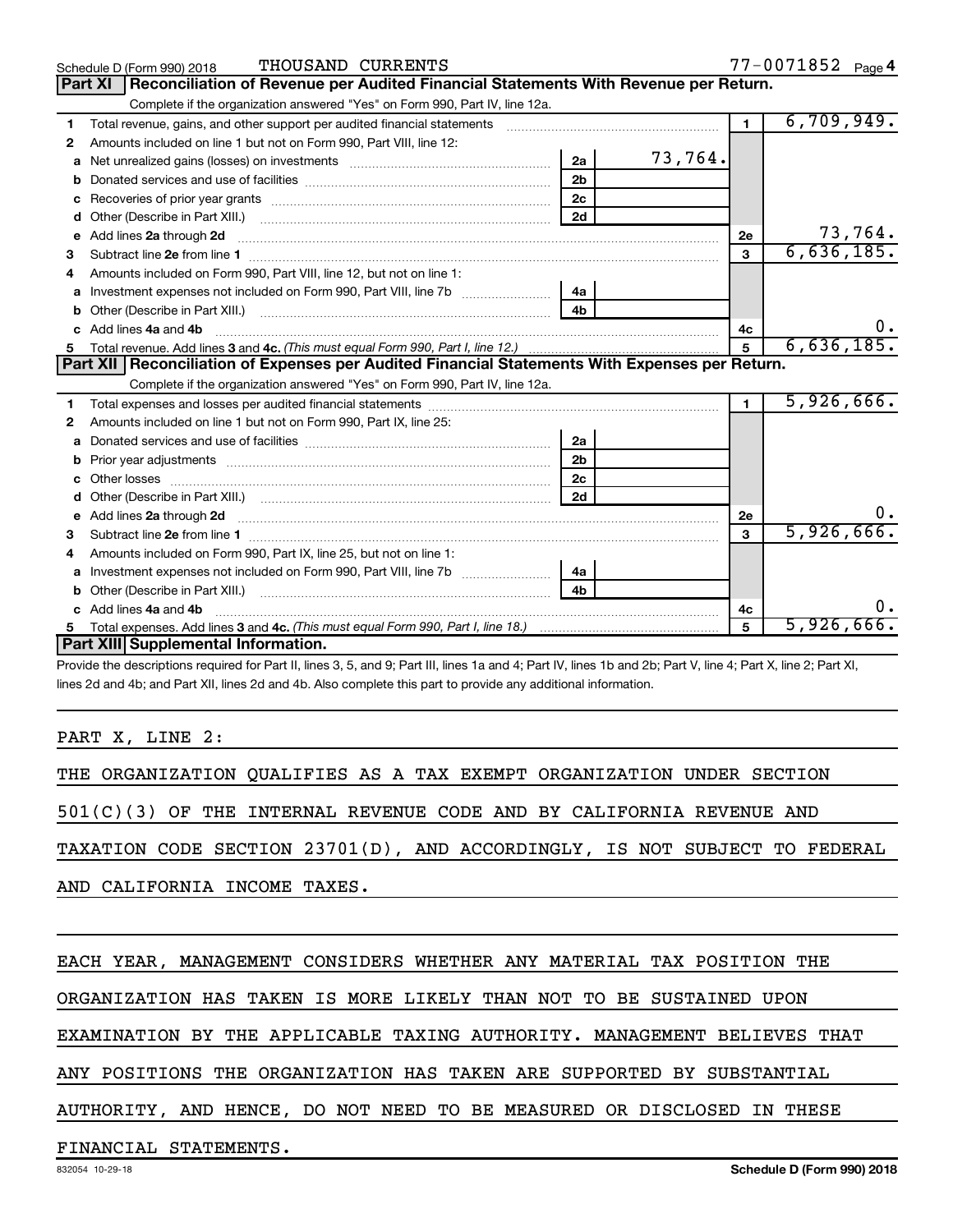Schedule D (Form 990) 2018 THOUSAND CURRENTS 77-0071852 Page 4

## Part XI Reconciliation of Revenue per Audited Financial Statements With Revenue per Return.

Complete if the organization answered "Yes" on Form 990, Part IV, line 12a.

| | | | | | |
|---|---|---|---|---|---|
| 1 | Total revenue, gains, and other support per audited financial statements | | | 1 | 6,709,949. |
| 2 | Amounts included on line 1 but not on Form 990, Part VIII, line 12: | | | | |
| a | Net unrealized gains (losses) on investments | 2a | 73,764. | | |
| b | Donated services and use of facilities | 2b | | | |
| c | Recoveries of prior year grants | 2c | | | |
| d | Other (Describe in Part XIII.) | 2d | | | |
| e | Add lines 2a through 2d | | | 2e | 73,764. |
| 3 | Subtract line 2e from line 1 | | | 3 | 6,636,185. |
| 4 | Amounts included on Form 990, Part VIII, line 12, but not on line 1: | | | | |
| a | Investment expenses not included on Form 990, Part VIII, line 7b | 4a | | | |
| b | Other (Describe in Part XIII.) | 4b | | | |
| c | Add lines 4a and 4b | | | 4c | 0. |
| 5 | Total revenue. Add lines 3 and 4c. *(This must equal Form 990, Part I, line 12.)* | | | 5 | 6,636,185. |

## Part XII Reconciliation of Expenses per Audited Financial Statements With Expenses per Return.

Complete if the organization answered "Yes" on Form 990, Part IV, line 12a.

| | | | | | |
|---|---|---|---|---|---|
| 1 | Total expenses and losses per audited financial statements | | | 1 | 5,926,666. |
| 2 | Amounts included on line 1 but not on Form 990, Part IX, line 25: | | | | |
| a | Donated services and use of facilities | 2a | | | |
| b | Prior year adjustments | 2b | | | |
| c | Other losses | 2c | | | |
| d | Other (Describe in Part XIII.) | 2d | | | |
| e | Add lines 2a through 2d | | | 2e | 0. |
| 3 | Subtract line 2e from line 1 | | | 3 | 5,926,666. |
| 4 | Amounts included on Form 990, Part IX, line 25, but not on line 1: | | | | |
| a | Investment expenses not included on Form 990, Part VIII, line 7b | 4a | | | |
| b | Other (Describe in Part XIII.) | 4b | | | |
| c | Add lines 4a and 4b | | | 4c | 0. |
| 5 | Total expenses. Add lines 3 and 4c. *(This must equal Form 990, Part I, line 18.)* | | | 5 | 5,926,666. |

## Part XIII Supplemental Information.

Provide the descriptions required for Part II, lines 3, 5, and 9; Part III, lines 1a and 4; Part IV, lines 1b and 2b; Part V, line 4; Part X, line 2; Part XI, lines 2d and 4b; and Part XII, lines 2d and 4b. Also complete this part to provide any additional information.

PART X, LINE 2:

THE ORGANIZATION QUALIFIES AS A TAX EXEMPT ORGANIZATION UNDER SECTION 501(C)(3) OF THE INTERNAL REVENUE CODE AND BY CALIFORNIA REVENUE AND TAXATION CODE SECTION 23701(D), AND ACCORDINGLY, IS NOT SUBJECT TO FEDERAL AND CALIFORNIA INCOME TAXES.

EACH YEAR, MANAGEMENT CONSIDERS WHETHER ANY MATERIAL TAX POSITION THE ORGANIZATION HAS TAKEN IS MORE LIKELY THAN NOT TO BE SUSTAINED UPON EXAMINATION BY THE APPLICABLE TAXING AUTHORITY. MANAGEMENT BELIEVES THAT ANY POSITIONS THE ORGANIZATION HAS TAKEN ARE SUPPORTED BY SUBSTANTIAL AUTHORITY, AND HENCE, DO NOT NEED TO BE MEASURED OR DISCLOSED IN THESE FINANCIAL STATEMENTS.

832054 10-29-18 Schedule D (Form 990) 2018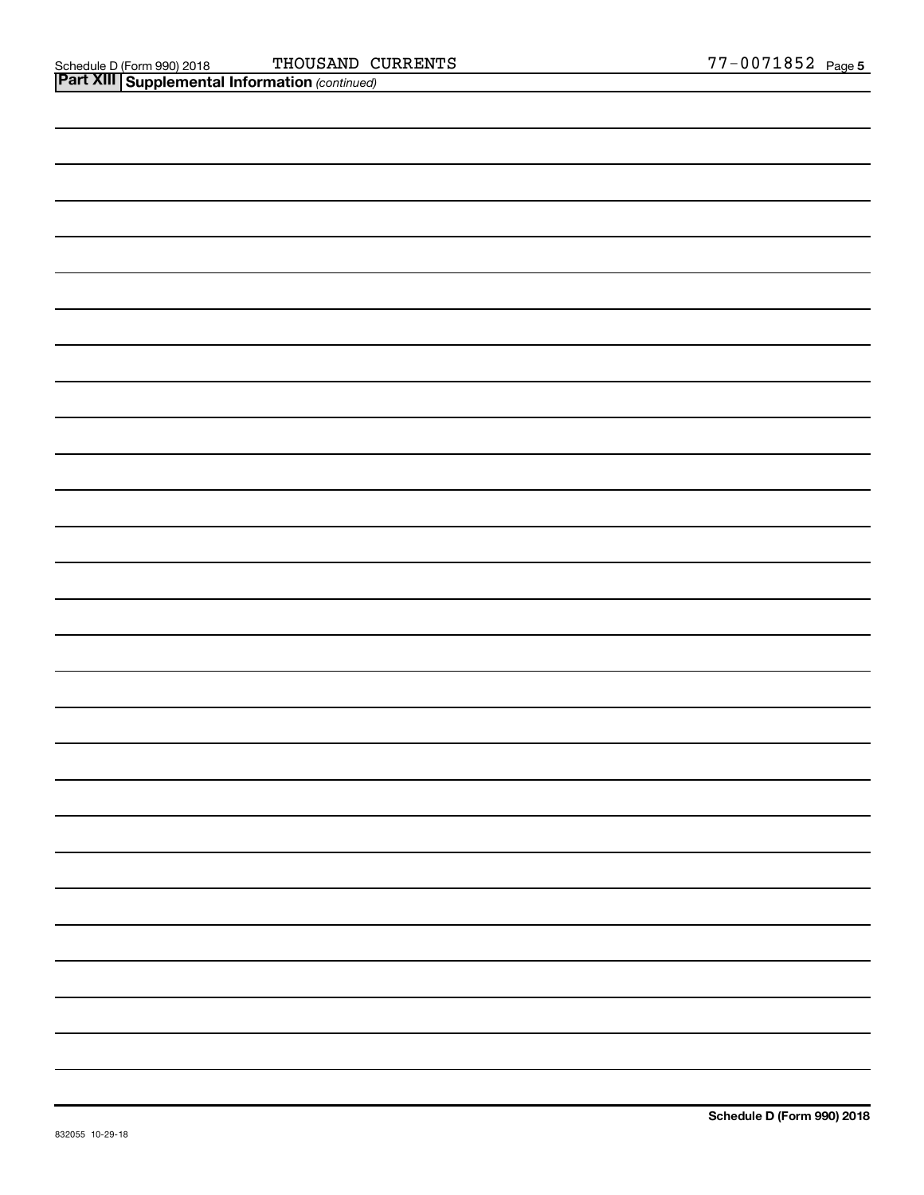Schedule D (Form 990) 2018 THOUSAND CURRENTS 77-0071852 Page 5

**Part XIII Supplemental Information** *(continued)*

Schedule D (Form 990) 2018

832055 10-29-18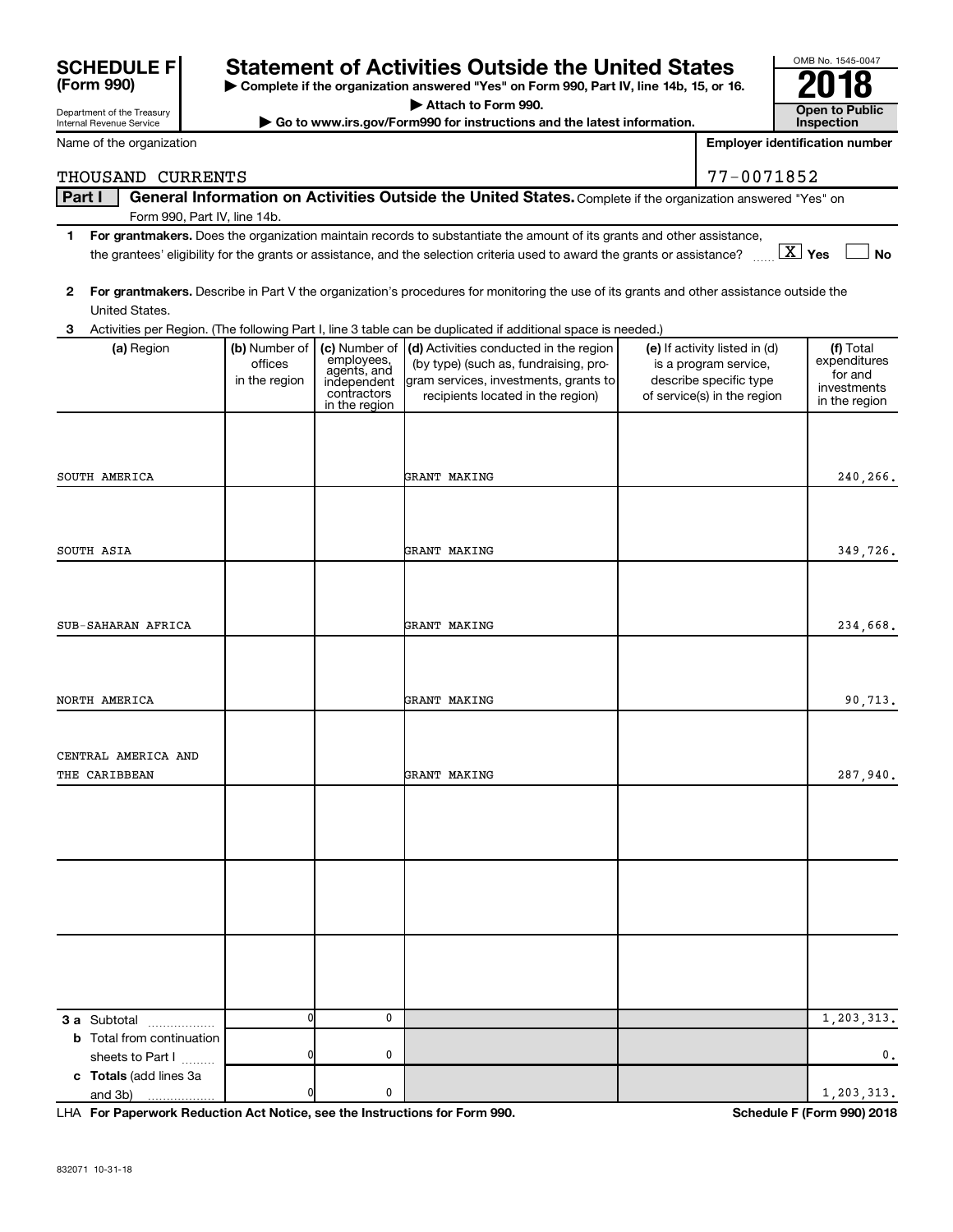**SCHEDULE F (Form 990)**

Department of the Treasury
Internal Revenue Service

# Statement of Activities Outside the United States

▶ Complete if the organization answered "Yes" on Form 990, Part IV, line 14b, 15, or 16.
▶ Attach to Form 990.
▶ Go to www.irs.gov/Form990 for instructions and the latest information.

OMB No. 1545-0047

**2018**

**Open to Public Inspection**

Name of the organization: THOUSAND CURRENTS

Employer identification number: 77-0071852

**Part I — General Information on Activities Outside the United States.** Complete if the organization answered "Yes" on Form 990, Part IV, line 14b.

1 **For grantmakers.** Does the organization maintain records to substantiate the amount of its grants and other assistance, the grantees' eligibility for the grants or assistance, and the selection criteria used to award the grants or assistance? [X] Yes [ ] No

2 **For grantmakers.** Describe in Part V the organization's procedures for monitoring the use of its grants and other assistance outside the United States.

3 Activities per Region. (The following Part I, line 3 table can be duplicated if additional space is needed.)

| (a) Region | (b) Number of offices in the region | (c) Number of employees, agents, and independent contractors in the region | (d) Activities conducted in the region (by type) (such as, fundraising, program services, investments, grants to recipients located in the region) | (e) If activity listed in (d) is a program service, describe specific type of service(s) in the region | (f) Total expenditures for and investments in the region |
|---|---|---|---|---|---|
| SOUTH AMERICA | | | GRANT MAKING | | 240,266. |
| SOUTH ASIA | | | GRANT MAKING | | 349,726. |
| SUB-SAHARAN AFRICA | | | GRANT MAKING | | 234,668. |
| NORTH AMERICA | | | GRANT MAKING | | 90,713. |
| CENTRAL AMERICA AND THE CARIBBEAN | | | GRANT MAKING | | 287,940. |
| | | | | | |
| | | | | | |
| | | | | | |
| **3 a** Subtotal | 0 | 0 | | | 1,203,313. |
| **b** Total from continuation sheets to Part I | 0 | 0 | | | 0. |
| **c Totals** (add lines 3a and 3b) | 0 | 0 | | | 1,203,313. |

LHA **For Paperwork Reduction Act Notice, see the Instructions for Form 990.** **Schedule F (Form 990) 2018**

832071 10-31-18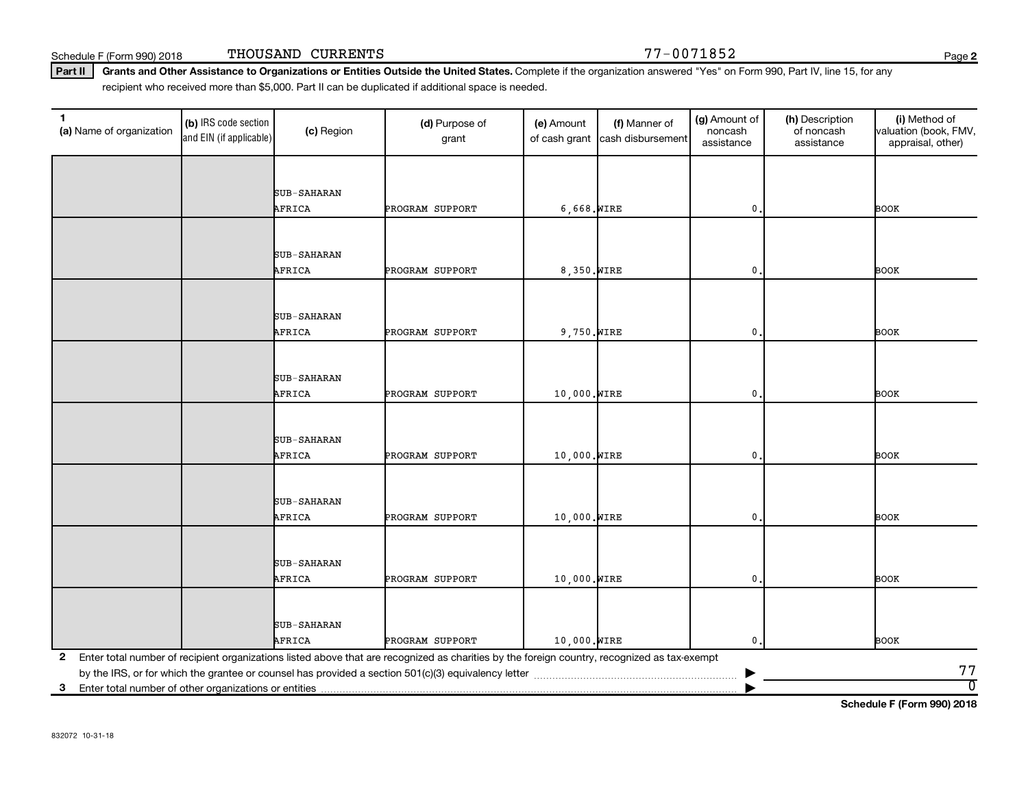Schedule F (Form 990) 2018 THOUSAND CURRENTS 77-0071852

**Part II** **Grants and Other Assistance to Organizations or Entities Outside the United States.** Complete if the organization answered "Yes" on Form 990, Part IV, line 15, for any recipient who received more than $5,000. Part II can be duplicated if additional space is needed.

| 1 (a) Name of organization | (b) IRS code section and EIN (if applicable) | (c) Region | (d) Purpose of grant | (e) Amount of cash grant | (f) Manner of cash disbursement | (g) Amount of noncash assistance | (h) Description of noncash assistance | (i) Method of valuation (book, FMV, appraisal, other) |
|---|---|---|---|---|---|---|---|---|
| | | SUB-SAHARAN AFRICA | PROGRAM SUPPORT | 6,668. | WIRE | 0. | | BOOK |
| | | SUB-SAHARAN AFRICA | PROGRAM SUPPORT | 8,350. | WIRE | 0. | | BOOK |
| | | SUB-SAHARAN AFRICA | PROGRAM SUPPORT | 9,750. | WIRE | 0. | | BOOK |
| | | SUB-SAHARAN AFRICA | PROGRAM SUPPORT | 10,000. | WIRE | 0. | | BOOK |
| | | SUB-SAHARAN AFRICA | PROGRAM SUPPORT | 10,000. | WIRE | 0. | | BOOK |
| | | SUB-SAHARAN AFRICA | PROGRAM SUPPORT | 10,000. | WIRE | 0. | | BOOK |
| | | SUB-SAHARAN AFRICA | PROGRAM SUPPORT | 10,000. | WIRE | 0. | | BOOK |
| | | SUB-SAHARAN AFRICA | PROGRAM SUPPORT | 10,000. | WIRE | 0. | | BOOK |

**2** Enter total number of recipient organizations listed above that are recognized as charities by the foreign country, recognized as tax-exempt by the IRS, or for which the grantee or counsel has provided a section 501(c)(3) equivalency letter ▶ 77

**3** Enter total number of other organizations or entities ▶ 0

**Schedule F (Form 990) 2018**

832072 10-31-18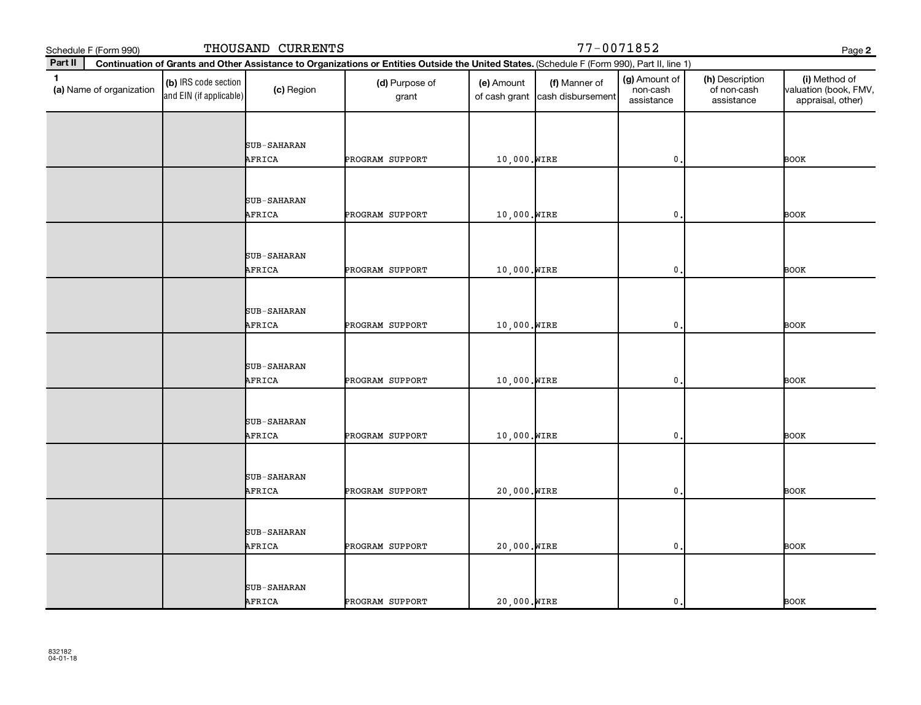Schedule F (Form 990) THOUSAND CURRENTS 77-0071852

**Part II** **Continuation of Grants and Other Assistance to Organizations or Entities Outside the United States.** (Schedule F (Form 990), Part II, line 1)

| 1 (a) Name of organization | (b) IRS code section and EIN (if applicable) | (c) Region | (d) Purpose of grant | (e) Amount of cash grant | (f) Manner of cash disbursement | (g) Amount of non-cash assistance | (h) Description of non-cash assistance | (i) Method of valuation (book, FMV, appraisal, other) |
|---|---|---|---|---|---|---|---|---|
| | | SUB-SAHARAN AFRICA | PROGRAM SUPPORT | 10,000. | WIRE | 0. | | BOOK |
| | | SUB-SAHARAN AFRICA | PROGRAM SUPPORT | 10,000. | WIRE | 0. | | BOOK |
| | | SUB-SAHARAN AFRICA | PROGRAM SUPPORT | 10,000. | WIRE | 0. | | BOOK |
| | | SUB-SAHARAN AFRICA | PROGRAM SUPPORT | 10,000. | WIRE | 0. | | BOOK |
| | | SUB-SAHARAN AFRICA | PROGRAM SUPPORT | 10,000. | WIRE | 0. | | BOOK |
| | | SUB-SAHARAN AFRICA | PROGRAM SUPPORT | 10,000. | WIRE | 0. | | BOOK |
| | | SUB-SAHARAN AFRICA | PROGRAM SUPPORT | 20,000. | WIRE | 0. | | BOOK |
| | | SUB-SAHARAN AFRICA | PROGRAM SUPPORT | 20,000. | WIRE | 0. | | BOOK |
| | | SUB-SAHARAN AFRICA | PROGRAM SUPPORT | 20,000. | WIRE | 0. | | BOOK |

832182
04-01-18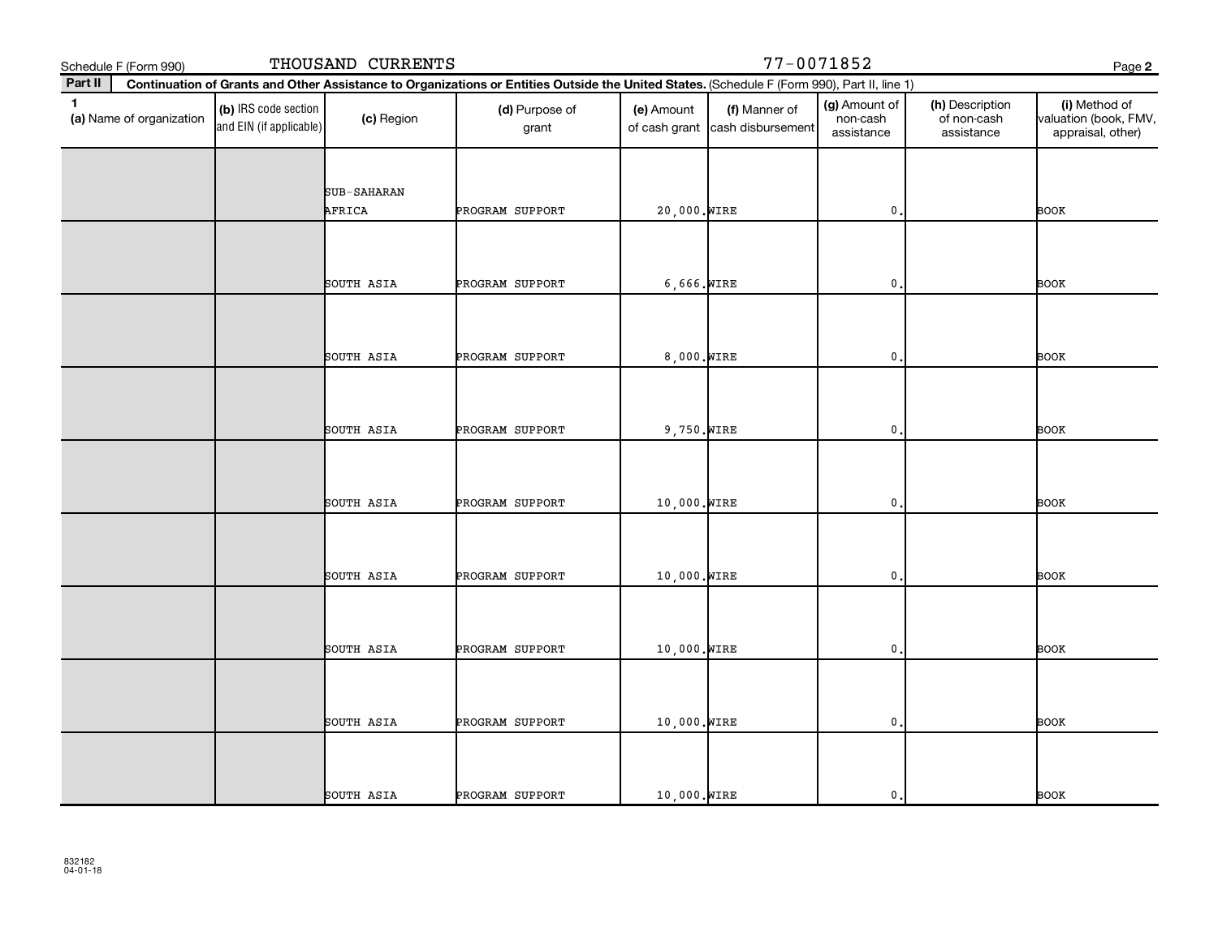Schedule F (Form 990) THOUSAND CURRENTS 77-0071852

**Part II** **Continuation of Grants and Other Assistance to Organizations or Entities Outside the United States.** (Schedule F (Form 990), Part II, line 1)

| 1 (a) Name of organization | (b) IRS code section and EIN (if applicable) | (c) Region | (d) Purpose of grant | (e) Amount of cash grant | (f) Manner of cash disbursement | (g) Amount of non-cash assistance | (h) Description of non-cash assistance | (i) Method of valuation (book, FMV, appraisal, other) |
|---|---|---|---|---|---|---|---|---|
| | | SUB-SAHARAN AFRICA | PROGRAM SUPPORT | 20,000. | WIRE | 0. | | BOOK |
| | | SOUTH ASIA | PROGRAM SUPPORT | 6,666. | WIRE | 0. | | BOOK |
| | | SOUTH ASIA | PROGRAM SUPPORT | 8,000. | WIRE | 0. | | BOOK |
| | | SOUTH ASIA | PROGRAM SUPPORT | 9,750. | WIRE | 0. | | BOOK |
| | | SOUTH ASIA | PROGRAM SUPPORT | 10,000. | WIRE | 0. | | BOOK |
| | | SOUTH ASIA | PROGRAM SUPPORT | 10,000. | WIRE | 0. | | BOOK |
| | | SOUTH ASIA | PROGRAM SUPPORT | 10,000. | WIRE | 0. | | BOOK |
| | | SOUTH ASIA | PROGRAM SUPPORT | 10,000. | WIRE | 0. | | BOOK |
| | | SOUTH ASIA | PROGRAM SUPPORT | 10,000. | WIRE | 0. | | BOOK |

832182
04-01-18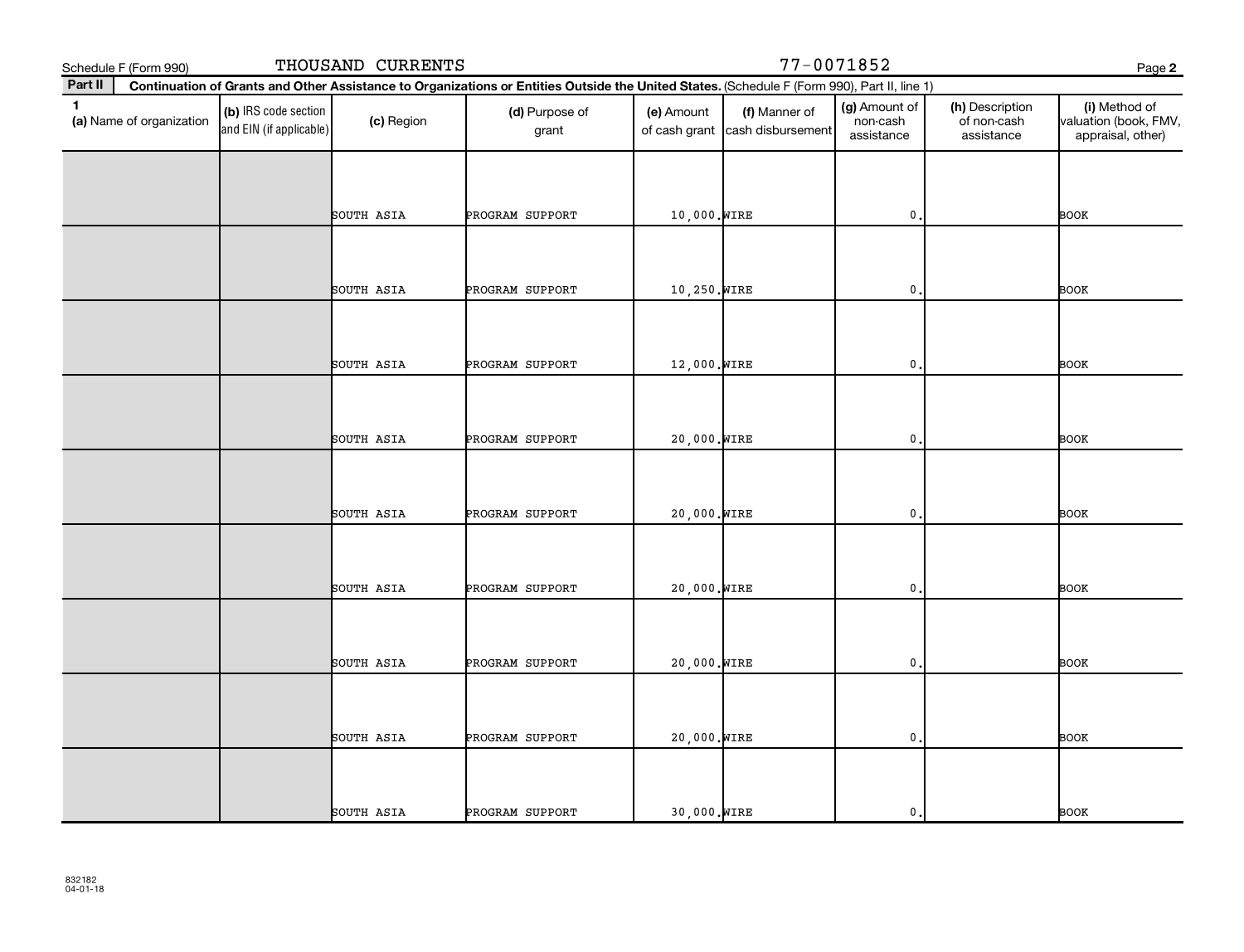Schedule F (Form 990) THOUSAND CURRENTS 77-0071852

**Part II** **Continuation of Grants and Other Assistance to Organizations or Entities Outside the United States.** (Schedule F (Form 990), Part II, line 1)

| 1 (a) Name of organization | (b) IRS code section and EIN (if applicable) | (c) Region | (d) Purpose of grant | (e) Amount of cash grant | (f) Manner of cash disbursement | (g) Amount of non-cash assistance | (h) Description of non-cash assistance | (i) Method of valuation (book, FMV, appraisal, other) |
|---|---|---|---|---|---|---|---|---|
| | | SOUTH ASIA | PROGRAM SUPPORT | 10,000. | WIRE | 0. | | BOOK |
| | | SOUTH ASIA | PROGRAM SUPPORT | 10,250. | WIRE | 0. | | BOOK |
| | | SOUTH ASIA | PROGRAM SUPPORT | 12,000. | WIRE | 0. | | BOOK |
| | | SOUTH ASIA | PROGRAM SUPPORT | 20,000. | WIRE | 0. | | BOOK |
| | | SOUTH ASIA | PROGRAM SUPPORT | 20,000. | WIRE | 0. | | BOOK |
| | | SOUTH ASIA | PROGRAM SUPPORT | 20,000. | WIRE | 0. | | BOOK |
| | | SOUTH ASIA | PROGRAM SUPPORT | 20,000. | WIRE | 0. | | BOOK |
| | | SOUTH ASIA | PROGRAM SUPPORT | 20,000. | WIRE | 0. | | BOOK |
| | | SOUTH ASIA | PROGRAM SUPPORT | 30,000. | WIRE | 0. | | BOOK |

832182
04-01-18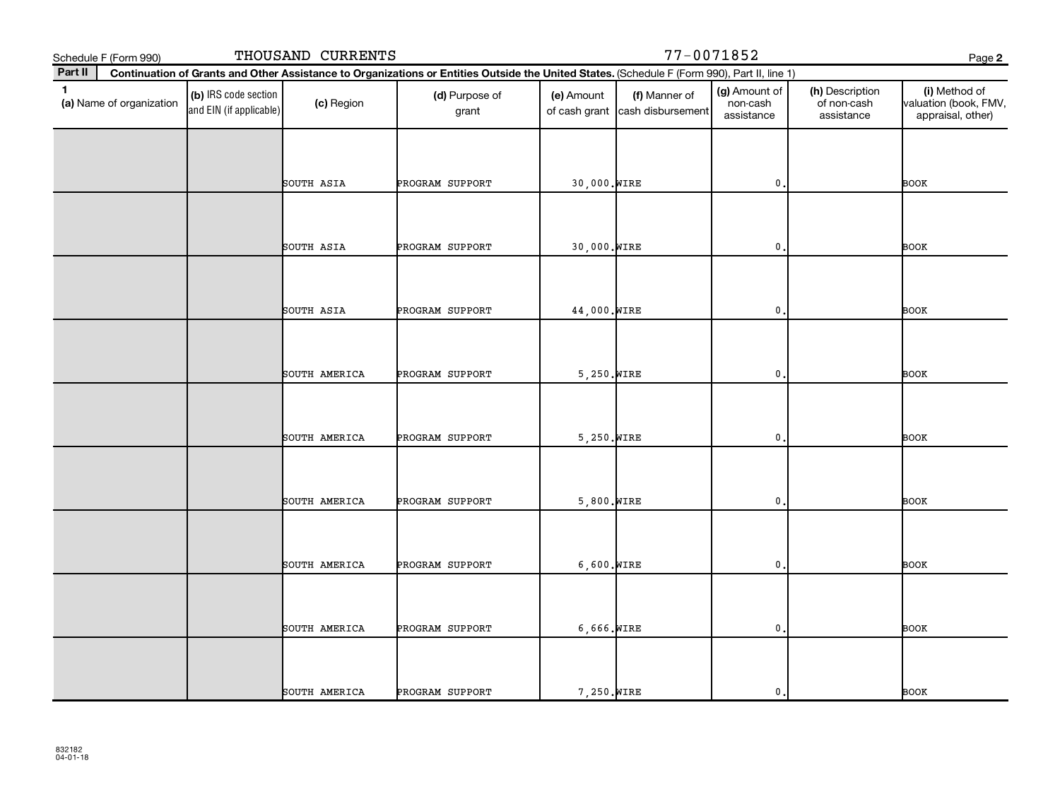Schedule F (Form 990) THOUSAND CURRENTS 77-0071852

**Part II** Continuation of Grants and Other Assistance to Organizations or Entities Outside the United States. (Schedule F (Form 990), Part II, line 1)

| 1 (a) Name of organization | (b) IRS code section and EIN (if applicable) | (c) Region | (d) Purpose of grant | (e) Amount of cash grant | (f) Manner of cash disbursement | (g) Amount of non-cash assistance | (h) Description of non-cash assistance | (i) Method of valuation (book, FMV, appraisal, other) |
|---|---|---|---|---|---|---|---|---|
| | | SOUTH ASIA | PROGRAM SUPPORT | 30,000. | WIRE | 0. | | BOOK |
| | | SOUTH ASIA | PROGRAM SUPPORT | 30,000. | WIRE | 0. | | BOOK |
| | | SOUTH ASIA | PROGRAM SUPPORT | 44,000. | WIRE | 0. | | BOOK |
| | | SOUTH AMERICA | PROGRAM SUPPORT | 5,250. | WIRE | 0. | | BOOK |
| | | SOUTH AMERICA | PROGRAM SUPPORT | 5,250. | WIRE | 0. | | BOOK |
| | | SOUTH AMERICA | PROGRAM SUPPORT | 5,800. | WIRE | 0. | | BOOK |
| | | SOUTH AMERICA | PROGRAM SUPPORT | 6,600. | WIRE | 0. | | BOOK |
| | | SOUTH AMERICA | PROGRAM SUPPORT | 6,666. | WIRE | 0. | | BOOK |
| | | SOUTH AMERICA | PROGRAM SUPPORT | 7,250. | WIRE | 0. | | BOOK |

832182
04-01-18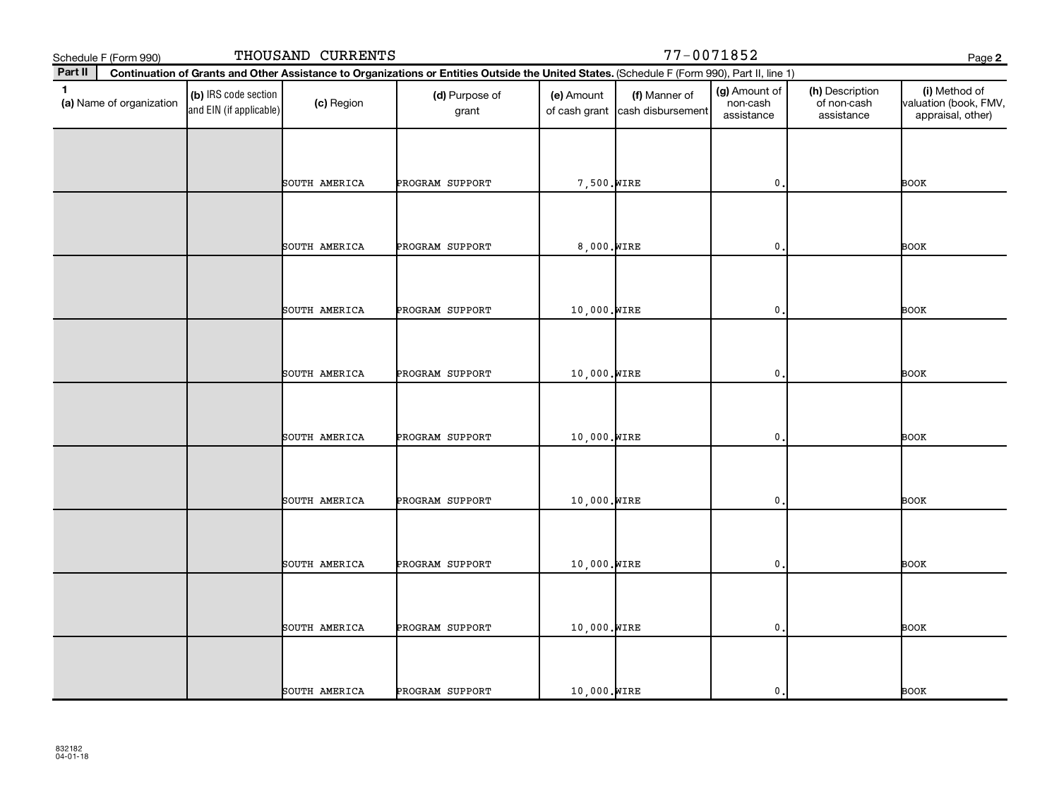Schedule F (Form 990) THOUSAND CURRENTS 77-0071852

**Part II** **Continuation of Grants and Other Assistance to Organizations or Entities Outside the United States.** (Schedule F (Form 990), Part II, line 1)

| 1 (a) Name of organization | (b) IRS code section and EIN (if applicable) | (c) Region | (d) Purpose of grant | (e) Amount of cash grant | (f) Manner of cash disbursement | (g) Amount of non-cash assistance | (h) Description of non-cash assistance | (i) Method of valuation (book, FMV, appraisal, other) |
|---|---|---|---|---|---|---|---|---|
| | | SOUTH AMERICA | PROGRAM SUPPORT | 7,500. | WIRE | 0. | | BOOK |
| | | SOUTH AMERICA | PROGRAM SUPPORT | 8,000. | WIRE | 0. | | BOOK |
| | | SOUTH AMERICA | PROGRAM SUPPORT | 10,000. | WIRE | 0. | | BOOK |
| | | SOUTH AMERICA | PROGRAM SUPPORT | 10,000. | WIRE | 0. | | BOOK |
| | | SOUTH AMERICA | PROGRAM SUPPORT | 10,000. | WIRE | 0. | | BOOK |
| | | SOUTH AMERICA | PROGRAM SUPPORT | 10,000. | WIRE | 0. | | BOOK |
| | | SOUTH AMERICA | PROGRAM SUPPORT | 10,000. | WIRE | 0. | | BOOK |
| | | SOUTH AMERICA | PROGRAM SUPPORT | 10,000. | WIRE | 0. | | BOOK |
| | | SOUTH AMERICA | PROGRAM SUPPORT | 10,000. | WIRE | 0. | | BOOK |

832182 04-01-18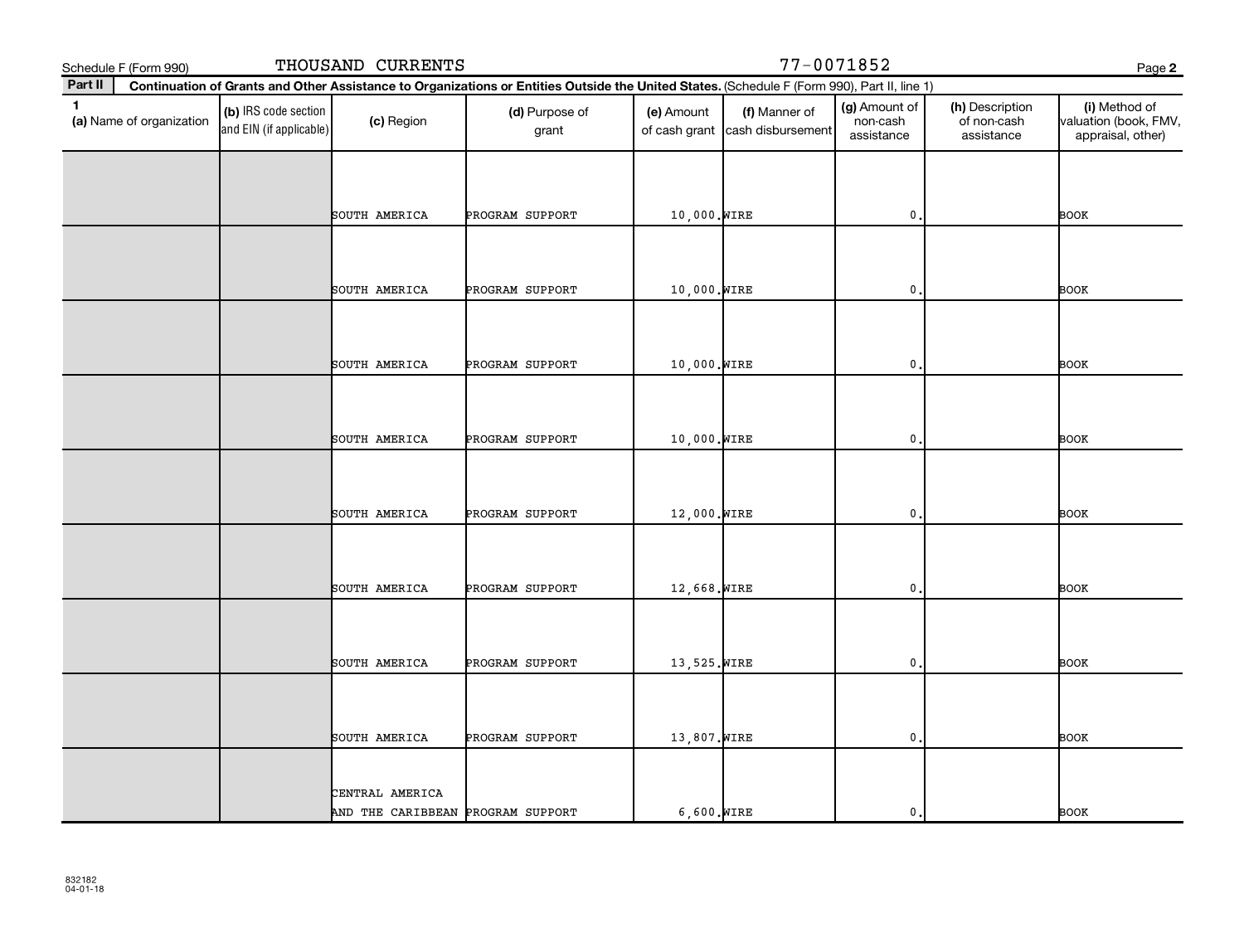Schedule F (Form 990) THOUSAND CURRENTS 77-0071852

**Part II** Continuation of Grants and Other Assistance to Organizations or Entities Outside the United States. (Schedule F (Form 990), Part II, line 1)

| 1 (a) Name of organization | (b) IRS code section and EIN (if applicable) | (c) Region | (d) Purpose of grant | (e) Amount of cash grant | (f) Manner of cash disbursement | (g) Amount of non-cash assistance | (h) Description of non-cash assistance | (i) Method of valuation (book, FMV, appraisal, other) |
|---|---|---|---|---|---|---|---|---|
| | | SOUTH AMERICA | PROGRAM SUPPORT | 10,000. | WIRE | 0. | | BOOK |
| | | SOUTH AMERICA | PROGRAM SUPPORT | 10,000. | WIRE | 0. | | BOOK |
| | | SOUTH AMERICA | PROGRAM SUPPORT | 10,000. | WIRE | 0. | | BOOK |
| | | SOUTH AMERICA | PROGRAM SUPPORT | 10,000. | WIRE | 0. | | BOOK |
| | | SOUTH AMERICA | PROGRAM SUPPORT | 12,000. | WIRE | 0. | | BOOK |
| | | SOUTH AMERICA | PROGRAM SUPPORT | 12,668. | WIRE | 0. | | BOOK |
| | | SOUTH AMERICA | PROGRAM SUPPORT | 13,525. | WIRE | 0. | | BOOK |
| | | SOUTH AMERICA | PROGRAM SUPPORT | 13,807. | WIRE | 0. | | BOOK |
| | | CENTRAL AMERICA AND THE CARIBBEAN | PROGRAM SUPPORT | 6,600. | WIRE | 0. | | BOOK |

832182
04-01-18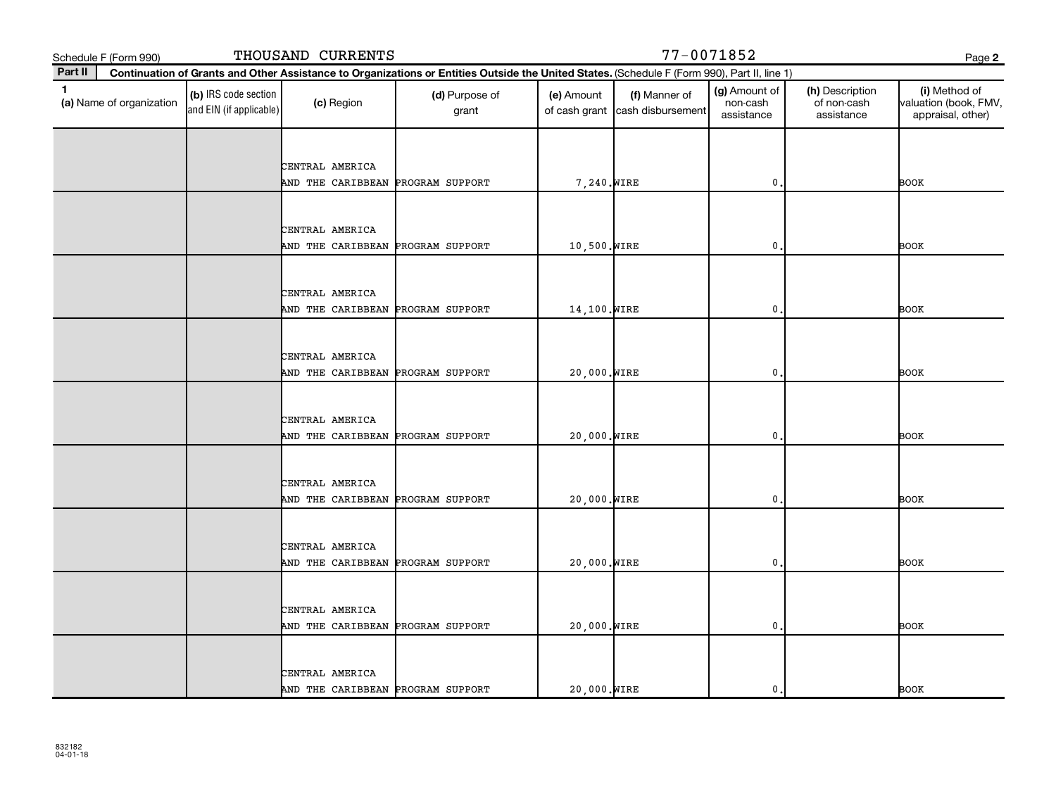Schedule F (Form 990) THOUSAND CURRENTS 77-0071852

## Part II Continuation of Grants and Other Assistance to Organizations or Entities Outside the United States. (Schedule F (Form 990), Part II, line 1)

| 1 (a) Name of organization | (b) IRS code section and EIN (if applicable) | (c) Region | (d) Purpose of grant | (e) Amount of cash grant | (f) Manner of cash disbursement | (g) Amount of non-cash assistance | (h) Description of non-cash assistance | (i) Method of valuation (book, FMV, appraisal, other) |
|---|---|---|---|---|---|---|---|---|
| | | CENTRAL AMERICA AND THE CARIBBEAN | PROGRAM SUPPORT | 7,240. | WIRE | 0. | | BOOK |
| | | CENTRAL AMERICA AND THE CARIBBEAN | PROGRAM SUPPORT | 10,500. | WIRE | 0. | | BOOK |
| | | CENTRAL AMERICA AND THE CARIBBEAN | PROGRAM SUPPORT | 14,100. | WIRE | 0. | | BOOK |
| | | CENTRAL AMERICA AND THE CARIBBEAN | PROGRAM SUPPORT | 20,000. | WIRE | 0. | | BOOK |
| | | CENTRAL AMERICA AND THE CARIBBEAN | PROGRAM SUPPORT | 20,000. | WIRE | 0. | | BOOK |
| | | CENTRAL AMERICA AND THE CARIBBEAN | PROGRAM SUPPORT | 20,000. | WIRE | 0. | | BOOK |
| | | CENTRAL AMERICA AND THE CARIBBEAN | PROGRAM SUPPORT | 20,000. | WIRE | 0. | | BOOK |
| | | CENTRAL AMERICA AND THE CARIBBEAN | PROGRAM SUPPORT | 20,000. | WIRE | 0. | | BOOK |
| | | CENTRAL AMERICA AND THE CARIBBEAN | PROGRAM SUPPORT | 20,000. | WIRE | 0. | | BOOK |

832182
04-01-18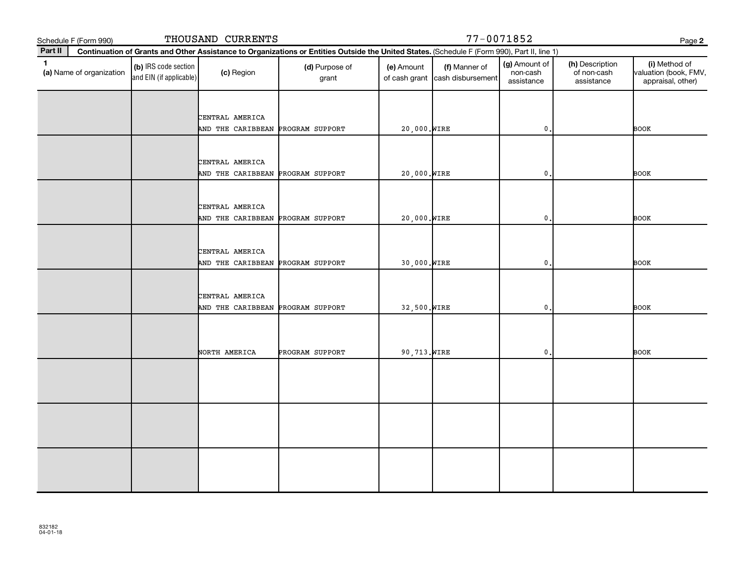Schedule F (Form 990) THOUSAND CURRENTS 77-0071852

**Part II** **Continuation of Grants and Other Assistance to Organizations or Entities Outside the United States.** (Schedule F (Form 990), Part II, line 1)

| 1 (a) Name of organization | (b) IRS code section and EIN (if applicable) | (c) Region | (d) Purpose of grant | (e) Amount of cash grant | (f) Manner of cash disbursement | (g) Amount of non-cash assistance | (h) Description of non-cash assistance | (i) Method of valuation (book, FMV, appraisal, other) |
|---|---|---|---|---|---|---|---|---|
| | | CENTRAL AMERICA AND THE CARIBBEAN | PROGRAM SUPPORT | 20,000. | WIRE | 0. | | BOOK |
| | | CENTRAL AMERICA AND THE CARIBBEAN | PROGRAM SUPPORT | 20,000. | WIRE | 0. | | BOOK |
| | | CENTRAL AMERICA AND THE CARIBBEAN | PROGRAM SUPPORT | 20,000. | WIRE | 0. | | BOOK |
| | | CENTRAL AMERICA AND THE CARIBBEAN | PROGRAM SUPPORT | 30,000. | WIRE | 0. | | BOOK |
| | | CENTRAL AMERICA AND THE CARIBBEAN | PROGRAM SUPPORT | 32,500. | WIRE | 0. | | BOOK |
| | | NORTH AMERICA | PROGRAM SUPPORT | 90,713. | WIRE | 0. | | BOOK |
| | | | | | | | | |
| | | | | | | | | |
| | | | | | | | | |

832182
04-01-18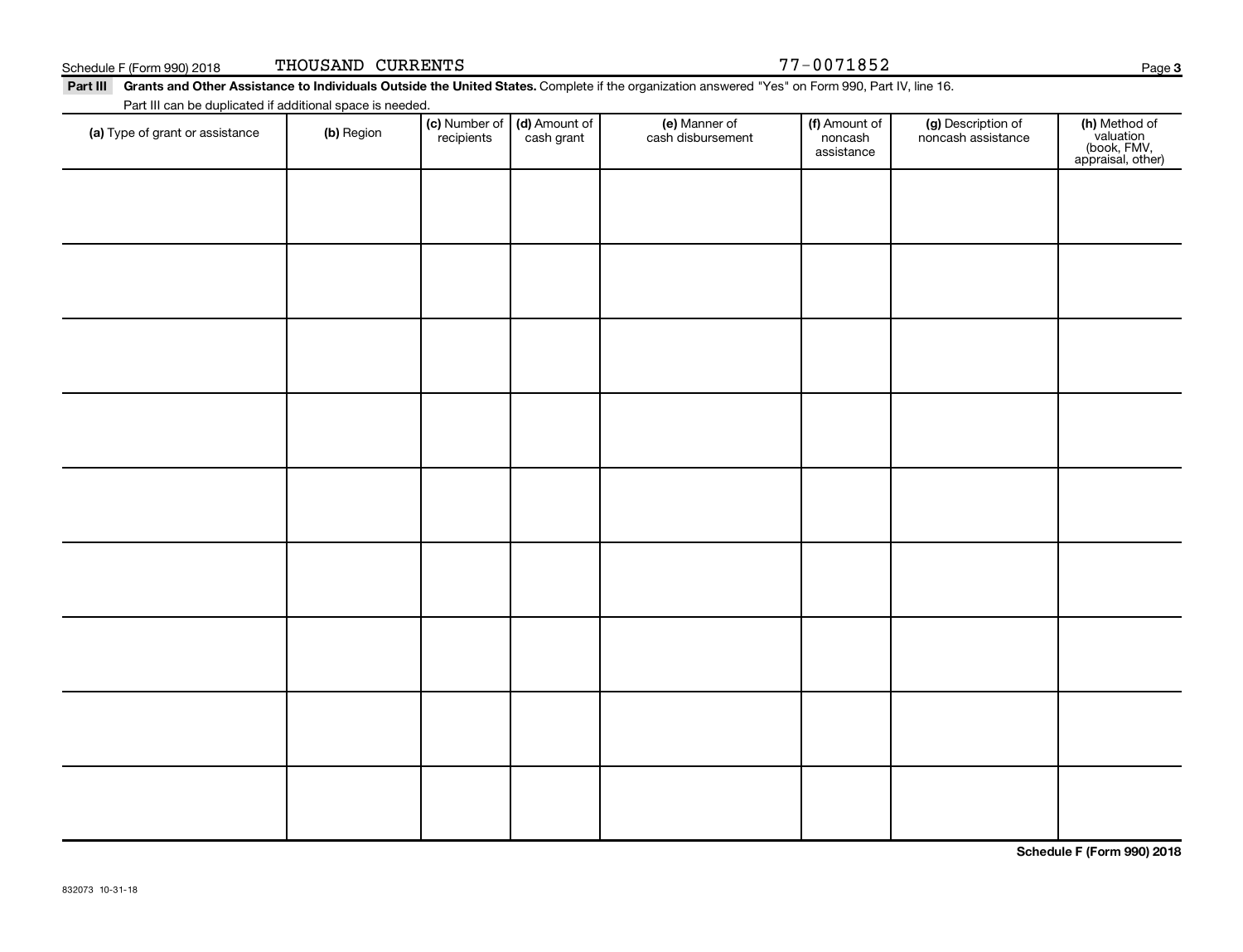Schedule F (Form 990) 2018 THOUSAND CURRENTS 77-0071852

**Part III** **Grants and Other Assistance to Individuals Outside the United States.** Complete if the organization answered "Yes" on Form 990, Part IV, line 16.

Part III can be duplicated if additional space is needed.

| (a) Type of grant or assistance | (b) Region | (c) Number of recipients | (d) Amount of cash grant | (e) Manner of cash disbursement | (f) Amount of noncash assistance | (g) Description of noncash assistance | (h) Method of valuation (book, FMV, appraisal, other) |
|---|---|---|---|---|---|---|---|
| | | | | | | | |
| | | | | | | | |
| | | | | | | | |
| | | | | | | | |
| | | | | | | | |
| | | | | | | | |
| | | | | | | | |
| | | | | | | | |
| | | | | | | | |

**Schedule F (Form 990) 2018**

832073 10-31-18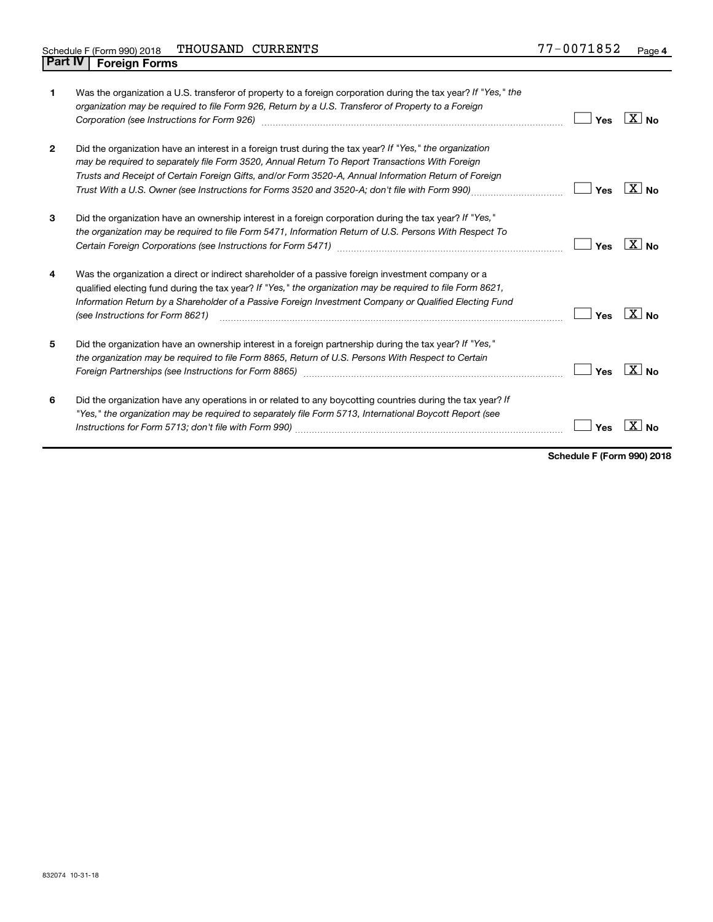Schedule F (Form 990) 2018 THOUSAND CURRENTS 77-0071852

## Part IV Foreign Forms

| | | | |
|---|---|---|---|
| **1** | Was the organization a U.S. transferor of property to a foreign corporation during the tax year? *If "Yes," the organization may be required to file Form 926, Return by a U.S. Transferor of Property to a Foreign Corporation (see Instructions for Form 926)* | Yes | [X] No |
| **2** | Did the organization have an interest in a foreign trust during the tax year? *If "Yes," the organization may be required to separately file Form 3520, Annual Return To Report Transactions With Foreign Trusts and Receipt of Certain Foreign Gifts, and/or Form 3520-A, Annual Information Return of Foreign Trust With a U.S. Owner (see Instructions for Forms 3520 and 3520-A; don't file with Form 990)* | Yes | [X] No |
| **3** | Did the organization have an ownership interest in a foreign corporation during the tax year? *If "Yes," the organization may be required to file Form 5471, Information Return of U.S. Persons With Respect To Certain Foreign Corporations (see Instructions for Form 5471)* | Yes | [X] No |
| **4** | Was the organization a direct or indirect shareholder of a passive foreign investment company or a qualified electing fund during the tax year? *If "Yes," the organization may be required to file Form 8621, Information Return by a Shareholder of a Passive Foreign Investment Company or Qualified Electing Fund (see Instructions for Form 8621)* | Yes | [X] No |
| **5** | Did the organization have an ownership interest in a foreign partnership during the tax year? *If "Yes," the organization may be required to file Form 8865, Return of U.S. Persons With Respect to Certain Foreign Partnerships (see Instructions for Form 8865)* | Yes | [X] No |
| **6** | Did the organization have any operations in or related to any boycotting countries during the tax year? *If "Yes," the organization may be required to separately file Form 5713, International Boycott Report (see Instructions for Form 5713; don't file with Form 990)* | Yes | [X] No |

**Schedule F (Form 990) 2018**

832074 10-31-18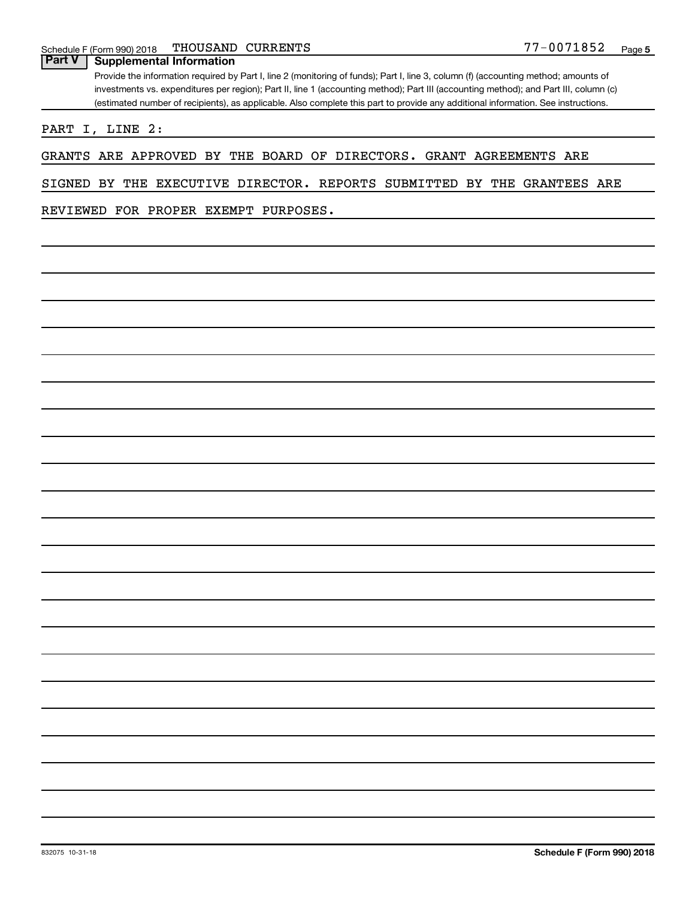Schedule F (Form 990) 2018 THOUSAND CURRENTS 77-0071852 Page 5

**Part V** **Supplemental Information**

Provide the information required by Part I, line 2 (monitoring of funds); Part I, line 3, column (f) (accounting method; amounts of investments vs. expenditures per region); Part II, line 1 (accounting method); Part III (accounting method); and Part III, column (c) (estimated number of recipients), as applicable. Also complete this part to provide any additional information. See instructions.

PART I, LINE 2:

GRANTS ARE APPROVED BY THE BOARD OF DIRECTORS. GRANT AGREEMENTS ARE SIGNED BY THE EXECUTIVE DIRECTOR. REPORTS SUBMITTED BY THE GRANTEES ARE REVIEWED FOR PROPER EXEMPT PURPOSES.

832075 10-31-18 **Schedule F (Form 990) 2018**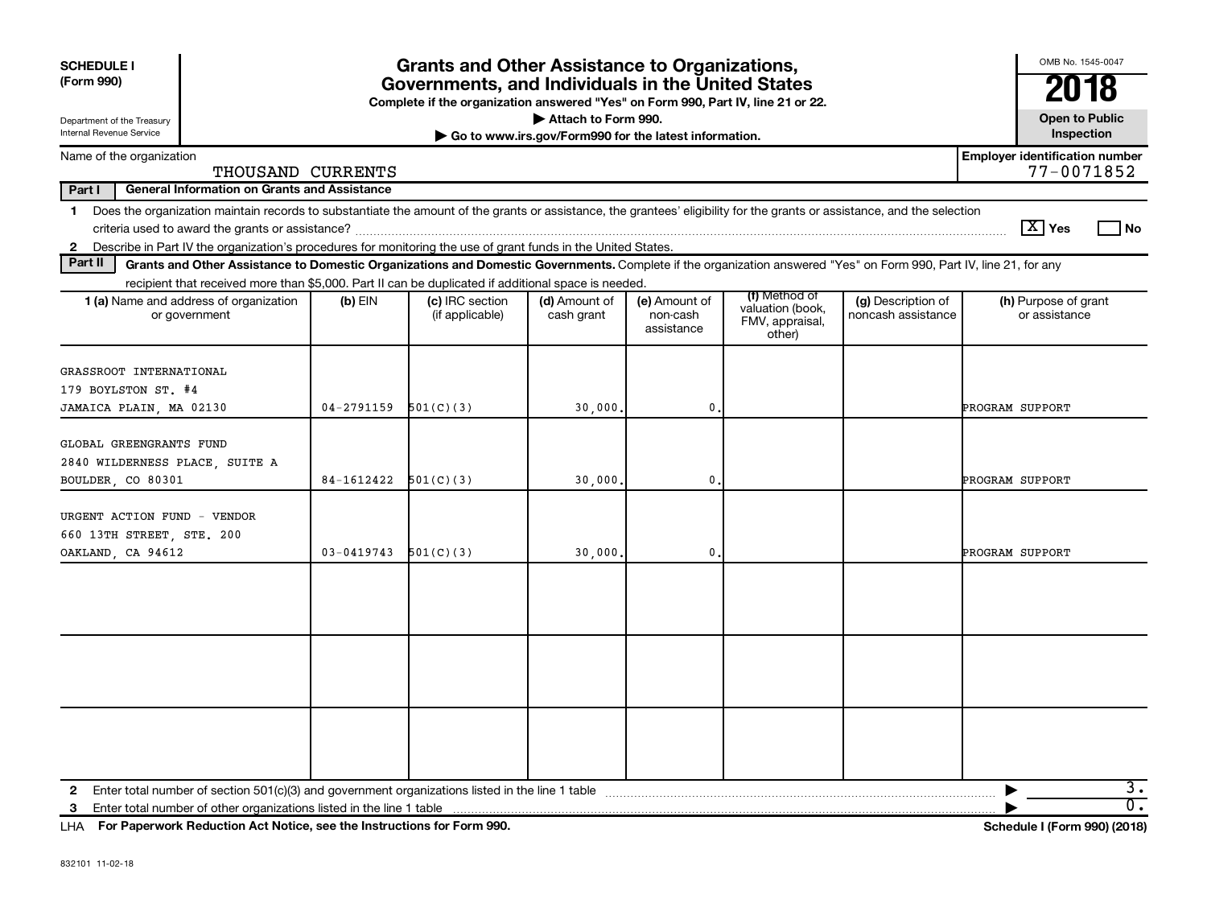**SCHEDULE I (Form 990)**

Department of the Treasury
Internal Revenue Service

# Grants and Other Assistance to Organizations, Governments, and Individuals in the United States

**Complete if the organization answered "Yes" on Form 990, Part IV, line 21 or 22.**

**▶ Attach to Form 990.**

**▶ Go to www.irs.gov/Form990 for the latest information.**

OMB No. 1545-0047

**2018**

**Open to Public Inspection**

Name of the organization: THOUSAND CURRENTS

**Employer identification number** 77-0071852

**Part I General Information on Grants and Assistance**

1 Does the organization maintain records to substantiate the amount of the grants or assistance, the grantees' eligibility for the grants or assistance, and the selection criteria used to award the grants or assistance? [X] Yes [ ] No

2 Describe in Part IV the organization's procedures for monitoring the use of grant funds in the United States.

**Part II Grants and Other Assistance to Domestic Organizations and Domestic Governments.** Complete if the organization answered "Yes" on Form 990, Part IV, line 21, for any recipient that received more than $5,000. Part II can be duplicated if additional space is needed.

| 1 (a) Name and address of organization or government | (b) EIN | (c) IRC section (if applicable) | (d) Amount of cash grant | (e) Amount of non-cash assistance | (f) Method of valuation (book, FMV, appraisal, other) | (g) Description of noncash assistance | (h) Purpose of grant or assistance |
|---|---|---|---|---|---|---|---|
| GRASSROOT INTERNATIONAL<br>179 BOYLSTON ST. #4<br>JAMAICA PLAIN, MA 02130 | 04-2791159 | 501(C)(3) | 30,000. | 0. | | | PROGRAM SUPPORT |
| GLOBAL GREENGRANTS FUND<br>2840 WILDERNESS PLACE, SUITE A<br>BOULDER, CO 80301 | 84-1612422 | 501(C)(3) | 30,000. | 0. | | | PROGRAM SUPPORT |
| URGENT ACTION FUND - VENDOR<br>660 13TH STREET, STE. 200<br>OAKLAND, CA 94612 | 03-0419743 | 501(C)(3) | 30,000. | 0. | | | PROGRAM SUPPORT |
| | | | | | | | |
| | | | | | | | |
| | | | | | | | |

2 Enter total number of section 501(c)(3) and government organizations listed in the line 1 table ▶ 3.

3 Enter total number of other organizations listed in the line 1 table ▶ 0.

LHA **For Paperwork Reduction Act Notice, see the Instructions for Form 990.** **Schedule I (Form 990) (2018)**

832101 11-02-18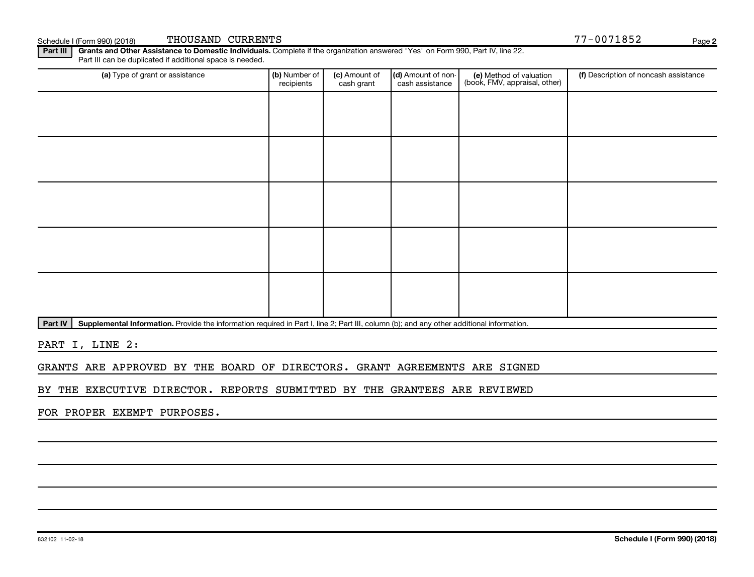Schedule I (Form 990) (2018) THOUSAND CURRENTS 77-0071852

**Part III** **Grants and Other Assistance to Domestic Individuals.** Complete if the organization answered "Yes" on Form 990, Part IV, line 22. Part III can be duplicated if additional space is needed.

| (a) Type of grant or assistance | (b) Number of recipients | (c) Amount of cash grant | (d) Amount of non-cash assistance | (e) Method of valuation (book, FMV, appraisal, other) | (f) Description of noncash assistance |
|---|---|---|---|---|---|
| | | | | | |
| | | | | | |
| | | | | | |
| | | | | | |
| | | | | | |

**Part IV** **Supplemental Information.** Provide the information required in Part I, line 2; Part III, column (b); and any other additional information.

PART I, LINE 2:

GRANTS ARE APPROVED BY THE BOARD OF DIRECTORS. GRANT AGREEMENTS ARE SIGNED BY THE EXECUTIVE DIRECTOR. REPORTS SUBMITTED BY THE GRANTEES ARE REVIEWED FOR PROPER EXEMPT PURPOSES.

832102 11-02-18 **Schedule I (Form 990) (2018)**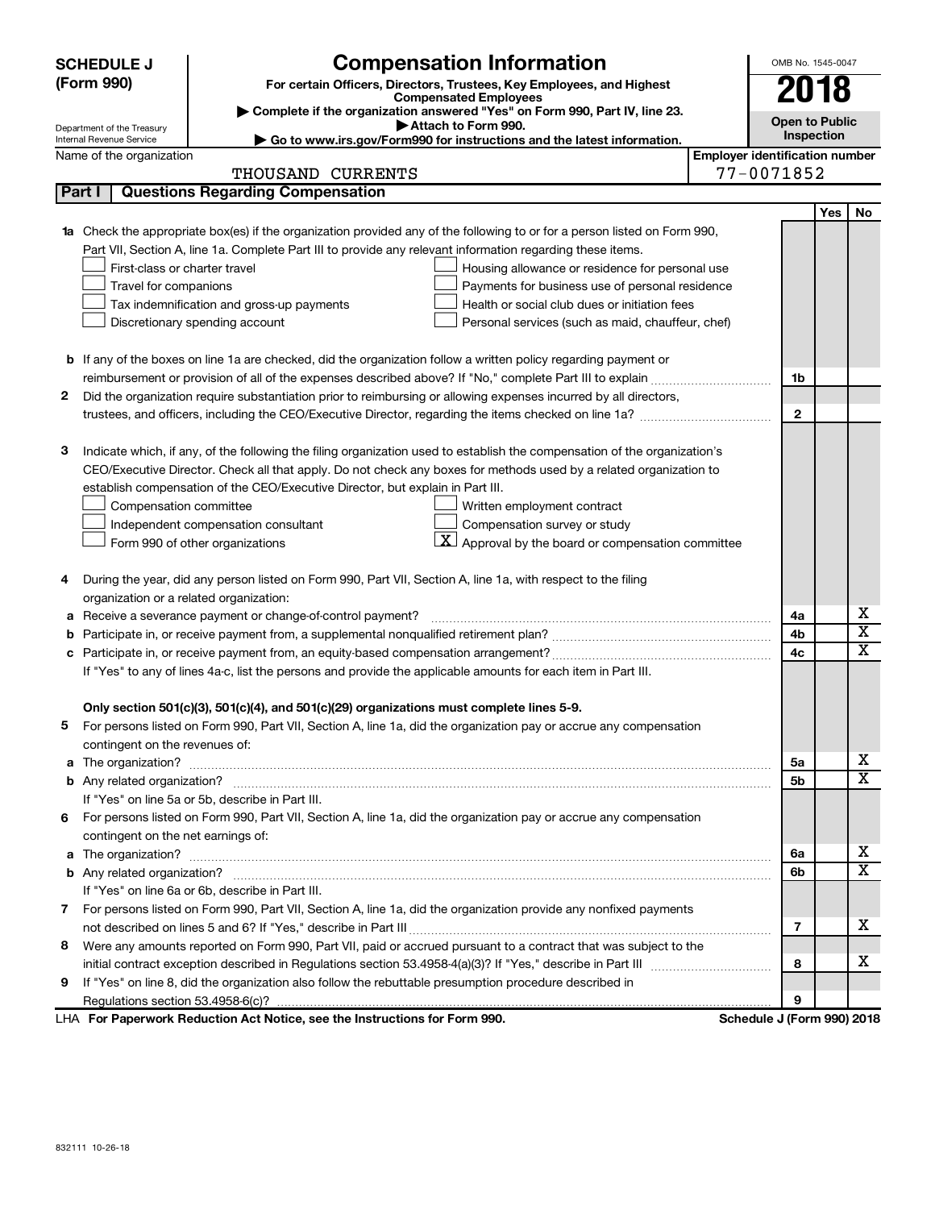# SCHEDULE J (Form 990)

## Compensation Information

**For certain Officers, Directors, Trustees, Key Employees, and Highest Compensated Employees**

▶ Complete if the organization answered "Yes" on Form 990, Part IV, line 23.

▶ Attach to Form 990.

▶ Go to www.irs.gov/Form990 for instructions and the latest information.

Department of the Treasury
Internal Revenue Service

OMB No. 1545-0047

**2018**

**Open to Public Inspection**

Name of the organization: THOUSAND CURRENTS

Employer identification number: 77-0071852

### Part I Questions Regarding Compensation

| | | | Yes | No |
|---|---|---|---|---|
| **1a** | Check the appropriate box(es) if the organization provided any of the following to or for a person listed on Form 990, Part VII, Section A, line 1a. Complete Part III to provide any relevant information regarding these items.<br>☐ First-class or charter travel ☐ Housing allowance or residence for personal use<br>☐ Travel for companions ☐ Payments for business use of personal residence<br>☐ Tax indemnification and gross-up payments ☐ Health or social club dues or initiation fees<br>☐ Discretionary spending account ☐ Personal services (such as maid, chauffeur, chef) | | | |
| **b** | If any of the boxes on line 1a are checked, did the organization follow a written policy regarding payment or reimbursement or provision of all of the expenses described above? If "No," complete Part III to explain | 1b | | |
| **2** | Did the organization require substantiation prior to reimbursing or allowing expenses incurred by all directors, trustees, and officers, including the CEO/Executive Director, regarding the items checked on line 1a? | 2 | | |
| **3** | Indicate which, if any, of the following the filing organization used to establish the compensation of the organization's CEO/Executive Director. Check all that apply. Do not check any boxes for methods used by a related organization to establish compensation of the CEO/Executive Director, but explain in Part III.<br>☐ Compensation committee ☐ Written employment contract<br>☐ Independent compensation consultant ☐ Compensation survey or study<br>☐ Form 990 of other organizations ☒ Approval by the board or compensation committee | | | |
| **4** | During the year, did any person listed on Form 990, Part VII, Section A, line 1a, with respect to the filing organization or a related organization: | | | |
| **a** | Receive a severance payment or change-of-control payment? | 4a | | X |
| **b** | Participate in, or receive payment from, a supplemental nonqualified retirement plan? | 4b | | X |
| **c** | Participate in, or receive payment from, an equity-based compensation arrangement?<br>If "Yes" to any of lines 4a-c, list the persons and provide the applicable amounts for each item in Part III. | 4c | | X |
| | **Only section 501(c)(3), 501(c)(4), and 501(c)(29) organizations must complete lines 5-9.** | | | |
| **5** | For persons listed on Form 990, Part VII, Section A, line 1a, did the organization pay or accrue any compensation contingent on the revenues of: | | | |
| **a** | The organization? | 5a | | X |
| **b** | Any related organization?<br>If "Yes" on line 5a or 5b, describe in Part III. | 5b | | X |
| **6** | For persons listed on Form 990, Part VII, Section A, line 1a, did the organization pay or accrue any compensation contingent on the net earnings of: | | | |
| **a** | The organization? | 6a | | X |
| **b** | Any related organization?<br>If "Yes" on line 6a or 6b, describe in Part III. | 6b | | X |
| **7** | For persons listed on Form 990, Part VII, Section A, line 1a, did the organization provide any nonfixed payments not described on lines 5 and 6? If "Yes," describe in Part III | 7 | | X |
| **8** | Were any amounts reported on Form 990, Part VII, paid or accrued pursuant to a contract that was subject to the initial contract exception described in Regulations section 53.4958-4(a)(3)? If "Yes," describe in Part III | 8 | | X |
| **9** | If "Yes" on line 8, did the organization also follow the rebuttable presumption procedure described in Regulations section 53.4958-6(c)? | 9 | | |

LHA **For Paperwork Reduction Act Notice, see the Instructions for Form 990.** **Schedule J (Form 990) 2018**

832111 10-26-18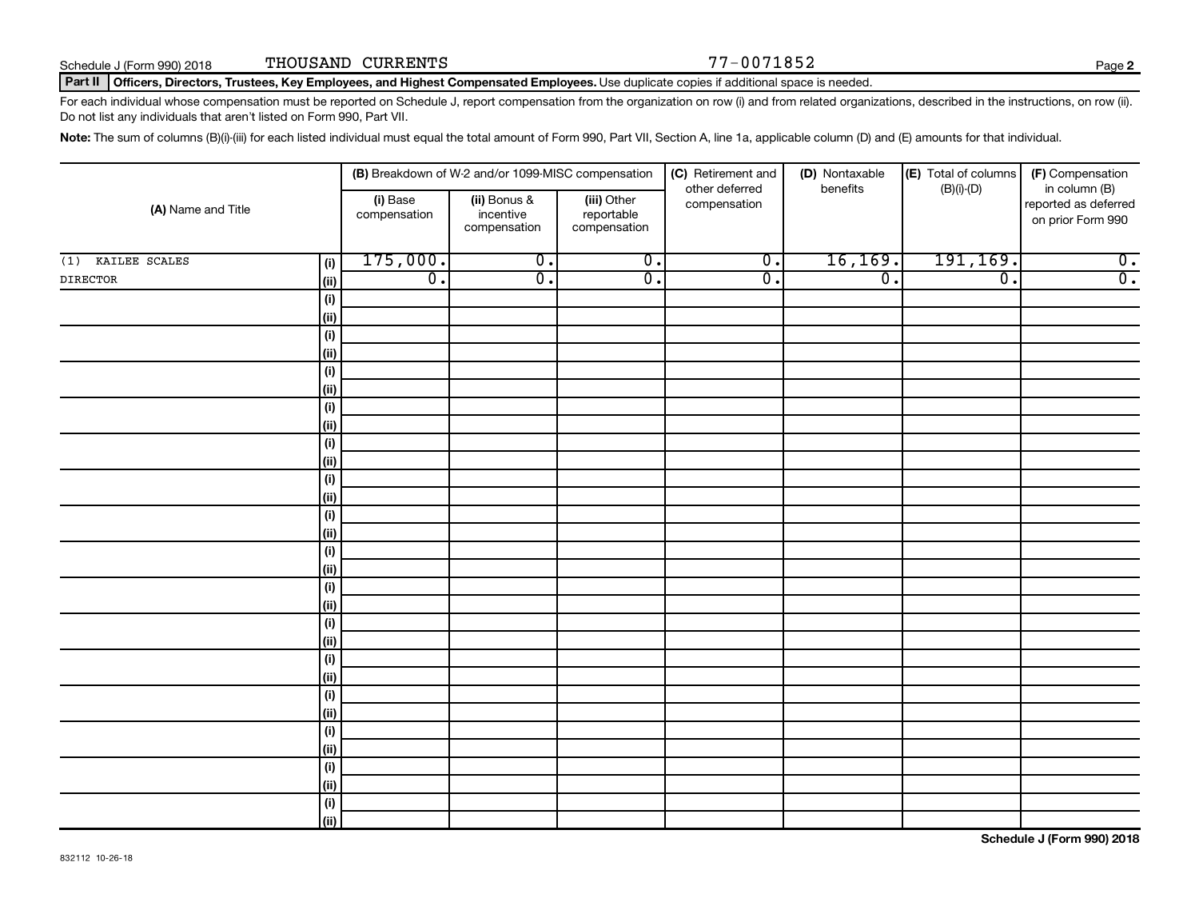Schedule J (Form 990) 2018 THOUSAND CURRENTS 77-0071852

**Part II** **Officers, Directors, Trustees, Key Employees, and Highest Compensated Employees.** Use duplicate copies if additional space is needed.

For each individual whose compensation must be reported on Schedule J, report compensation from the organization on row (i) and from related organizations, described in the instructions, on row (ii). Do not list any individuals that aren't listed on Form 990, Part VII.

**Note:** The sum of columns (B)(i)-(iii) for each listed individual must equal the total amount of Form 990, Part VII, Section A, line 1a, applicable column (D) and (E) amounts for that individual.

| (A) Name and Title | | (B) Breakdown of W-2 and/or 1099-MISC compensation | | | (C) Retirement and other deferred compensation | (D) Nontaxable benefits | (E) Total of columns (B)(i)-(D) | (F) Compensation in column (B) reported as deferred on prior Form 990 |
|---|---|---|---|---|---|---|---|---|
| | | (i) Base compensation | (ii) Bonus & incentive compensation | (iii) Other reportable compensation | | | | |
| (1) KAILEE SCALES | (i) | 175,000. | 0. | 0. | 0. | 16,169. | 191,169. | 0. |
| DIRECTOR | (ii) | 0. | 0. | 0. | 0. | 0. | 0. | 0. |

Schedule J (Form 990) 2018

832112 10-26-18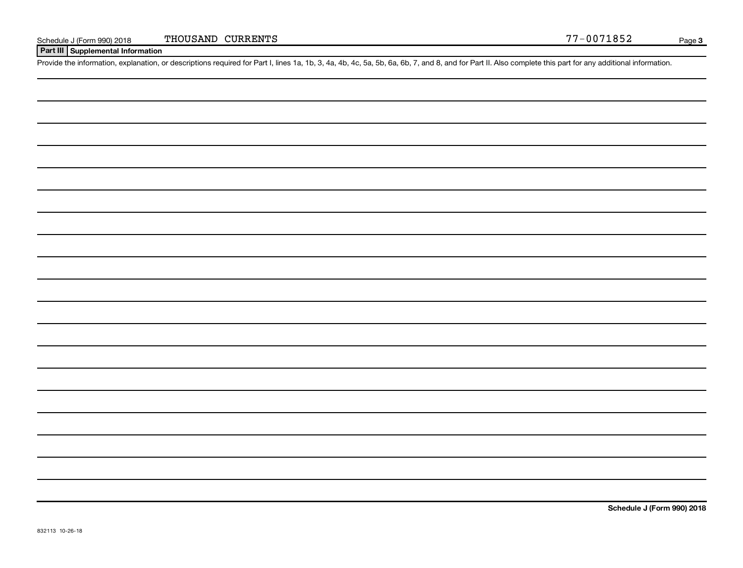Schedule J (Form 990) 2018 THOUSAND CURRENTS 77-0071852

## Part III Supplemental Information

Provide the information, explanation, or descriptions required for Part I, lines 1a, 1b, 3, 4a, 4b, 4c, 5a, 5b, 6a, 6b, 7, and 8, and for Part II. Also complete this part for any additional information.

**Schedule J (Form 990) 2018**

832113 10-26-18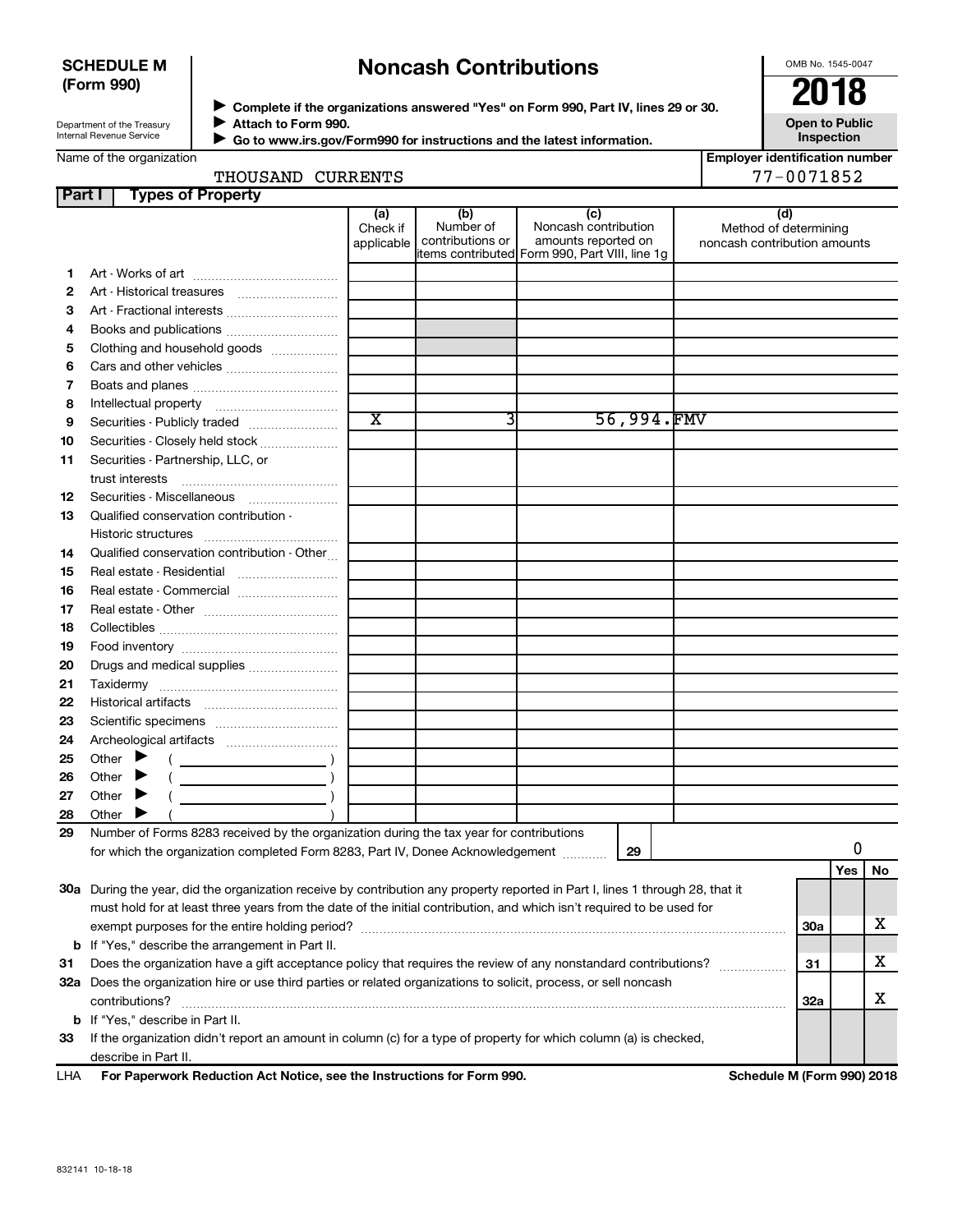**SCHEDULE M (Form 990)**

Department of the Treasury
Internal Revenue Service

# Noncash Contributions

▶ Complete if the organizations answered "Yes" on Form 990, Part IV, lines 29 or 30.
▶ Attach to Form 990.
▶ Go to www.irs.gov/Form990 for instructions and the latest information.

OMB No. 1545-0047

**2018**

**Open to Public Inspection**

Name of the organization: THOUSAND CURRENTS

Employer identification number: 77-0071852

## Part I Types of Property

| | | (a) Check if applicable | (b) Number of contributions or items contributed | (c) Noncash contribution amounts reported on Form 990, Part VIII, line 1g | (d) Method of determining noncash contribution amounts |
|---|---|---|---|---|---|
| 1 | Art - Works of art | | | | |
| 2 | Art - Historical treasures | | | | |
| 3 | Art - Fractional interests | | | | |
| 4 | Books and publications | | | | |
| 5 | Clothing and household goods | | | | |
| 6 | Cars and other vehicles | | | | |
| 7 | Boats and planes | | | | |
| 8 | Intellectual property | | | | |
| 9 | Securities - Publicly traded | X | 3 | 56,994. | FMV |
| 10 | Securities - Closely held stock | | | | |
| 11 | Securities - Partnership, LLC, or trust interests | | | | |
| 12 | Securities - Miscellaneous | | | | |
| 13 | Qualified conservation contribution - Historic structures | | | | |
| 14 | Qualified conservation contribution - Other | | | | |
| 15 | Real estate - Residential | | | | |
| 16 | Real estate - Commercial | | | | |
| 17 | Real estate - Other | | | | |
| 18 | Collectibles | | | | |
| 19 | Food inventory | | | | |
| 20 | Drugs and medical supplies | | | | |
| 21 | Taxidermy | | | | |
| 22 | Historical artifacts | | | | |
| 23 | Scientific specimens | | | | |
| 24 | Archeological artifacts | | | | |
| 25 | Other ▶ ( ) | | | | |
| 26 | Other ▶ ( ) | | | | |
| 27 | Other ▶ ( ) | | | | |
| 28 | Other ▶ ( ) | | | | |

29 Number of Forms 8283 received by the organization during the tax year for contributions for which the organization completed Form 8283, Part IV, Donee Acknowledgement ..... 29 | 0

| | | | Yes | No |
|---|---|---|---|---|
| 30a | During the year, did the organization receive by contribution any property reported in Part I, lines 1 through 28, that it must hold for at least three years from the date of the initial contribution, and which isn't required to be used for exempt purposes for the entire holding period? | 30a | | X |
| b | If "Yes," describe the arrangement in Part II. | | | |
| 31 | Does the organization have a gift acceptance policy that requires the review of any nonstandard contributions? | 31 | | X |
| 32a | Does the organization hire or use third parties or related organizations to solicit, process, or sell noncash contributions? | 32a | | X |
| b | If "Yes," describe in Part II. | | | |
| 33 | If the organization didn't report an amount in column (c) for a type of property for which column (a) is checked, describe in Part II. | | | |

LHA For Paperwork Reduction Act Notice, see the Instructions for Form 990. Schedule M (Form 990) 2018

832141 10-18-18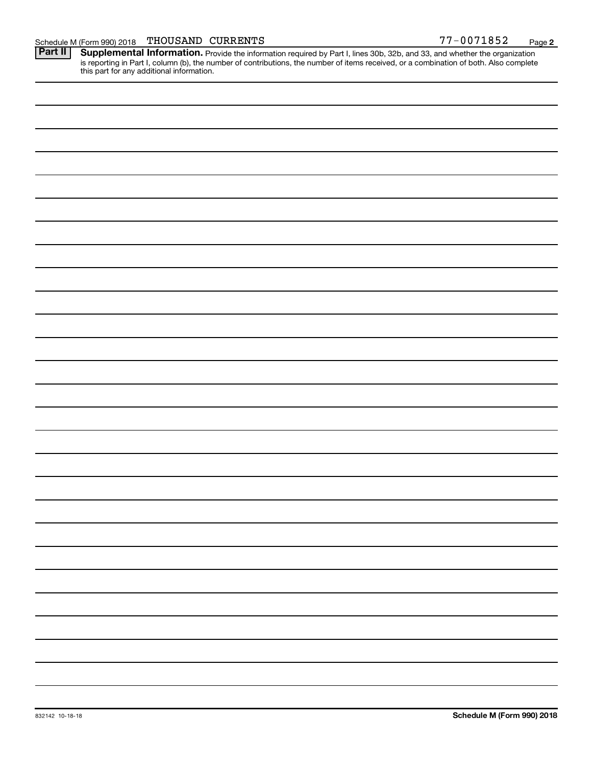Schedule M (Form 990) 2018 THOUSAND CURRENTS 77-0071852

**Part II** **Supplemental Information.** Provide the information required by Part I, lines 30b, 32b, and 33, and whether the organization is reporting in Part I, column (b), the number of contributions, the number of items received, or a combination of both. Also complete this part for any additional information.

832142 10-18-18

**Schedule M (Form 990) 2018**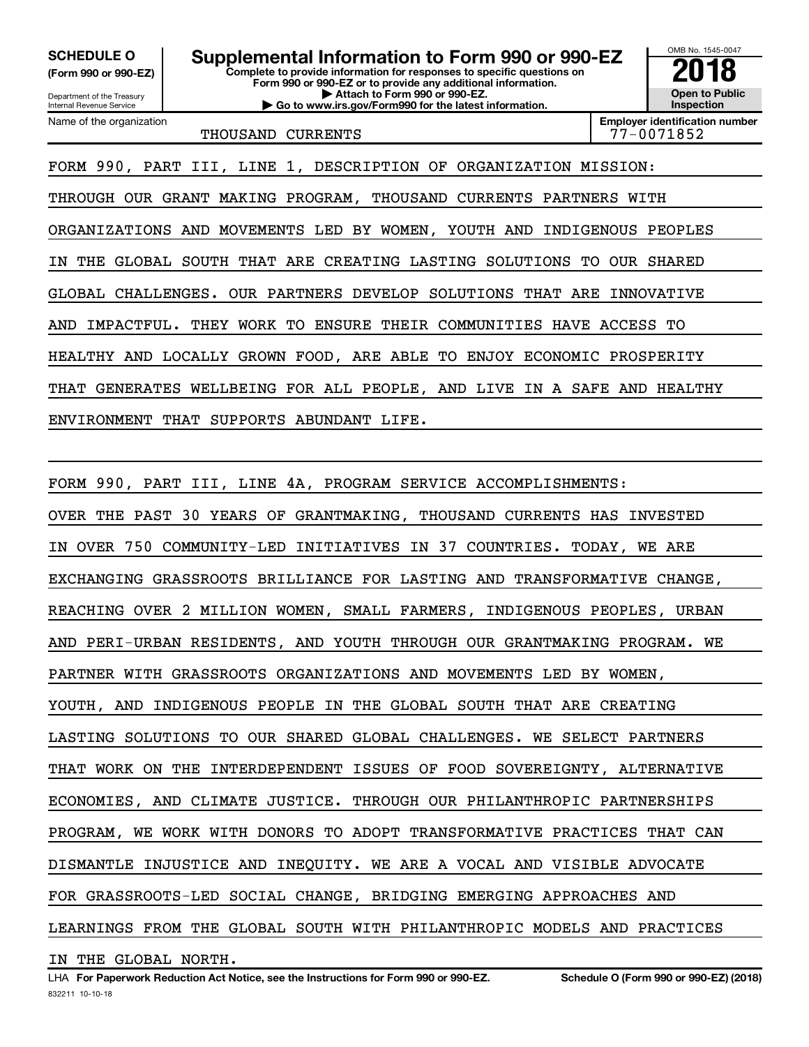**SCHEDULE O (Form 990 or 990-EZ)**

Department of the Treasury
Internal Revenue Service

# Supplemental Information to Form 990 or 990-EZ

**Complete to provide information for responses to specific questions on Form 990 or 990-EZ or to provide any additional information.**
**▶ Attach to Form 990 or 990-EZ.**
**▶ Go to www.irs.gov/Form990 for the latest information.**

OMB No. 1545-0047

**2018**

**Open to Public Inspection**

| Name of the organization | Employer identification number |
| --- | --- |
| THOUSAND CURRENTS | 77-0071852 |

FORM 990, PART III, LINE 1, DESCRIPTION OF ORGANIZATION MISSION:

THROUGH OUR GRANT MAKING PROGRAM, THOUSAND CURRENTS PARTNERS WITH ORGANIZATIONS AND MOVEMENTS LED BY WOMEN, YOUTH AND INDIGENOUS PEOPLES IN THE GLOBAL SOUTH THAT ARE CREATING LASTING SOLUTIONS TO OUR SHARED GLOBAL CHALLENGES. OUR PARTNERS DEVELOP SOLUTIONS THAT ARE INNOVATIVE AND IMPACTFUL. THEY WORK TO ENSURE THEIR COMMUNITIES HAVE ACCESS TO HEALTHY AND LOCALLY GROWN FOOD, ARE ABLE TO ENJOY ECONOMIC PROSPERITY THAT GENERATES WELLBEING FOR ALL PEOPLE, AND LIVE IN A SAFE AND HEALTHY ENVIRONMENT THAT SUPPORTS ABUNDANT LIFE.

FORM 990, PART III, LINE 4A, PROGRAM SERVICE ACCOMPLISHMENTS:

OVER THE PAST 30 YEARS OF GRANTMAKING, THOUSAND CURRENTS HAS INVESTED IN OVER 750 COMMUNITY-LED INITIATIVES IN 37 COUNTRIES. TODAY, WE ARE EXCHANGING GRASSROOTS BRILLIANCE FOR LASTING AND TRANSFORMATIVE CHANGE, REACHING OVER 2 MILLION WOMEN, SMALL FARMERS, INDIGENOUS PEOPLES, URBAN AND PERI-URBAN RESIDENTS, AND YOUTH THROUGH OUR GRANTMAKING PROGRAM. WE PARTNER WITH GRASSROOTS ORGANIZATIONS AND MOVEMENTS LED BY WOMEN, YOUTH, AND INDIGENOUS PEOPLE IN THE GLOBAL SOUTH THAT ARE CREATING LASTING SOLUTIONS TO OUR SHARED GLOBAL CHALLENGES. WE SELECT PARTNERS THAT WORK ON THE INTERDEPENDENT ISSUES OF FOOD SOVEREIGNTY, ALTERNATIVE ECONOMIES, AND CLIMATE JUSTICE. THROUGH OUR PHILANTHROPIC PARTNERSHIPS PROGRAM, WE WORK WITH DONORS TO ADOPT TRANSFORMATIVE PRACTICES THAT CAN DISMANTLE INJUSTICE AND INEQUITY. WE ARE A VOCAL AND VISIBLE ADVOCATE FOR GRASSROOTS-LED SOCIAL CHANGE, BRIDGING EMERGING APPROACHES AND LEARNINGS FROM THE GLOBAL SOUTH WITH PHILANTHROPIC MODELS AND PRACTICES IN THE GLOBAL NORTH.

LHA **For Paperwork Reduction Act Notice, see the Instructions for Form 990 or 990-EZ.** **Schedule O (Form 990 or 990-EZ) (2018)**

832211 10-10-18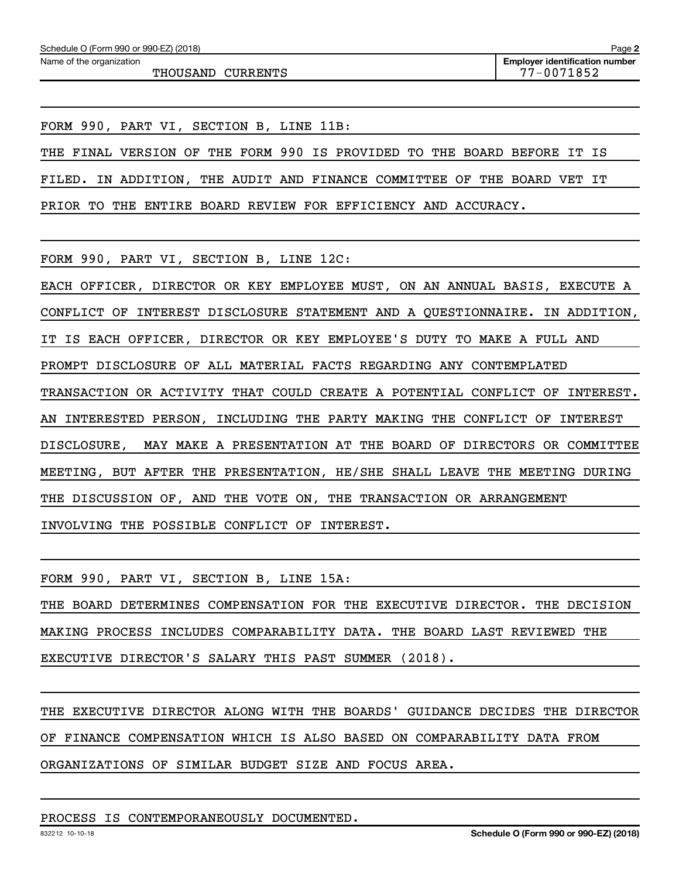Name of the organization: THOUSAND CURRENTS

Employer identification number: 77-0071852

FORM 990, PART VI, SECTION B, LINE 11B:

THE FINAL VERSION OF THE FORM 990 IS PROVIDED TO THE BOARD BEFORE IT IS FILED. IN ADDITION, THE AUDIT AND FINANCE COMMITTEE OF THE BOARD VET IT PRIOR TO THE ENTIRE BOARD REVIEW FOR EFFICIENCY AND ACCURACY.

FORM 990, PART VI, SECTION B, LINE 12C:

EACH OFFICER, DIRECTOR OR KEY EMPLOYEE MUST, ON AN ANNUAL BASIS, EXECUTE A CONFLICT OF INTEREST DISCLOSURE STATEMENT AND A QUESTIONNAIRE. IN ADDITION, IT IS EACH OFFICER, DIRECTOR OR KEY EMPLOYEE'S DUTY TO MAKE A FULL AND PROMPT DISCLOSURE OF ALL MATERIAL FACTS REGARDING ANY CONTEMPLATED TRANSACTION OR ACTIVITY THAT COULD CREATE A POTENTIAL CONFLICT OF INTEREST. AN INTERESTED PERSON, INCLUDING THE PARTY MAKING THE CONFLICT OF INTEREST DISCLOSURE, MAY MAKE A PRESENTATION AT THE BOARD OF DIRECTORS OR COMMITTEE MEETING, BUT AFTER THE PRESENTATION, HE/SHE SHALL LEAVE THE MEETING DURING THE DISCUSSION OF, AND THE VOTE ON, THE TRANSACTION OR ARRANGEMENT INVOLVING THE POSSIBLE CONFLICT OF INTEREST.

FORM 990, PART VI, SECTION B, LINE 15A:

THE BOARD DETERMINES COMPENSATION FOR THE EXECUTIVE DIRECTOR. THE DECISION MAKING PROCESS INCLUDES COMPARABILITY DATA. THE BOARD LAST REVIEWED THE EXECUTIVE DIRECTOR'S SALARY THIS PAST SUMMER (2018).

THE EXECUTIVE DIRECTOR ALONG WITH THE BOARDS' GUIDANCE DECIDES THE DIRECTOR OF FINANCE COMPENSATION WHICH IS ALSO BASED ON COMPARABILITY DATA FROM ORGANIZATIONS OF SIMILAR BUDGET SIZE AND FOCUS AREA.

PROCESS IS CONTEMPORANEOUSLY DOCUMENTED.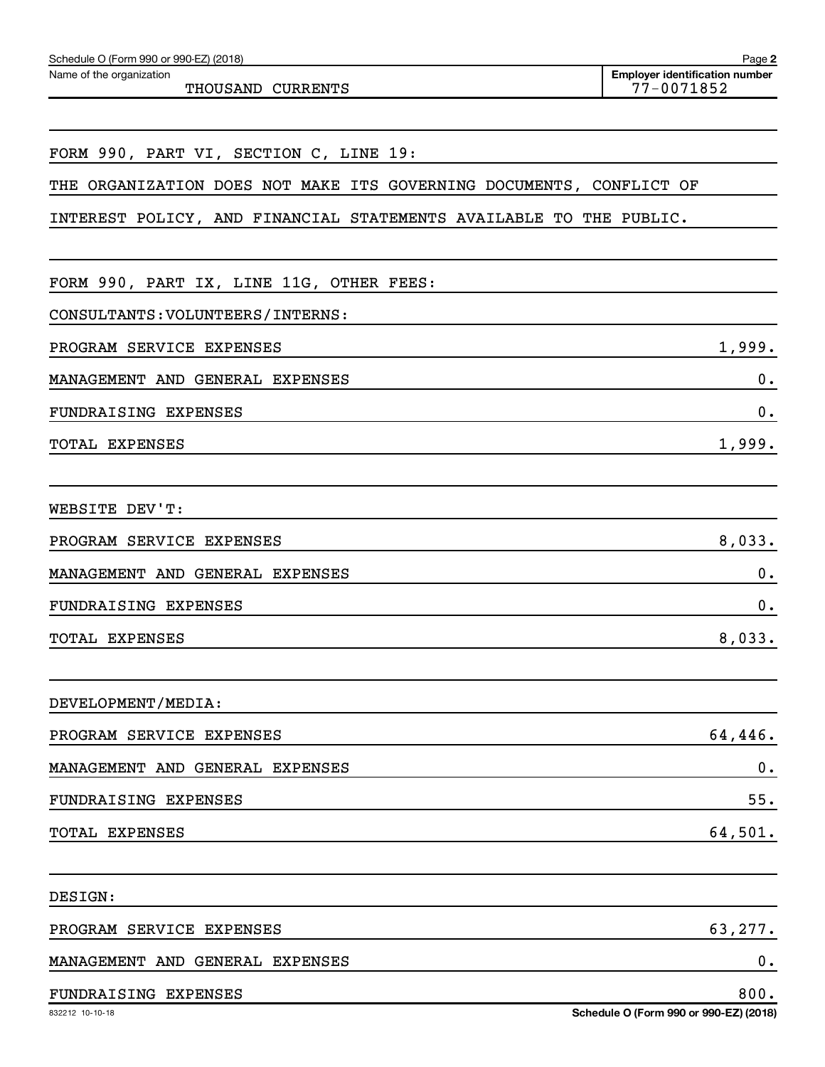Schedule O (Form 990 or 990-EZ) (2018)

Name of the organization: THOUSAND CURRENTS

Employer identification number: 77-0071852

FORM 990, PART VI, SECTION C, LINE 19:

THE ORGANIZATION DOES NOT MAKE ITS GOVERNING DOCUMENTS, CONFLICT OF INTEREST POLICY, AND FINANCIAL STATEMENTS AVAILABLE TO THE PUBLIC.

FORM 990, PART IX, LINE 11G, OTHER FEES:

CONSULTANTS:VOLUNTEERS/INTERNS:

| | |
|---|---|
| PROGRAM SERVICE EXPENSES | 1,999. |
| MANAGEMENT AND GENERAL EXPENSES | 0. |
| FUNDRAISING EXPENSES | 0. |
| TOTAL EXPENSES | 1,999. |

WEBSITE DEV'T:

| | |
|---|---|
| PROGRAM SERVICE EXPENSES | 8,033. |
| MANAGEMENT AND GENERAL EXPENSES | 0. |
| FUNDRAISING EXPENSES | 0. |
| TOTAL EXPENSES | 8,033. |

DEVELOPMENT/MEDIA:

| | |
|---|---|
| PROGRAM SERVICE EXPENSES | 64,446. |
| MANAGEMENT AND GENERAL EXPENSES | 0. |
| FUNDRAISING EXPENSES | 55. |
| TOTAL EXPENSES | 64,501. |

DESIGN:

| | |
|---|---|
| PROGRAM SERVICE EXPENSES | 63,277. |
| MANAGEMENT AND GENERAL EXPENSES | 0. |
| FUNDRAISING EXPENSES | 800. |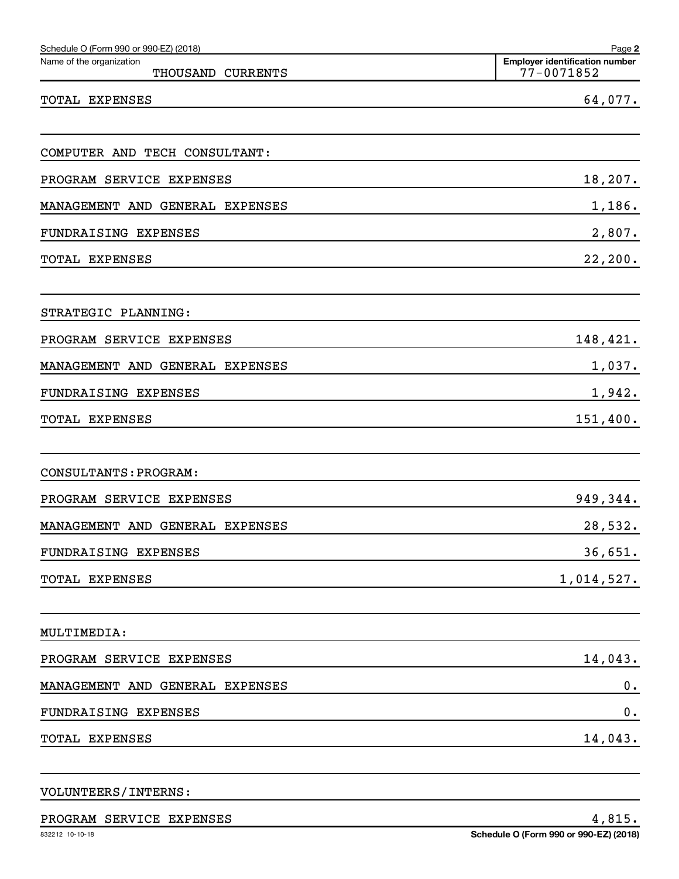Name of the organization: THOUSAND CURRENTS

Employer identification number: 77-0071852

| | |
|---|---|
| TOTAL EXPENSES | 64,077. |
| | |
| COMPUTER AND TECH CONSULTANT: | |
| PROGRAM SERVICE EXPENSES | 18,207. |
| MANAGEMENT AND GENERAL EXPENSES | 1,186. |
| FUNDRAISING EXPENSES | 2,807. |
| TOTAL EXPENSES | 22,200. |
| | |
| STRATEGIC PLANNING: | |
| PROGRAM SERVICE EXPENSES | 148,421. |
| MANAGEMENT AND GENERAL EXPENSES | 1,037. |
| FUNDRAISING EXPENSES | 1,942. |
| TOTAL EXPENSES | 151,400. |
| | |
| CONSULTANTS:PROGRAM: | |
| PROGRAM SERVICE EXPENSES | 949,344. |
| MANAGEMENT AND GENERAL EXPENSES | 28,532. |
| FUNDRAISING EXPENSES | 36,651. |
| TOTAL EXPENSES | 1,014,527. |
| | |
| MULTIMEDIA: | |
| PROGRAM SERVICE EXPENSES | 14,043. |
| MANAGEMENT AND GENERAL EXPENSES | 0. |
| FUNDRAISING EXPENSES | 0. |
| TOTAL EXPENSES | 14,043. |
| | |
| VOLUNTEERS/INTERNS: | |
| PROGRAM SERVICE EXPENSES | 4,815. |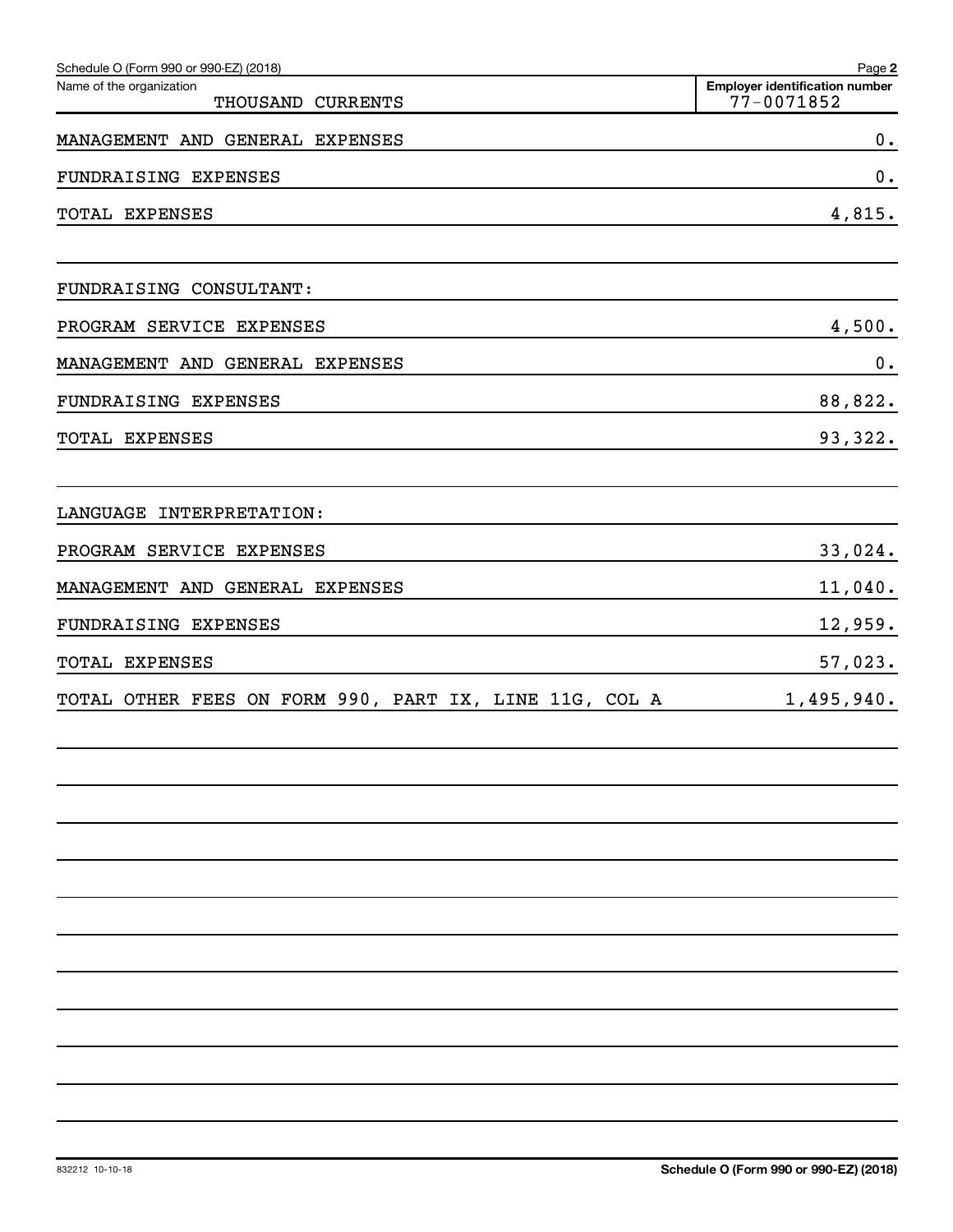Schedule O (Form 990 or 990-EZ) (2018)

Name of the organization: THOUSAND CURRENTS

Employer identification number: 77-0071852

| | |
|---|---|
| MANAGEMENT AND GENERAL EXPENSES | 0. |
| FUNDRAISING EXPENSES | 0. |
| TOTAL EXPENSES | 4,815. |
| | |
| FUNDRAISING CONSULTANT: | |
| PROGRAM SERVICE EXPENSES | 4,500. |
| MANAGEMENT AND GENERAL EXPENSES | 0. |
| FUNDRAISING EXPENSES | 88,822. |
| TOTAL EXPENSES | 93,322. |
| | |
| LANGUAGE INTERPRETATION: | |
| PROGRAM SERVICE EXPENSES | 33,024. |
| MANAGEMENT AND GENERAL EXPENSES | 11,040. |
| FUNDRAISING EXPENSES | 12,959. |
| TOTAL EXPENSES | 57,023. |
| TOTAL OTHER FEES ON FORM 990, PART IX, LINE 11G, COL A | 1,495,940. |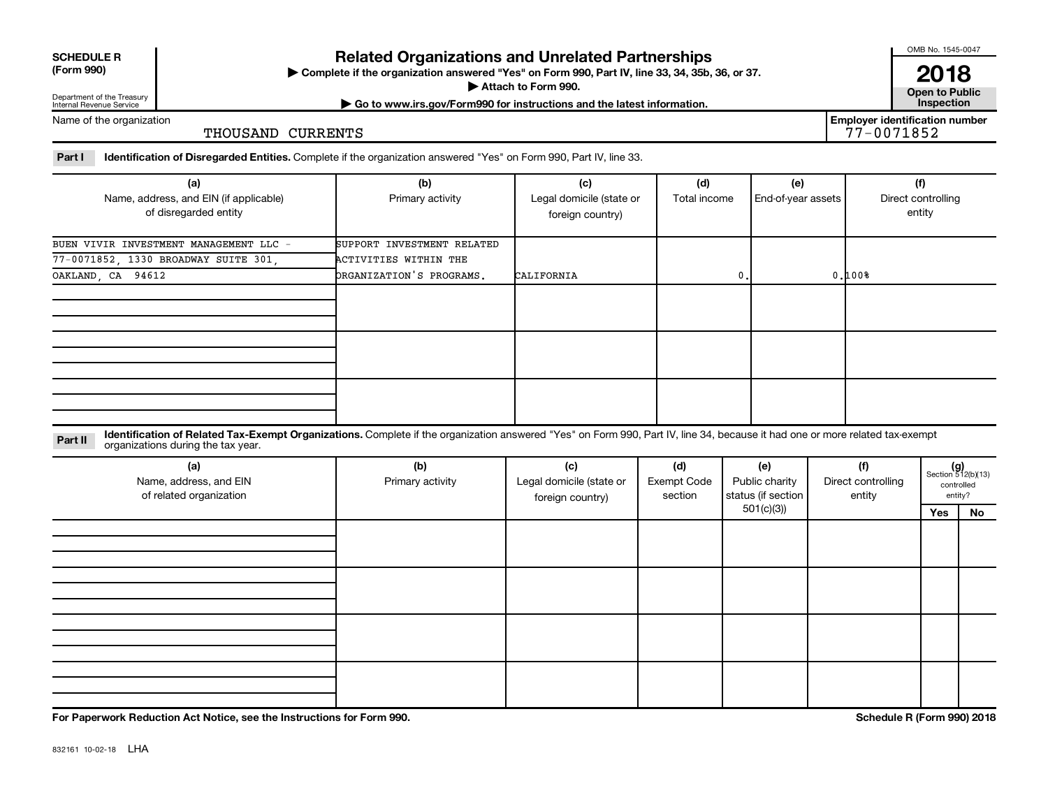**SCHEDULE R**
**(Form 990)**

Department of the Treasury
Internal Revenue Service

# Related Organizations and Unrelated Partnerships

▶ Complete if the organization answered "Yes" on Form 990, Part IV, line 33, 34, 35b, 36, or 37.
▶ Attach to Form 990.
▶ Go to www.irs.gov/Form990 for instructions and the latest information.

OMB No. 1545-0047
**2018**
**Open to Public Inspection**

Name of the organization: THOUSAND CURRENTS

Employer identification number: 77-0071852

**Part I** **Identification of Disregarded Entities.** Complete if the organization answered "Yes" on Form 990, Part IV, line 33.

| (a) Name, address, and EIN (if applicable) of disregarded entity | (b) Primary activity | (c) Legal domicile (state or foreign country) | (d) Total income | (e) End-of-year assets | (f) Direct controlling entity |
|---|---|---|---|---|---|
| BUEN VIVIR INVESTMENT MANAGEMENT LLC - 77-0071852, 1330 BROADWAY SUITE 301, OAKLAND, CA 94612 | SUPPORT INVESTMENT RELATED ACTIVITIES WITHIN THE ORGANIZATION'S PROGRAMS. | CALIFORNIA | 0. | 0. | 100% |
| | | | | | |
| | | | | | |
| | | | | | |

**Part II** **Identification of Related Tax-Exempt Organizations.** Complete if the organization answered "Yes" on Form 990, Part IV, line 34, because it had one or more related tax-exempt organizations during the tax year.

| (a) Name, address, and EIN of related organization | (b) Primary activity | (c) Legal domicile (state or foreign country) | (d) Exempt Code section | (e) Public charity status (if section 501(c)(3)) | (f) Direct controlling entity | (g) Section 512(b)(13) controlled entity? Yes | No |
|---|---|---|---|---|---|---|---|
| | | | | | | | |
| | | | | | | | |
| | | | | | | | |
| | | | | | | | |

**For Paperwork Reduction Act Notice, see the Instructions for Form 990.**

**Schedule R (Form 990) 2018**

832161 10-02-18 LHA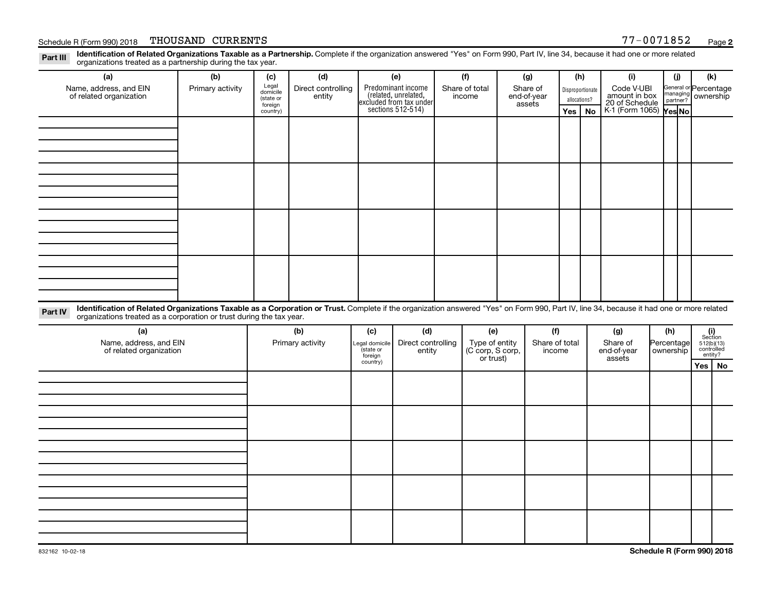Schedule R (Form 990) 2018 THOUSAND CURRENTS 77-0071852 Page 2

**Part III** **Identification of Related Organizations Taxable as a Partnership.** Complete if the organization answered "Yes" on Form 990, Part IV, line 34, because it had one or more related organizations treated as a partnership during the tax year.

| (a) Name, address, and EIN of related organization | (b) Primary activity | (c) Legal domicile (state or foreign country) | (d) Direct controlling entity | (e) Predominant income (related, unrelated, excluded from tax under sections 512-514) | (f) Share of total income | (g) Share of end-of-year assets | (h) Disproportionate allocations? Yes | No | (i) Code V-UBI amount in box 20 of Schedule K-1 (Form 1065) | (j) General or managing partner? Yes | No | (k) Percentage ownership |
|---|---|---|---|---|---|---|---|---|---|---|---|---|
| | | | | | | | | | | | | |
| | | | | | | | | | | | | |
| | | | | | | | | | | | | |
| | | | | | | | | | | | | |

**Part IV** **Identification of Related Organizations Taxable as a Corporation or Trust.** Complete if the organization answered "Yes" on Form 990, Part IV, line 34, because it had one or more related organizations treated as a corporation or trust during the tax year.

| (a) Name, address, and EIN of related organization | (b) Primary activity | (c) Legal domicile (state or foreign country) | (d) Direct controlling entity | (e) Type of entity (C corp, S corp, or trust) | (f) Share of total income | (g) Share of end-of-year assets | (h) Percentage ownership | (i) Section 512(b)(13) controlled entity? Yes | No |
|---|---|---|---|---|---|---|---|---|---|
| | | | | | | | | | |
| | | | | | | | | | |
| | | | | | | | | | |
| | | | | | | | | | |
| | | | | | | | | | |

832162 10-02-18 **Schedule R (Form 990) 2018**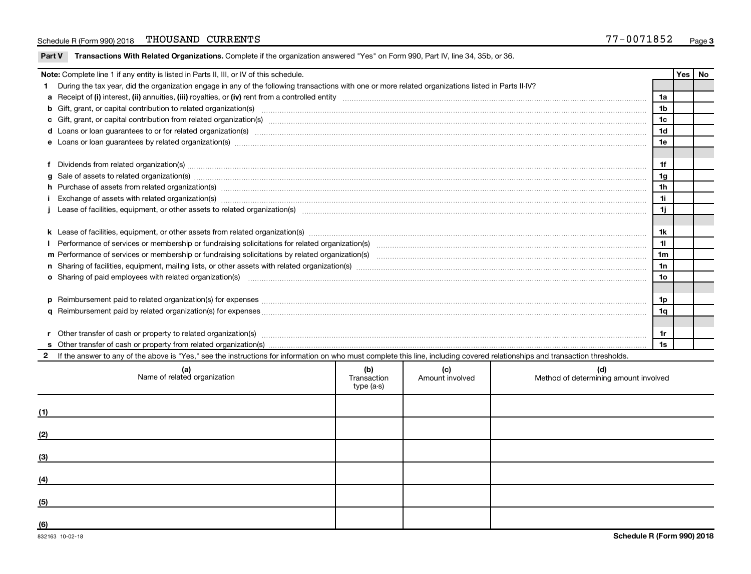Schedule R (Form 990) 2018 THOUSAND CURRENTS 77-0071852

**Part V Transactions With Related Organizations.** Complete if the organization answered "Yes" on Form 990, Part IV, line 34, 35b, or 36.

| **Note:** Complete line 1 if any entity is listed in Parts II, III, or IV of this schedule. | | Yes | No |
|---|---|---|---|
| **1** During the tax year, did the organization engage in any of the following transactions with one or more related organizations listed in Parts II-IV? | | | |
| **a** Receipt of **(i)** interest, **(ii)** annuities, **(iii)** royalties, or **(iv)** rent from a controlled entity | 1a | | |
| **b** Gift, grant, or capital contribution to related organization(s) | 1b | | |
| **c** Gift, grant, or capital contribution from related organization(s) | 1c | | |
| **d** Loans or loan guarantees to or for related organization(s) | 1d | | |
| **e** Loans or loan guarantees by related organization(s) | 1e | | |
| **f** Dividends from related organization(s) | 1f | | |
| **g** Sale of assets to related organization(s) | 1g | | |
| **h** Purchase of assets from related organization(s) | 1h | | |
| **i** Exchange of assets with related organization(s) | 1i | | |
| **j** Lease of facilities, equipment, or other assets to related organization(s) | 1j | | |
| **k** Lease of facilities, equipment, or other assets from related organization(s) | 1k | | |
| **l** Performance of services or membership or fundraising solicitations for related organization(s) | 1l | | |
| **m** Performance of services or membership or fundraising solicitations by related organization(s) | 1m | | |
| **n** Sharing of facilities, equipment, mailing lists, or other assets with related organization(s) | 1n | | |
| **o** Sharing of paid employees with related organization(s) | 1o | | |
| **p** Reimbursement paid to related organization(s) for expenses | 1p | | |
| **q** Reimbursement paid by related organization(s) for expenses | 1q | | |
| **r** Other transfer of cash or property to related organization(s) | 1r | | |
| **s** Other transfer of cash or property from related organization(s) | 1s | | |

**2** If the answer to any of the above is "Yes," see the instructions for information on who must complete this line, including covered relationships and transaction thresholds.

| | (a) Name of related organization | (b) Transaction type (a-s) | (c) Amount involved | (d) Method of determining amount involved |
|---|---|---|---|---|
| (1) | | | | |
| (2) | | | | |
| (3) | | | | |
| (4) | | | | |
| (5) | | | | |
| (6) | | | | |

832163 10-02-18 **Schedule R (Form 990) 2018**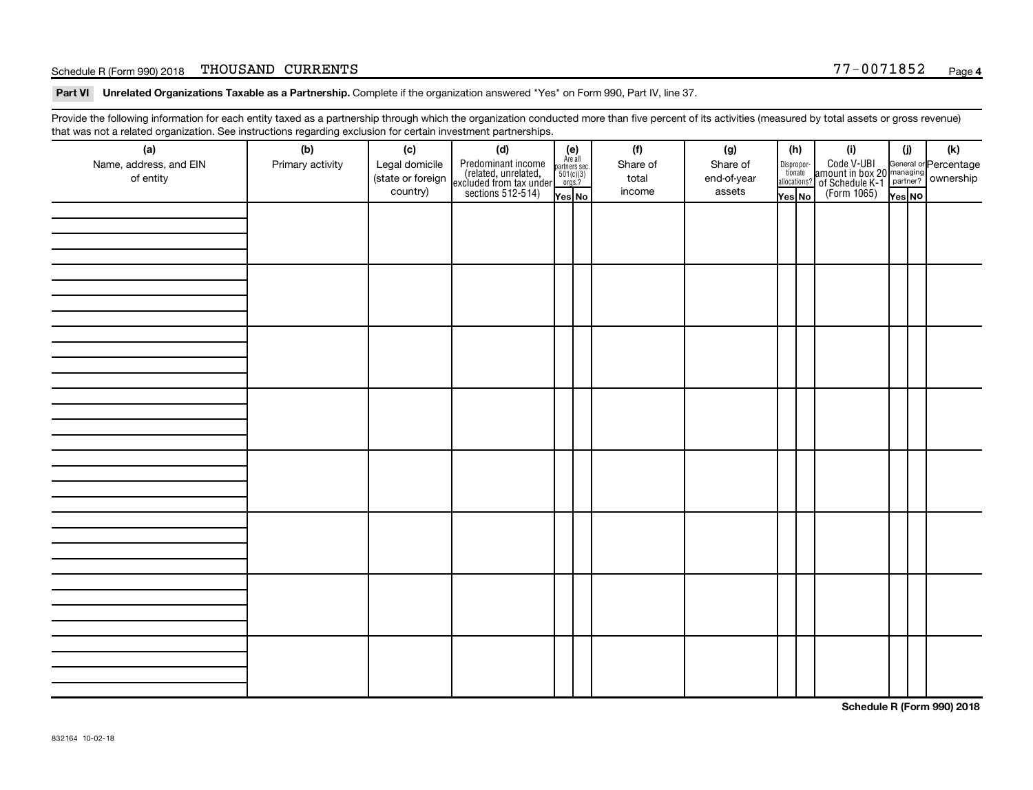Schedule R (Form 990) 2018 THOUSAND CURRENTS 77-0071852

**Part VI Unrelated Organizations Taxable as a Partnership.** Complete if the organization answered "Yes" on Form 990, Part IV, line 37.

Provide the following information for each entity taxed as a partnership through which the organization conducted more than five percent of its activities (measured by total assets or gross revenue) that was not a related organization. See instructions regarding exclusion for certain investment partnerships.

| (a) Name, address, and EIN of entity | (b) Primary activity | (c) Legal domicile (state or foreign country) | (d) Predominant income (related, unrelated, excluded from tax under sections 512-514) | (e) Are all partners sec. 501(c)(3) orgs.? Yes | (e) No | (f) Share of total income | (g) Share of end-of-year assets | (h) Dispropor-tionate allocations? Yes | (h) No | (i) Code V-UBI amount in box 20 of Schedule K-1 (Form 1065) | (j) General or managing partner? Yes | (j) No | (k) Percentage ownership |
|---|---|---|---|---|---|---|---|---|---|---|---|---|---|
| | | | | | | | | | | | | | |
| | | | | | | | | | | | | | |
| | | | | | | | | | | | | | |
| | | | | | | | | | | | | | |
| | | | | | | | | | | | | | |
| | | | | | | | | | | | | | |
| | | | | | | | | | | | | | |
| | | | | | | | | | | | | | |

**Schedule R (Form 990) 2018**

832164 10-02-18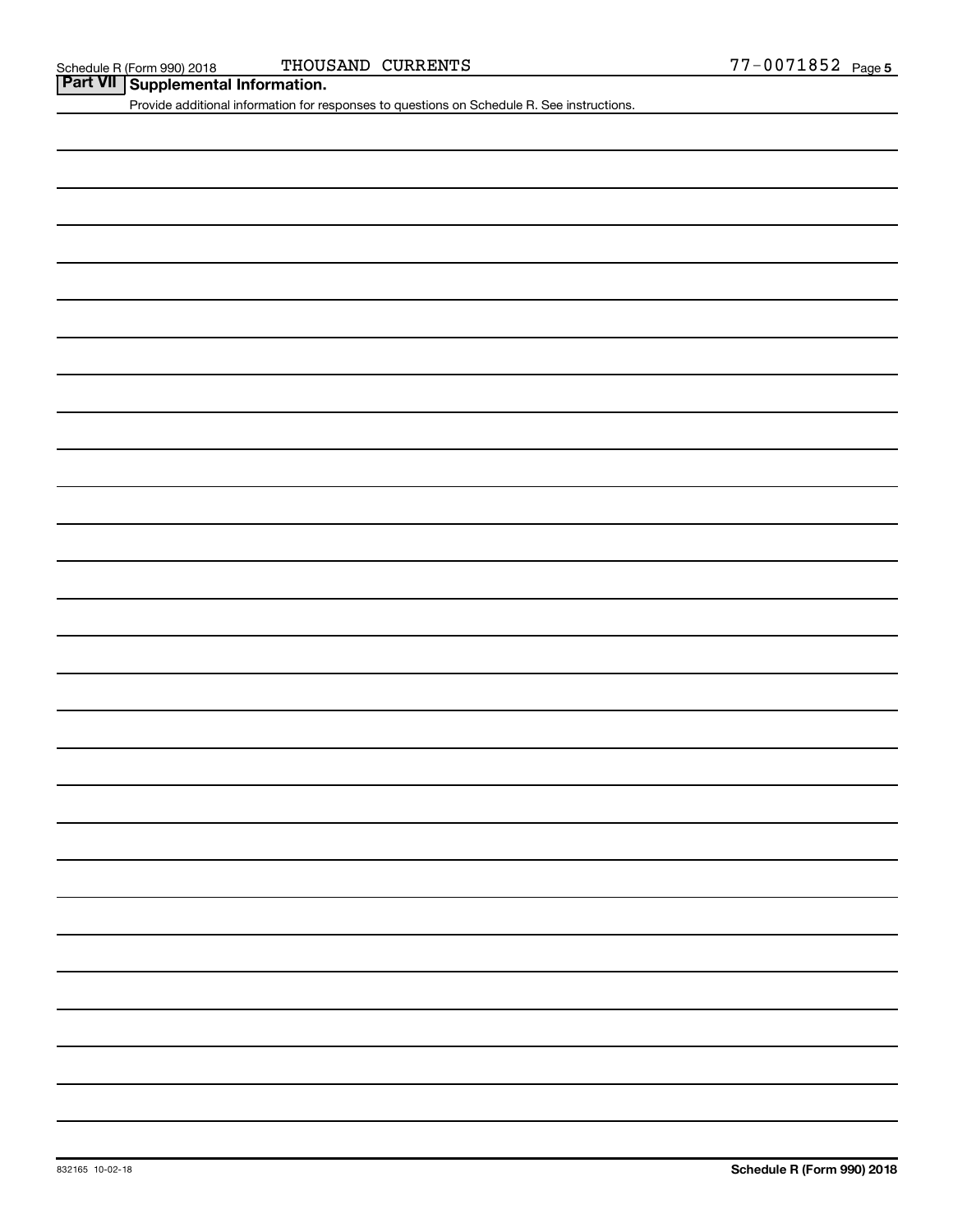Schedule R (Form 990) 2018 THOUSAND CURRENTS 77-0071852

## Part VII Supplemental Information.

Provide additional information for responses to questions on Schedule R. See instructions.

832165 10-02-18

**Schedule R (Form 990) 2018**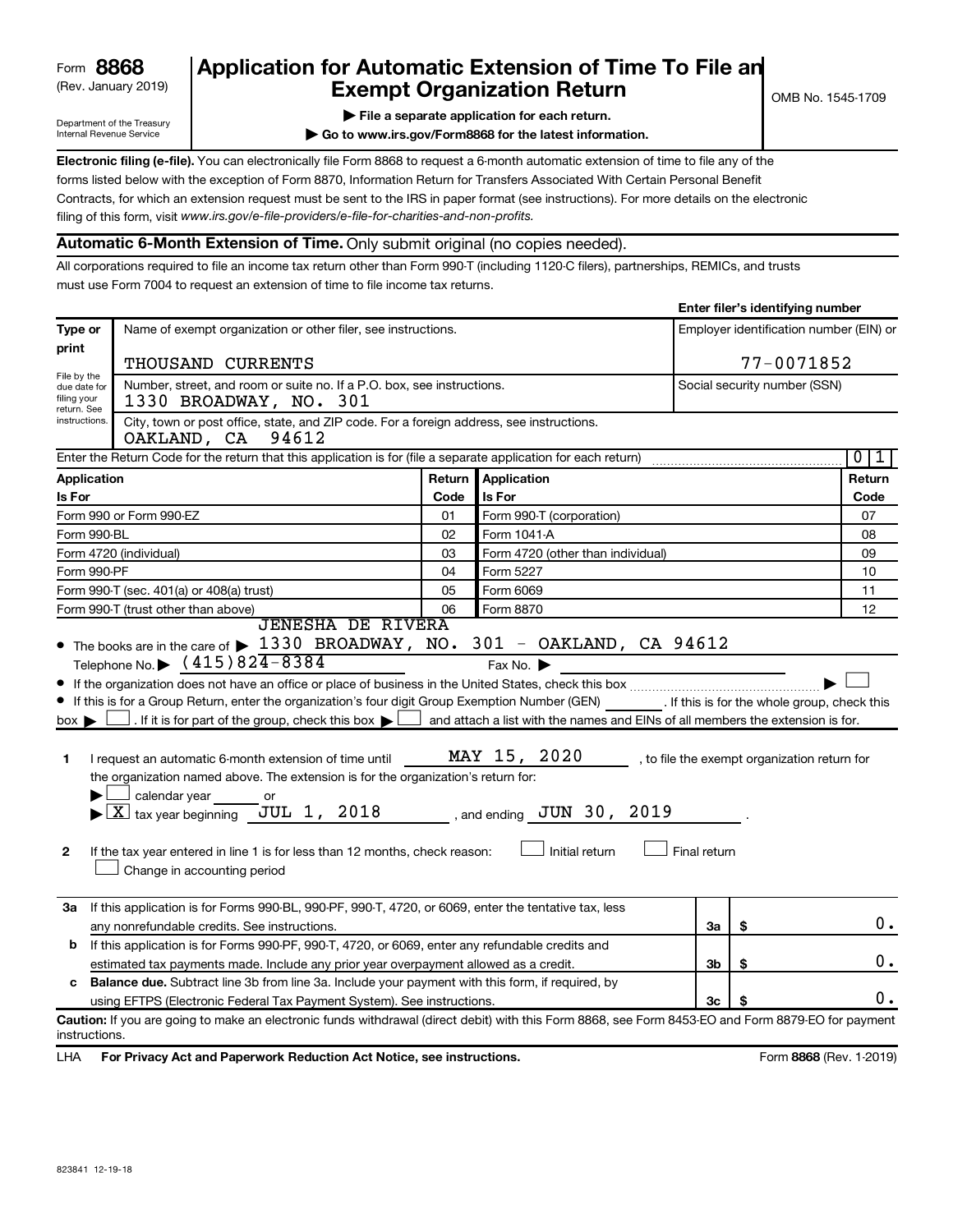Form **8868**
(Rev. January 2019)

Department of the Treasury
Internal Revenue Service

# Application for Automatic Extension of Time To File an Exempt Organization Return

▶ **File a separate application for each return.**

▶ **Go to www.irs.gov/Form8868 for the latest information.**

OMB No. 1545-1709

**Electronic filing (e-file).** You can electronically file Form 8868 to request a 6-month automatic extension of time to file any of the forms listed below with the exception of Form 8870, Information Return for Transfers Associated With Certain Personal Benefit Contracts, for which an extension request must be sent to the IRS in paper format (see instructions). For more details on the electronic filing of this form, visit *www.irs.gov/e-file-providers/e-file-for-charities-and-non-profits.*

## Automatic 6-Month Extension of Time. Only submit original (no copies needed).

All corporations required to file an income tax return other than Form 990-T (including 1120-C filers), partnerships, REMICs, and trusts must use Form 7004 to request an extension of time to file income tax returns.

**Enter filer's identifying number**

| **Type or print** | Name of exempt organization or other filer, see instructions. | Employer identification number (EIN) or |
|---|---|---|
| | THOUSAND CURRENTS | 77-0071852 |
| File by the due date for filing your return. See instructions. | Number, street, and room or suite no. If a P.O. box, see instructions. 1330 BROADWAY, NO. 301 | Social security number (SSN) |
| | City, town or post office, state, and ZIP code. For a foreign address, see instructions. OAKLAND, CA 94612 | |

Enter the Return Code for the return that this application is for (file a separate application for each return) 0 1

| **Application Is For** | **Return Code** | **Application Is For** | **Return Code** |
|---|---|---|---|
| Form 990 or Form 990-EZ | 01 | Form 990-T (corporation) | 07 |
| Form 990-BL | 02 | Form 1041-A | 08 |
| Form 4720 (individual) | 03 | Form 4720 (other than individual) | 09 |
| Form 990-PF | 04 | Form 5227 | 10 |
| Form 990-T (sec. 401(a) or 408(a) trust) | 05 | Form 6069 | 11 |
| Form 990-T (trust other than above) | 06 | Form 8870 | 12 |

- The books are in the care of ▶ JENESHA DE RIVERA 1330 BROADWAY, NO. 301 - OAKLAND, CA 94612
  Telephone No. ▶ (415)824-8384 Fax No. ▶
- If the organization does not have an office or place of business in the United States, check this box ▶ ☐
- If this is for a Group Return, enter the organization's four digit Group Exemption Number (GEN) ______ . If this is for the whole group, check this box ▶ ☐ . If it is for part of the group, check this box ▶ ☐ and attach a list with the names and EINs of all members the extension is for.

**1** I request an automatic 6-month extension of time until MAY 15, 2020 , to file the exempt organization return for the organization named above. The extension is for the organization's return for:
▶ ☐ calendar year ______ or
▶ ☒ tax year beginning JUL 1, 2018 , and ending JUN 30, 2019 .

**2** If the tax year entered in line 1 is for less than 12 months, check reason: ☐ Initial return ☐ Final return ☐ Change in accounting period

| | | | | |
|---|---|---|---|---|
| **3a** | If this application is for Forms 990-BL, 990-PF, 990-T, 4720, or 6069, enter the tentative tax, less any nonrefundable credits. See instructions. | **3a** | $ | 0. |
| **b** | If this application is for Forms 990-PF, 990-T, 4720, or 6069, enter any refundable credits and estimated tax payments made. Include any prior year overpayment allowed as a credit. | **3b** | $ | 0. |
| **c** | **Balance due.** Subtract line 3b from line 3a. Include your payment with this form, if required, by using EFTPS (Electronic Federal Tax Payment System). See instructions. | **3c** | $ | 0. |

**Caution:** If you are going to make an electronic funds withdrawal (direct debit) with this Form 8868, see Form 8453-EO and Form 8879-EO for payment instructions.

LHA **For Privacy Act and Paperwork Reduction Act Notice, see instructions.** Form **8868** (Rev. 1-2019)

823841 12-19-18